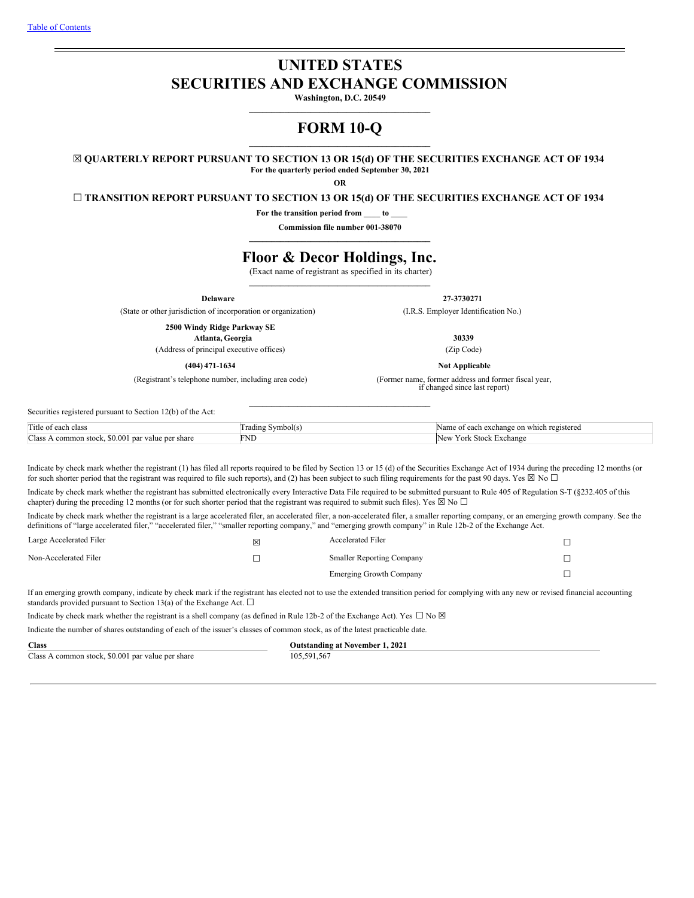[Table of Contents]

# UNITED STATES
# SECURITIES AND EXCHANGE COMMISSION

**Washington, D.C. 20549**

# FORM 10-Q

☒ **QUARTERLY REPORT PURSUANT TO SECTION 13 OR 15(d) OF THE SECURITIES EXCHANGE ACT OF 1934**

**For the quarterly period ended September 30, 2021**

**OR**

☐ **TRANSITION REPORT PURSUANT TO SECTION 13 OR 15(d) OF THE SECURITIES EXCHANGE ACT OF 1934**

**For the transition period from \_\_\_\_ to \_\_\_\_**

**Commission file number 001-38070**

# Floor & Decor Holdings, Inc.

(Exact name of registrant as specified in its charter)

| | |
|---|---|
| **Delaware** | **27-3730271** |
| (State or other jurisdiction of incorporation or organization) | (I.R.S. Employer Identification No.) |
| **2500 Windy Ridge Parkway SE**<br>**Atlanta, Georgia** | **30339** |
| (Address of principal executive offices) | (Zip Code) |
| **(404) 471-1634** | **Not Applicable** |
| (Registrant's telephone number, including area code) | (Former name, former address and former fiscal year, if changed since last report) |

Securities registered pursuant to Section 12(b) of the Act:

| Title of each class | Trading Symbol(s) | Name of each exchange on which registered |
|---|---|---|
| Class A common stock, $0.001 par value per share | FND | New York Stock Exchange |

Indicate by check mark whether the registrant (1) has filed all reports required to be filed by Section 13 or 15 (d) of the Securities Exchange Act of 1934 during the preceding 12 months (or for such shorter period that the registrant was required to file such reports), and (2) has been subject to such filing requirements for the past 90 days. Yes ☒ No ☐

Indicate by check mark whether the registrant has submitted electronically every Interactive Data File required to be submitted pursuant to Rule 405 of Regulation S-T (§232.405 of this chapter) during the preceding 12 months (or for such shorter period that the registrant was required to submit such files). Yes ☒ No ☐

Indicate by check mark whether the registrant is a large accelerated filer, an accelerated filer, a non-accelerated filer, a smaller reporting company, or an emerging growth company. See the definitions of "large accelerated filer," "accelerated filer," "smaller reporting company," and "emerging growth company" in Rule 12b-2 of the Exchange Act.

| | | | |
|---|---|---|---|
| Large Accelerated Filer | ☒ | Accelerated Filer | ☐ |
| Non-Accelerated Filer | ☐ | Smaller Reporting Company | ☐ |
| | | Emerging Growth Company | ☐ |

If an emerging growth company, indicate by check mark if the registrant has elected not to use the extended transition period for complying with any new or revised financial accounting standards provided pursuant to Section 13(a) of the Exchange Act. ☐

Indicate by check mark whether the registrant is a shell company (as defined in Rule 12b-2 of the Exchange Act). Yes ☐ No ☒

Indicate the number of shares outstanding of each of the issuer's classes of common stock, as of the latest practicable date.

| **Class** | **Outstanding at November 1, 2021** |
|---|---|
| Class A common stock, $0.001 par value per share | 105,591,567 |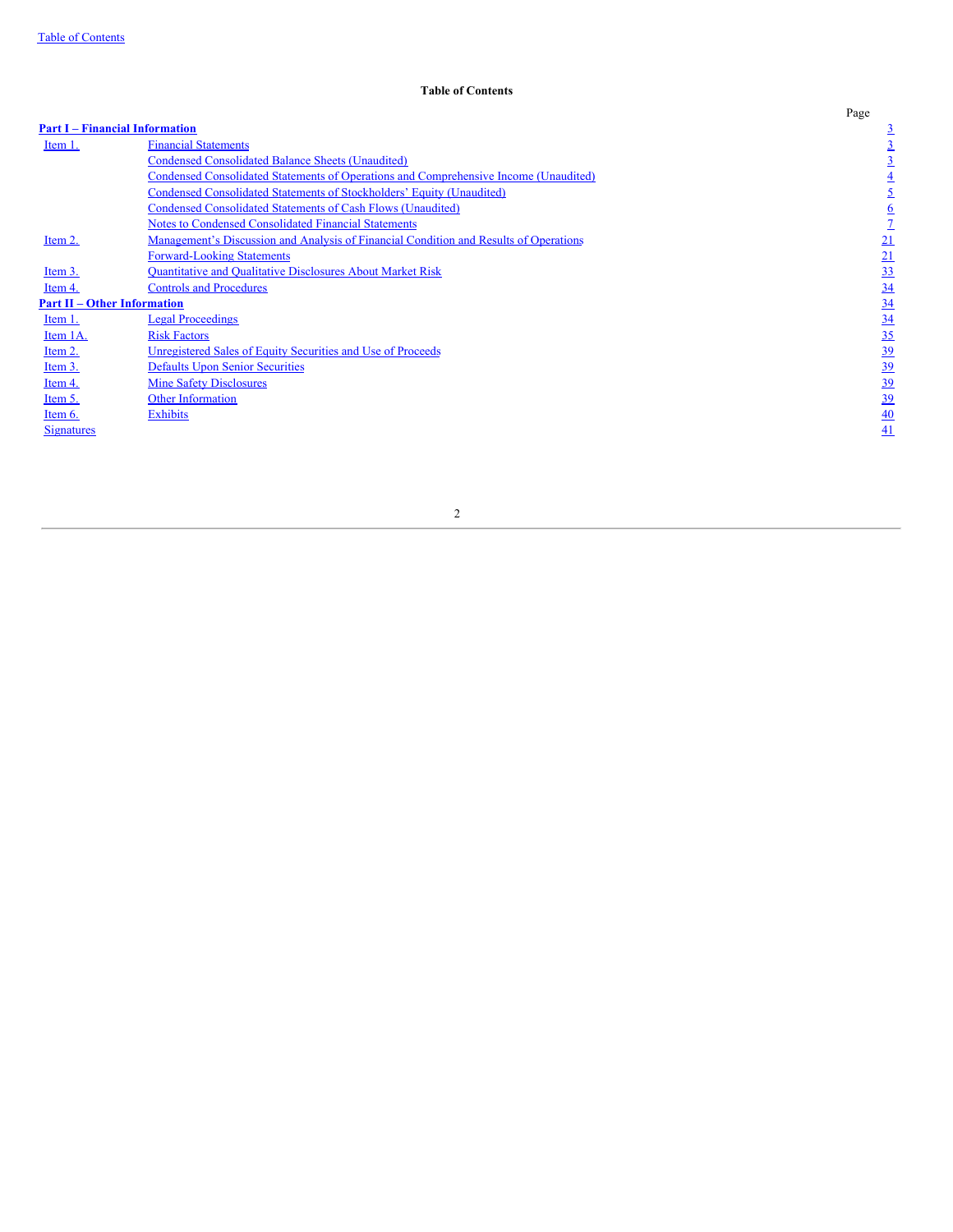## Table of Contents

| | | Page |
|---|---|---|
| **Part I – Financial Information** | | 3 |
| Item 1. | Financial Statements | 3 |
| | Condensed Consolidated Balance Sheets (Unaudited) | 3 |
| | Condensed Consolidated Statements of Operations and Comprehensive Income (Unaudited) | 4 |
| | Condensed Consolidated Statements of Stockholders' Equity (Unaudited) | 5 |
| | Condensed Consolidated Statements of Cash Flows (Unaudited) | 6 |
| | Notes to Condensed Consolidated Financial Statements | 7 |
| Item 2. | Management's Discussion and Analysis of Financial Condition and Results of Operations | 21 |
| | Forward-Looking Statements | 21 |
| Item 3. | Quantitative and Qualitative Disclosures About Market Risk | 33 |
| Item 4. | Controls and Procedures | 34 |
| **Part II – Other Information** | | 34 |
| Item 1. | Legal Proceedings | 34 |
| Item 1A. | Risk Factors | 35 |
| Item 2. | Unregistered Sales of Equity Securities and Use of Proceeds | 39 |
| Item 3. | Defaults Upon Senior Securities | 39 |
| Item 4. | Mine Safety Disclosures | 39 |
| Item 5. | Other Information | 39 |
| Item 6. | Exhibits | 40 |
| Signatures | | 41 |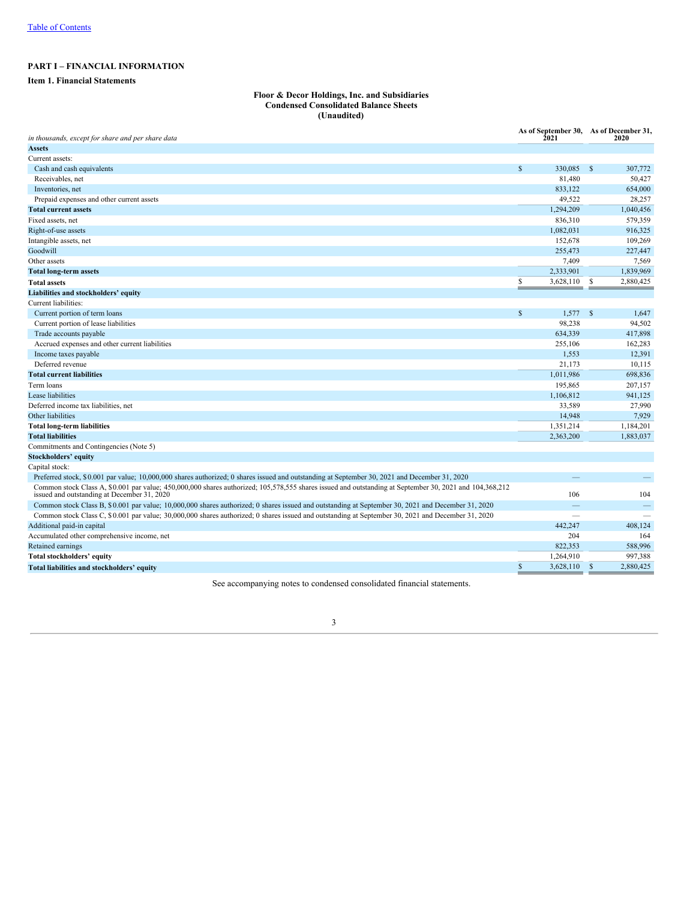[Table of Contents](#)

# PART I – FINANCIAL INFORMATION

## Item 1. Financial Statements

**Floor & Decor Holdings, Inc. and Subsidiaries**
**Condensed Consolidated Balance Sheets**
**(Unaudited)**

| *in thousands, except for share and per share data* | As of September 30, 2021 | As of December 31, 2020 |
|---|---|---|
| **Assets** | | |
| Current assets: | | |
| Cash and cash equivalents | $ 330,085 | $ 307,772 |
| Receivables, net | 81,480 | 50,427 |
| Inventories, net | 833,122 | 654,000 |
| Prepaid expenses and other current assets | 49,522 | 28,257 |
| **Total current assets** | 1,294,209 | 1,040,456 |
| Fixed assets, net | 836,310 | 579,359 |
| Right-of-use assets | 1,082,031 | 916,325 |
| Intangible assets, net | 152,678 | 109,269 |
| Goodwill | 255,473 | 227,447 |
| Other assets | 7,409 | 7,569 |
| **Total long-term assets** | 2,333,901 | 1,839,969 |
| **Total assets** | $ 3,628,110 | $ 2,880,425 |
| **Liabilities and stockholders' equity** | | |
| Current liabilities: | | |
| Current portion of term loans | $ 1,577 | $ 1,647 |
| Current portion of lease liabilities | 98,238 | 94,502 |
| Trade accounts payable | 634,339 | 417,898 |
| Accrued expenses and other current liabilities | 255,106 | 162,283 |
| Income taxes payable | 1,553 | 12,391 |
| Deferred revenue | 21,173 | 10,115 |
| **Total current liabilities** | 1,011,986 | 698,836 |
| Term loans | 195,865 | 207,157 |
| Lease liabilities | 1,106,812 | 941,125 |
| Deferred income tax liabilities, net | 33,589 | 27,990 |
| Other liabilities | 14,948 | 7,929 |
| **Total long-term liabilities** | 1,351,214 | 1,184,201 |
| **Total liabilities** | 2,363,200 | 1,883,037 |
| Commitments and Contingencies (Note 5) | | |
| **Stockholders' equity** | | |
| Capital stock: | | |
| Preferred stock, $0.001 par value; 10,000,000 shares authorized; 0 shares issued and outstanding at September 30, 2021 and December 31, 2020 | — | — |
| Common stock Class A, $0.001 par value; 450,000,000 shares authorized; 105,578,555 shares issued and outstanding at September 30, 2021 and 104,368,212 issued and outstanding at December 31, 2020 | 106 | 104 |
| Common stock Class B, $0.001 par value; 10,000,000 shares authorized; 0 shares issued and outstanding at September 30, 2021 and December 31, 2020 | — | — |
| Common stock Class C, $0.001 par value; 30,000,000 shares authorized; 0 shares issued and outstanding at September 30, 2021 and December 31, 2020 | — | — |
| Additional paid-in capital | 442,247 | 408,124 |
| Accumulated other comprehensive income, net | 204 | 164 |
| Retained earnings | 822,353 | 588,996 |
| **Total stockholders' equity** | 1,264,910 | 997,388 |
| **Total liabilities and stockholders' equity** | $ 3,628,110 | $ 2,880,425 |

See accompanying notes to condensed consolidated financial statements.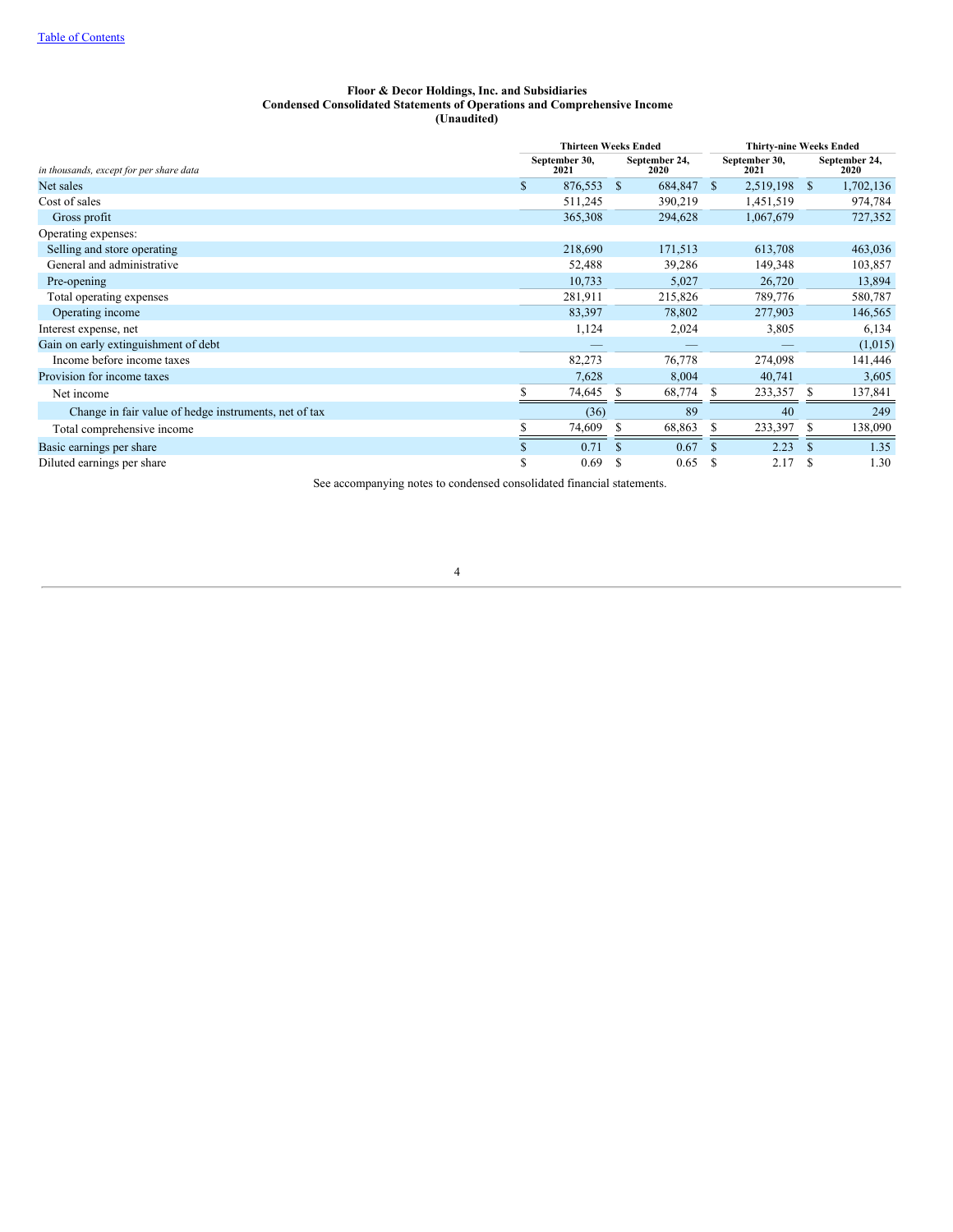**Floor & Decor Holdings, Inc. and Subsidiaries**
**Condensed Consolidated Statements of Operations and Comprehensive Income**
**(Unaudited)**

| *in thousands, except for per share data* | Thirteen Weeks Ended | | Thirty-nine Weeks Ended | |
|---|---|---|---|---|
| | September 30, 2021 | September 24, 2020 | September 30, 2021 | September 24, 2020 |
| Net sales | $ 876,553 | $ 684,847 | $ 2,519,198 | $ 1,702,136 |
| Cost of sales | 511,245 | 390,219 | 1,451,519 | 974,784 |
| Gross profit | 365,308 | 294,628 | 1,067,679 | 727,352 |
| Operating expenses: | | | | |
| Selling and store operating | 218,690 | 171,513 | 613,708 | 463,036 |
| General and administrative | 52,488 | 39,286 | 149,348 | 103,857 |
| Pre-opening | 10,733 | 5,027 | 26,720 | 13,894 |
| Total operating expenses | 281,911 | 215,826 | 789,776 | 580,787 |
| Operating income | 83,397 | 78,802 | 277,903 | 146,565 |
| Interest expense, net | 1,124 | 2,024 | 3,805 | 6,134 |
| Gain on early extinguishment of debt | — | — | — | (1,015) |
| Income before income taxes | 82,273 | 76,778 | 274,098 | 141,446 |
| Provision for income taxes | 7,628 | 8,004 | 40,741 | 3,605 |
| Net income | $ 74,645 | $ 68,774 | $ 233,357 | $ 137,841 |
| Change in fair value of hedge instruments, net of tax | (36) | 89 | 40 | 249 |
| Total comprehensive income | $ 74,609 | $ 68,863 | $ 233,397 | $ 138,090 |
| Basic earnings per share | $ 0.71 | $ 0.67 | $ 2.23 | $ 1.35 |
| Diluted earnings per share | $ 0.69 | $ 0.65 | $ 2.17 | $ 1.30 |

See accompanying notes to condensed consolidated financial statements.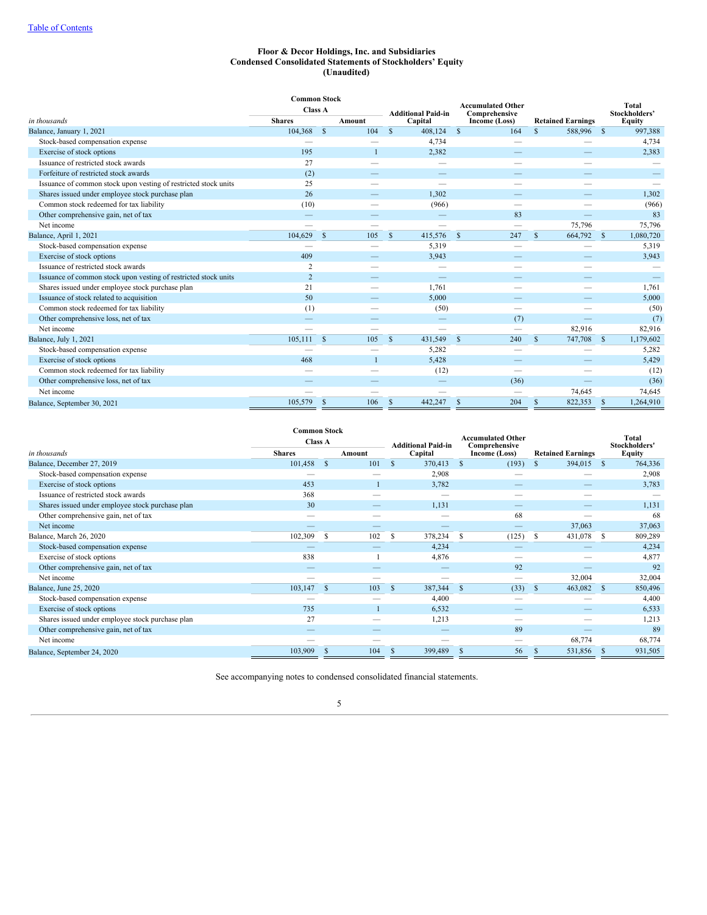[Table of Contents]

**Floor & Decor Holdings, Inc. and Subsidiaries**
**Condensed Consolidated Statements of Stockholders' Equity**
**(Unaudited)**

| *in thousands* | Common Stock Class A Shares | Common Stock Class A Amount | Additional Paid-in Capital | Accumulated Other Comprehensive Income (Loss) | Retained Earnings | Total Stockholders' Equity |
|---|---|---|---|---|---|---|
| Balance, January 1, 2021 | 104,368 | $ 104 | $ 408,124 | $ 164 | $ 588,996 | $ 997,388 |
| Stock-based compensation expense | — | — | 4,734 | — | — | 4,734 |
| Exercise of stock options | 195 | 1 | 2,382 | — | — | 2,383 |
| Issuance of restricted stock awards | 27 | — | — | — | — | — |
| Forfeiture of restricted stock awards | (2) | — | — | — | — | — |
| Issuance of common stock upon vesting of restricted stock units | 25 | — | — | — | — | — |
| Shares issued under employee stock purchase plan | 26 | — | 1,302 | — | — | 1,302 |
| Common stock redeemed for tax liability | (10) | — | (966) | — | — | (966) |
| Other comprehensive gain, net of tax | — | — | — | 83 | — | 83 |
| Net income | — | — | — | — | 75,796 | 75,796 |
| Balance, April 1, 2021 | 104,629 | $ 105 | $ 415,576 | $ 247 | $ 664,792 | $ 1,080,720 |
| Stock-based compensation expense | — | — | 5,319 | — | — | 5,319 |
| Exercise of stock options | 409 | — | 3,943 | — | — | 3,943 |
| Issuance of restricted stock awards | 2 | — | — | — | — | — |
| Issuance of common stock upon vesting of restricted stock units | 2 | — | — | — | — | — |
| Shares issued under employee stock purchase plan | 21 | — | 1,761 | — | — | 1,761 |
| Issuance of stock related to acquisition | 50 | — | 5,000 | — | — | 5,000 |
| Common stock redeemed for tax liability | (1) | — | (50) | — | — | (50) |
| Other comprehensive loss, net of tax | — | — | — | (7) | — | (7) |
| Net income | — | — | — | — | 82,916 | 82,916 |
| Balance, July 1, 2021 | 105,111 | $ 105 | $ 431,549 | $ 240 | $ 747,708 | $ 1,179,602 |
| Stock-based compensation expense | — | — | 5,282 | — | — | 5,282 |
| Exercise of stock options | 468 | 1 | 5,428 | — | — | 5,429 |
| Common stock redeemed for tax liability | — | — | (12) | — | — | (12) |
| Other comprehensive loss, net of tax | — | — | — | (36) | — | (36) |
| Net income | — | — | — | — | 74,645 | 74,645 |
| Balance, September 30, 2021 | 105,579 | $ 106 | $ 442,247 | $ 204 | $ 822,353 | $ 1,264,910 |

| *in thousands* | Common Stock Class A Shares | Common Stock Class A Amount | Additional Paid-in Capital | Accumulated Other Comprehensive Income (Loss) | Retained Earnings | Total Stockholders' Equity |
|---|---|---|---|---|---|---|
| Balance, December 27, 2019 | 101,458 | $ 101 | $ 370,413 | $ (193) | $ 394,015 | $ 764,336 |
| Stock-based compensation expense | — | — | 2,908 | — | — | 2,908 |
| Exercise of stock options | 453 | 1 | 3,782 | — | — | 3,783 |
| Issuance of restricted stock awards | 368 | — | — | — | — | — |
| Shares issued under employee stock purchase plan | 30 | — | 1,131 | — | — | 1,131 |
| Other comprehensive gain, net of tax | — | — | — | 68 | — | 68 |
| Net income | — | — | — | — | 37,063 | 37,063 |
| Balance, March 26, 2020 | 102,309 | $ 102 | $ 378,234 | $ (125) | $ 431,078 | $ 809,289 |
| Stock-based compensation expense | — | — | 4,234 | — | — | 4,234 |
| Exercise of stock options | 838 | 1 | 4,876 | — | — | 4,877 |
| Other comprehensive gain, net of tax | — | — | — | 92 | — | 92 |
| Net income | — | — | — | — | 32,004 | 32,004 |
| Balance, June 25, 2020 | 103,147 | $ 103 | $ 387,344 | $ (33) | $ 463,082 | $ 850,496 |
| Stock-based compensation expense | — | — | 4,400 | — | — | 4,400 |
| Exercise of stock options | 735 | 1 | 6,532 | — | — | 6,533 |
| Shares issued under employee stock purchase plan | 27 | — | 1,213 | — | — | 1,213 |
| Other comprehensive gain, net of tax | — | — | — | 89 | — | 89 |
| Net income | — | — | — | — | 68,774 | 68,774 |
| Balance, September 24, 2020 | 103,909 | $ 104 | $ 399,489 | $ 56 | $ 531,856 | $ 931,505 |

See accompanying notes to condensed consolidated financial statements.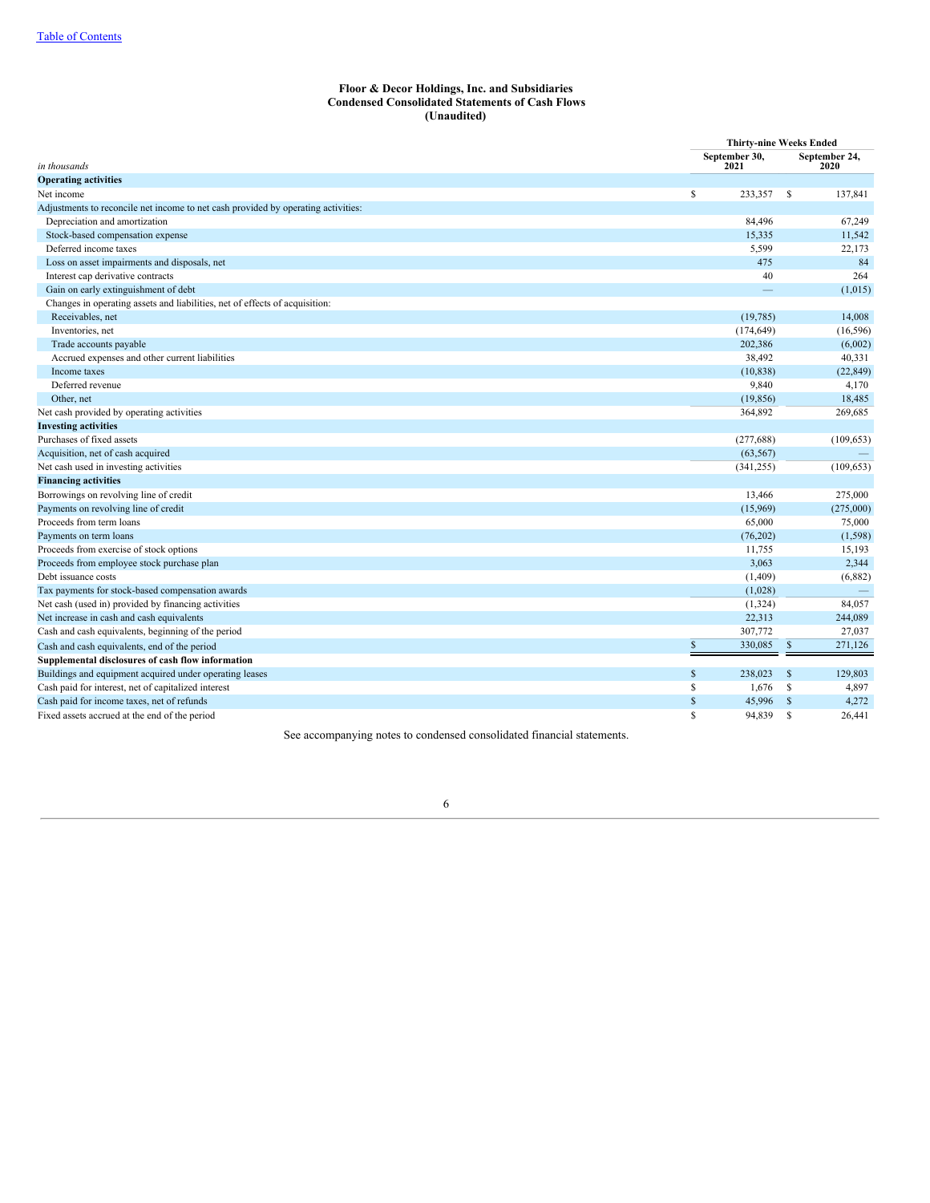**Floor & Decor Holdings, Inc. and Subsidiaries**
**Condensed Consolidated Statements of Cash Flows**
**(Unaudited)**

| *in thousands* | Thirty-nine Weeks Ended September 30, 2021 | Thirty-nine Weeks Ended September 24, 2020 |
|---|---|---|
| **Operating activities** | | |
| Net income | $ 233,357 | $ 137,841 |
| Adjustments to reconcile net income to net cash provided by operating activities: | | |
| Depreciation and amortization | 84,496 | 67,249 |
| Stock-based compensation expense | 15,335 | 11,542 |
| Deferred income taxes | 5,599 | 22,173 |
| Loss on asset impairments and disposals, net | 475 | 84 |
| Interest cap derivative contracts | 40 | 264 |
| Gain on early extinguishment of debt | — | (1,015) |
| Changes in operating assets and liabilities, net of effects of acquisition: | | |
| Receivables, net | (19,785) | 14,008 |
| Inventories, net | (174,649) | (16,596) |
| Trade accounts payable | 202,386 | (6,002) |
| Accrued expenses and other current liabilities | 38,492 | 40,331 |
| Income taxes | (10,838) | (22,849) |
| Deferred revenue | 9,840 | 4,170 |
| Other, net | (19,856) | 18,485 |
| Net cash provided by operating activities | 364,892 | 269,685 |
| **Investing activities** | | |
| Purchases of fixed assets | (277,688) | (109,653) |
| Acquisition, net of cash acquired | (63,567) | — |
| Net cash used in investing activities | (341,255) | (109,653) |
| **Financing activities** | | |
| Borrowings on revolving line of credit | 13,466 | 275,000 |
| Payments on revolving line of credit | (15,969) | (275,000) |
| Proceeds from term loans | 65,000 | 75,000 |
| Payments on term loans | (76,202) | (1,598) |
| Proceeds from exercise of stock options | 11,755 | 15,193 |
| Proceeds from employee stock purchase plan | 3,063 | 2,344 |
| Debt issuance costs | (1,409) | (6,882) |
| Tax payments for stock-based compensation awards | (1,028) | — |
| Net cash (used in) provided by financing activities | (1,324) | 84,057 |
| Net increase in cash and cash equivalents | 22,313 | 244,089 |
| Cash and cash equivalents, beginning of the period | 307,772 | 27,037 |
| Cash and cash equivalents, end of the period | $ 330,085 | $ 271,126 |
| **Supplemental disclosures of cash flow information** | | |
| Buildings and equipment acquired under operating leases | $ 238,023 | $ 129,803 |
| Cash paid for interest, net of capitalized interest | $ 1,676 | $ 4,897 |
| Cash paid for income taxes, net of refunds | $ 45,996 | $ 4,272 |
| Fixed assets accrued at the end of the period | $ 94,839 | $ 26,441 |

See accompanying notes to condensed consolidated financial statements.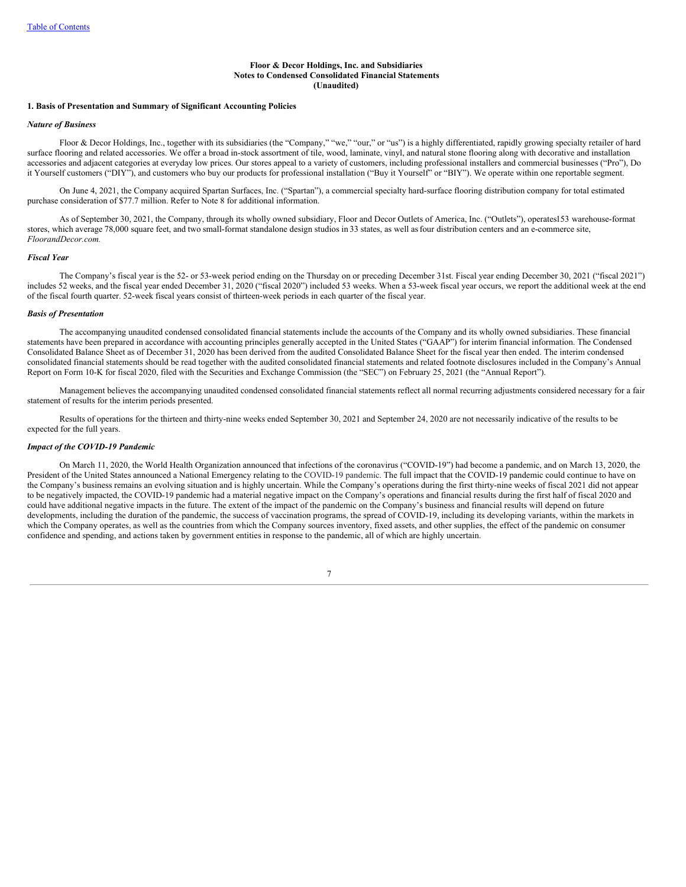**Floor & Decor Holdings, Inc. and Subsidiaries**
**Notes to Condensed Consolidated Financial Statements**
**(Unaudited)**

**1. Basis of Presentation and Summary of Significant Accounting Policies**

***Nature of Business***

Floor & Decor Holdings, Inc., together with its subsidiaries (the "Company," "we," "our," or "us") is a highly differentiated, rapidly growing specialty retailer of hard surface flooring and related accessories. We offer a broad in-stock assortment of tile, wood, laminate, vinyl, and natural stone flooring along with decorative and installation accessories and adjacent categories at everyday low prices. Our stores appeal to a variety of customers, including professional installers and commercial businesses ("Pro"), Do it Yourself customers ("DIY"), and customers who buy our products for professional installation ("Buy it Yourself" or "BIY"). We operate within one reportable segment.

On June 4, 2021, the Company acquired Spartan Surfaces, Inc. ("Spartan"), a commercial specialty hard-surface flooring distribution company for total estimated purchase consideration of $77.7 million. Refer to Note 8 for additional information.

As of September 30, 2021, the Company, through its wholly owned subsidiary, Floor and Decor Outlets of America, Inc. ("Outlets"), operates153 warehouse-format stores, which average 78,000 square feet, and two small-format standalone design studios in 33 states, as well as four distribution centers and an e-commerce site, *FloorandDecor.com.*

***Fiscal Year***

The Company's fiscal year is the 52- or 53-week period ending on the Thursday on or preceding December 31st. Fiscal year ending December 30, 2021 ("fiscal 2021") includes 52 weeks, and the fiscal year ended December 31, 2020 ("fiscal 2020") included 53 weeks. When a 53-week fiscal year occurs, we report the additional week at the end of the fiscal fourth quarter. 52-week fiscal years consist of thirteen-week periods in each quarter of the fiscal year.

***Basis of Presentation***

The accompanying unaudited condensed consolidated financial statements include the accounts of the Company and its wholly owned subsidiaries. These financial statements have been prepared in accordance with accounting principles generally accepted in the United States ("GAAP") for interim financial information. The Condensed Consolidated Balance Sheet as of December 31, 2020 has been derived from the audited Consolidated Balance Sheet for the fiscal year then ended. The interim condensed consolidated financial statements should be read together with the audited consolidated financial statements and related footnote disclosures included in the Company's Annual Report on Form 10-K for fiscal 2020, filed with the Securities and Exchange Commission (the "SEC") on February 25, 2021 (the "Annual Report").

Management believes the accompanying unaudited condensed consolidated financial statements reflect all normal recurring adjustments considered necessary for a fair statement of results for the interim periods presented.

Results of operations for the thirteen and thirty-nine weeks ended September 30, 2021 and September 24, 2020 are not necessarily indicative of the results to be expected for the full years.

***Impact of the COVID-19 Pandemic***

On March 11, 2020, the World Health Organization announced that infections of the coronavirus ("COVID-19") had become a pandemic, and on March 13, 2020, the President of the United States announced a National Emergency relating to the COVID-19 pandemic. The full impact that the COVID-19 pandemic could continue to have on the Company's business remains an evolving situation and is highly uncertain. While the Company's operations during the first thirty-nine weeks of fiscal 2021 did not appear to be negatively impacted, the COVID-19 pandemic had a material negative impact on the Company's operations and financial results during the first half of fiscal 2020 and could have additional negative impacts in the future. The extent of the impact of the pandemic on the Company's business and financial results will depend on future developments, including the duration of the pandemic, the success of vaccination programs, the spread of COVID-19, including its developing variants, within the markets in which the Company operates, as well as the countries from which the Company sources inventory, fixed assets, and other supplies, the effect of the pandemic on consumer confidence and spending, and actions taken by government entities in response to the pandemic, all of which are highly uncertain.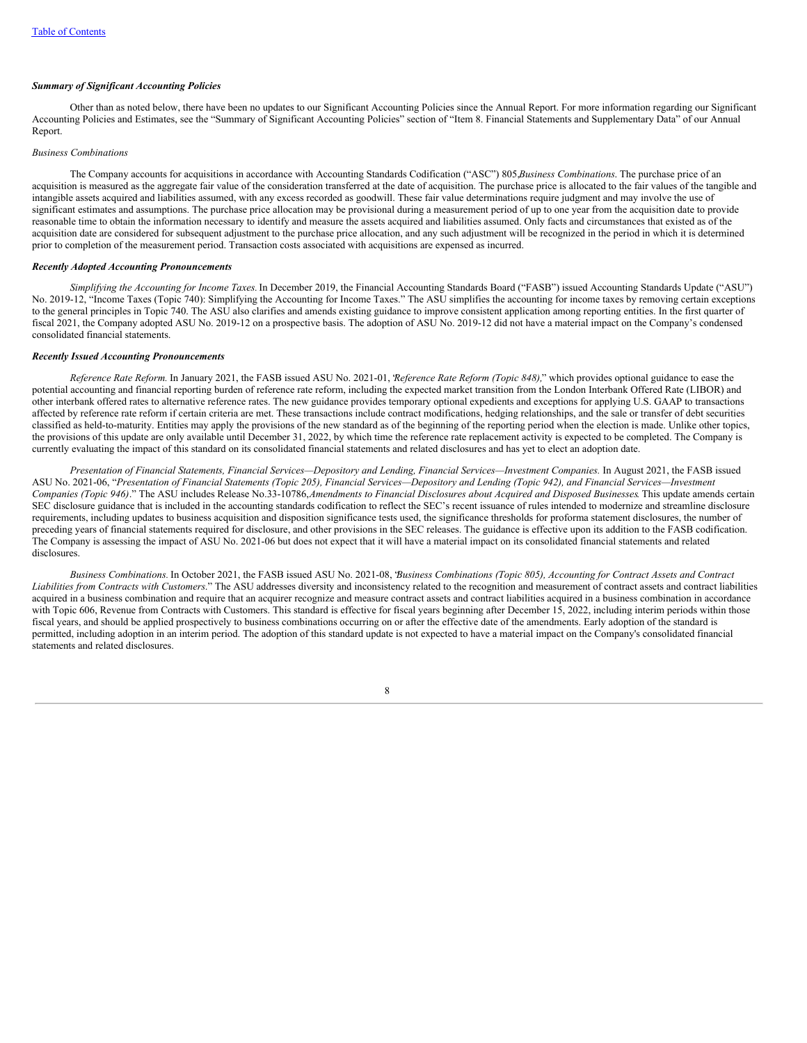### *Summary of Significant Accounting Policies*

Other than as noted below, there have been no updates to our Significant Accounting Policies since the Annual Report. For more information regarding our Significant Accounting Policies and Estimates, see the "Summary of Significant Accounting Policies" section of "Item 8. Financial Statements and Supplementary Data" of our Annual Report.

*Business Combinations*

The Company accounts for acquisitions in accordance with Accounting Standards Codification ("ASC") 805, *Business Combinations*. The purchase price of an acquisition is measured as the aggregate fair value of the consideration transferred at the date of acquisition. The purchase price is allocated to the fair values of the tangible and intangible assets acquired and liabilities assumed, with any excess recorded as goodwill. These fair value determinations require judgment and may involve the use of significant estimates and assumptions. The purchase price allocation may be provisional during a measurement period of up to one year from the acquisition date to provide reasonable time to obtain the information necessary to identify and measure the assets acquired and liabilities assumed. Only facts and circumstances that existed as of the acquisition date are considered for subsequent adjustment to the purchase price allocation, and any such adjustment will be recognized in the period in which it is determined prior to completion of the measurement period. Transaction costs associated with acquisitions are expensed as incurred.

### *Recently Adopted Accounting Pronouncements*

*Simplifying the Accounting for Income Taxes.* In December 2019, the Financial Accounting Standards Board ("FASB") issued Accounting Standards Update ("ASU") No. 2019-12, "Income Taxes (Topic 740): Simplifying the Accounting for Income Taxes." The ASU simplifies the accounting for income taxes by removing certain exceptions to the general principles in Topic 740. The ASU also clarifies and amends existing guidance to improve consistent application among reporting entities. In the first quarter of fiscal 2021, the Company adopted ASU No. 2019-12 on a prospective basis. The adoption of ASU No. 2019-12 did not have a material impact on the Company's condensed consolidated financial statements.

### *Recently Issued Accounting Pronouncements*

*Reference Rate Reform.* In January 2021, the FASB issued ASU No. 2021-01, "*Reference Rate Reform (Topic 848),*" which provides optional guidance to ease the potential accounting and financial reporting burden of reference rate reform, including the expected market transition from the London Interbank Offered Rate (LIBOR) and other interbank offered rates to alternative reference rates. The new guidance provides temporary optional expedients and exceptions for applying U.S. GAAP to transactions affected by reference rate reform if certain criteria are met. These transactions include contract modifications, hedging relationships, and the sale or transfer of debt securities classified as held-to-maturity. Entities may apply the provisions of the new standard as of the beginning of the reporting period when the election is made. Unlike other topics, the provisions of this update are only available until December 31, 2022, by which time the reference rate replacement activity is expected to be completed. The Company is currently evaluating the impact of this standard on its consolidated financial statements and related disclosures and has yet to elect an adoption date.

*Presentation of Financial Statements, Financial Services—Depository and Lending, Financial Services—Investment Companies.* In August 2021, the FASB issued ASU No. 2021-06, "*Presentation of Financial Statements (Topic 205), Financial Services—Depository and Lending (Topic 942), and Financial Services—Investment Companies (Topic 946).*" The ASU includes Release No.33-10786, *Amendments to Financial Disclosures about Acquired and Disposed Businesses*. This update amends certain SEC disclosure guidance that is included in the accounting standards codification to reflect the SEC's recent issuance of rules intended to modernize and streamline disclosure requirements, including updates to business acquisition and disposition significance tests used, the significance thresholds for proforma statement disclosures, the number of preceding years of financial statements required for disclosure, and other provisions in the SEC releases. The guidance is effective upon its addition to the FASB codification. The Company is assessing the impact of ASU No. 2021-06 but does not expect that it will have a material impact on its consolidated financial statements and related disclosures.

*Business Combinations.* In October 2021, the FASB issued ASU No. 2021-08, "*Business Combinations (Topic 805), Accounting for Contract Assets and Contract Liabilities from Contracts with Customers.*" The ASU addresses diversity and inconsistency related to the recognition and measurement of contract assets and contract liabilities acquired in a business combination and require that an acquirer recognize and measure contract assets and contract liabilities acquired in a business combination in accordance with Topic 606, Revenue from Contracts with Customers. This standard is effective for fiscal years beginning after December 15, 2022, including interim periods within those fiscal years, and should be applied prospectively to business combinations occurring on or after the effective date of the amendments. Early adoption of the standard is permitted, including adoption in an interim period. The adoption of this standard update is not expected to have a material impact on the Company's consolidated financial statements and related disclosures.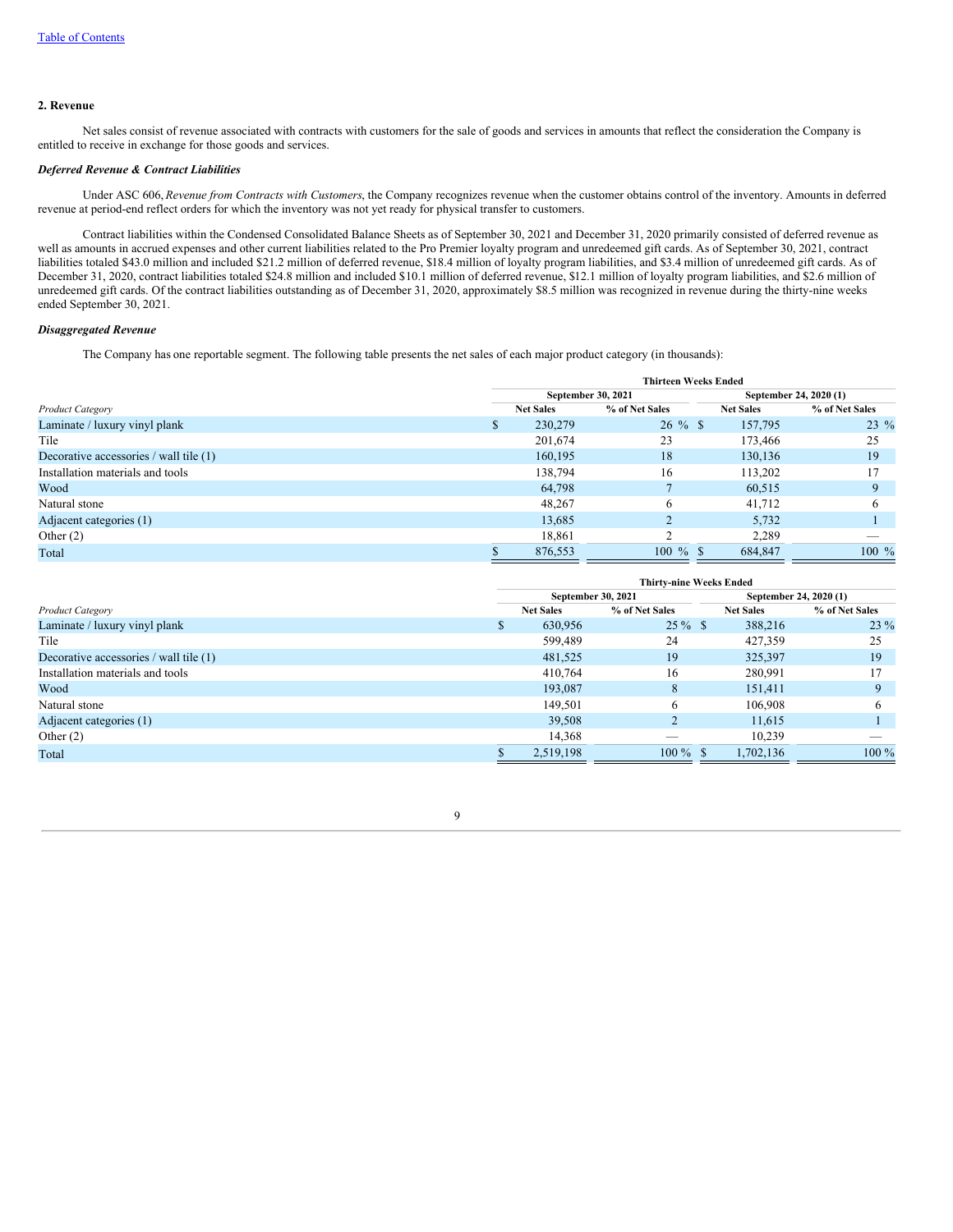## 2. Revenue

Net sales consist of revenue associated with contracts with customers for the sale of goods and services in amounts that reflect the consideration the Company is entitled to receive in exchange for those goods and services.

### *Deferred Revenue & Contract Liabilities*

Under ASC 606, *Revenue from Contracts with Customers*, the Company recognizes revenue when the customer obtains control of the inventory. Amounts in deferred revenue at period-end reflect orders for which the inventory was not yet ready for physical transfer to customers.

Contract liabilities within the Condensed Consolidated Balance Sheets as of September 30, 2021 and December 31, 2020 primarily consisted of deferred revenue as well as amounts in accrued expenses and other current liabilities related to the Pro Premier loyalty program and unredeemed gift cards. As of September 30, 2021, contract liabilities totaled $43.0 million and included $21.2 million of deferred revenue, $18.4 million of loyalty program liabilities, and $3.4 million of unredeemed gift cards. As of December 31, 2020, contract liabilities totaled $24.8 million and included $10.1 million of deferred revenue, $12.1 million of loyalty program liabilities, and $2.6 million of unredeemed gift cards. Of the contract liabilities outstanding as of December 31, 2020, approximately $8.5 million was recognized in revenue during the thirty-nine weeks ended September 30, 2021.

### *Disaggregated Revenue*

The Company has one reportable segment. The following table presents the net sales of each major product category (in thousands):

| | Thirteen Weeks Ended | | | |
|---|---|---|---|---|
| | September 30, 2021 | | September 24, 2020 (1) | |
| *Product Category* | Net Sales | % of Net Sales | Net Sales | % of Net Sales |
| Laminate / luxury vinyl plank | $ 230,279 | 26 % | $ 157,795 | 23 % |
| Tile | 201,674 | 23 | 173,466 | 25 |
| Decorative accessories / wall tile (1) | 160,195 | 18 | 130,136 | 19 |
| Installation materials and tools | 138,794 | 16 | 113,202 | 17 |
| Wood | 64,798 | 7 | 60,515 | 9 |
| Natural stone | 48,267 | 6 | 41,712 | 6 |
| Adjacent categories (1) | 13,685 | 2 | 5,732 | 1 |
| Other (2) | 18,861 | 2 | 2,289 | — |
| Total | $ 876,553 | 100 % | $ 684,847 | 100 % |

| | Thirty-nine Weeks Ended | | | |
|---|---|---|---|---|
| | September 30, 2021 | | September 24, 2020 (1) | |
| *Product Category* | Net Sales | % of Net Sales | Net Sales | % of Net Sales |
| Laminate / luxury vinyl plank | $ 630,956 | 25 % | $ 388,216 | 23 % |
| Tile | 599,489 | 24 | 427,359 | 25 |
| Decorative accessories / wall tile (1) | 481,525 | 19 | 325,397 | 19 |
| Installation materials and tools | 410,764 | 16 | 280,991 | 17 |
| Wood | 193,087 | 8 | 151,411 | 9 |
| Natural stone | 149,501 | 6 | 106,908 | 6 |
| Adjacent categories (1) | 39,508 | 2 | 11,615 | 1 |
| Other (2) | 14,368 | — | 10,239 | — |
| Total | $ 2,519,198 | 100 % | $ 1,702,136 | 100 % |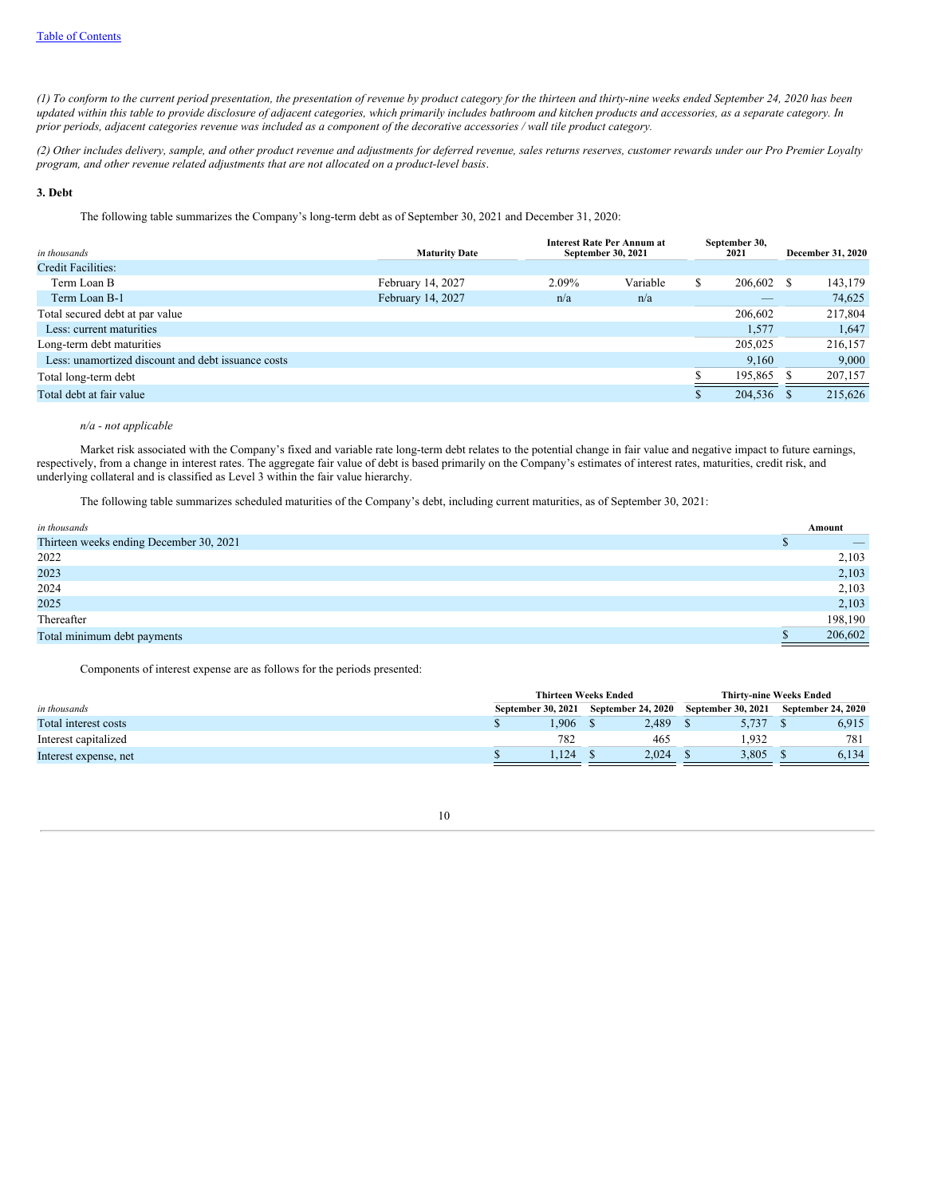*(1) To conform to the current period presentation, the presentation of revenue by product category for the thirteen and thirty-nine weeks ended September 24, 2020 has been updated within this table to provide disclosure of adjacent categories, which primarily includes bathroom and kitchen products and accessories, as a separate category. In prior periods, adjacent categories revenue was included as a component of the decorative accessories / wall tile product category.*

*(2) Other includes delivery, sample, and other product revenue and adjustments for deferred revenue, sales returns reserves, customer rewards under our Pro Premier Loyalty program, and other revenue related adjustments that are not allocated on a product-level basis.*

## 3. Debt

The following table summarizes the Company's long-term debt as of September 30, 2021 and December 31, 2020:

| *in thousands* | Maturity Date | Interest Rate Per Annum at September 30, 2021 | | September 30, 2021 | December 31, 2020 |
|---|---|---|---|---|---|
| Credit Facilities: | | | | | |
| Term Loan B | February 14, 2027 | 2.09% | Variable | $ 206,602 | $ 143,179 |
| Term Loan B-1 | February 14, 2027 | n/a | n/a | — | 74,625 |
| Total secured debt at par value | | | | 206,602 | 217,804 |
| Less: current maturities | | | | 1,577 | 1,647 |
| Long-term debt maturities | | | | 205,025 | 216,157 |
| Less: unamortized discount and debt issuance costs | | | | 9,160 | 9,000 |
| Total long-term debt | | | | $ 195,865 | $ 207,157 |
| Total debt at fair value | | | | $ 204,536 | $ 215,626 |

*n/a - not applicable*

Market risk associated with the Company's fixed and variable rate long-term debt relates to the potential change in fair value and negative impact to future earnings, respectively, from a change in interest rates. The aggregate fair value of debt is based primarily on the Company's estimates of interest rates, maturities, credit risk, and underlying collateral and is classified as Level 3 within the fair value hierarchy.

The following table summarizes scheduled maturities of the Company's debt, including current maturities, as of September 30, 2021:

| *in thousands* | Amount |
|---|---|
| Thirteen weeks ending December 30, 2021 | $ — |
| 2022 | 2,103 |
| 2023 | 2,103 |
| 2024 | 2,103 |
| 2025 | 2,103 |
| Thereafter | 198,190 |
| Total minimum debt payments | $ 206,602 |

Components of interest expense are as follows for the periods presented:

| | Thirteen Weeks Ended | | Thirty-nine Weeks Ended | |
|---|---|---|---|---|
| *in thousands* | September 30, 2021 | September 24, 2020 | September 30, 2021 | September 24, 2020 |
| Total interest costs | $ 1,906 | $ 2,489 | $ 5,737 | $ 6,915 |
| Interest capitalized | 782 | 465 | 1,932 | 781 |
| Interest expense, net | $ 1,124 | $ 2,024 | $ 3,805 | $ 6,134 |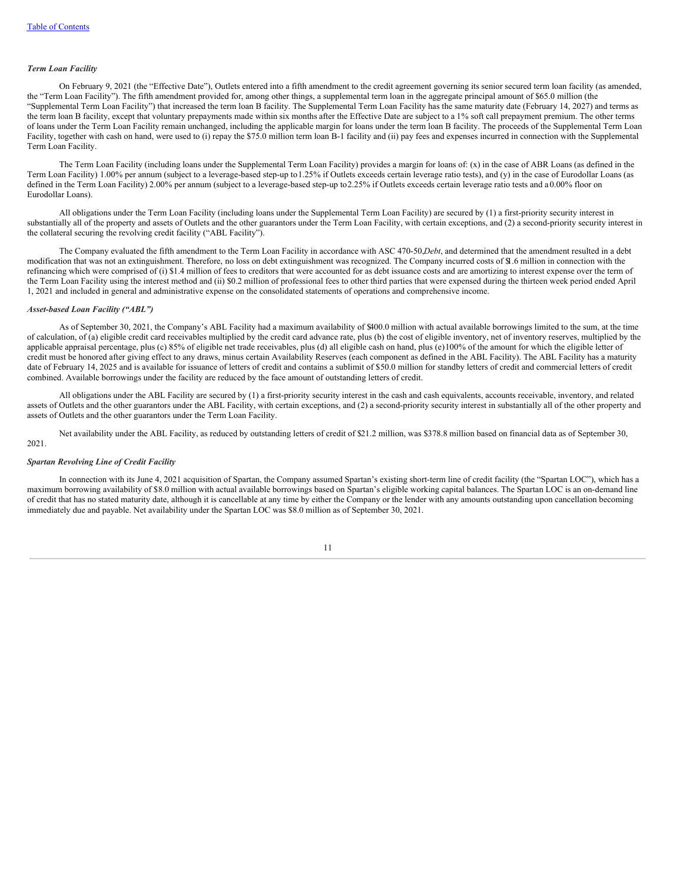*Term Loan Facility*

On February 9, 2021 (the "Effective Date"), Outlets entered into a fifth amendment to the credit agreement governing its senior secured term loan facility (as amended, the "Term Loan Facility"). The fifth amendment provided for, among other things, a supplemental term loan in the aggregate principal amount of $65.0 million (the "Supplemental Term Loan Facility") that increased the term loan B facility. The Supplemental Term Loan Facility has the same maturity date (February 14, 2027) and terms as the term loan B facility, except that voluntary prepayments made within six months after the Effective Date are subject to a 1% soft call prepayment premium. The other terms of loans under the Term Loan Facility remain unchanged, including the applicable margin for loans under the term loan B facility. The proceeds of the Supplemental Term Loan Facility, together with cash on hand, were used to (i) repay the $75.0 million term loan B-1 facility and (ii) pay fees and expenses incurred in connection with the Supplemental Term Loan Facility.

The Term Loan Facility (including loans under the Supplemental Term Loan Facility) provides a margin for loans of: (x) in the case of ABR Loans (as defined in the Term Loan Facility) 1.00% per annum (subject to a leverage-based step-up to 1.25% if Outlets exceeds certain leverage ratio tests), and (y) in the case of Eurodollar Loans (as defined in the Term Loan Facility) 2.00% per annum (subject to a leverage-based step-up to 2.25% if Outlets exceeds certain leverage ratio tests and a 0.00% floor on Eurodollar Loans).

All obligations under the Term Loan Facility (including loans under the Supplemental Term Loan Facility) are secured by (1) a first-priority security interest in substantially all of the property and assets of Outlets and the other guarantors under the Term Loan Facility, with certain exceptions, and (2) a second-priority security interest in the collateral securing the revolving credit facility ("ABL Facility").

The Company evaluated the fifth amendment to the Term Loan Facility in accordance with ASC 470-50, *Debt*, and determined that the amendment resulted in a debt modification that was not an extinguishment. Therefore, no loss on debt extinguishment was recognized. The Company incurred costs of $1.6 million in connection with the refinancing which were comprised of (i) $1.4 million of fees to creditors that were accounted for as debt issuance costs and are amortizing to interest expense over the term of the Term Loan Facility using the interest method and (ii) $0.2 million of professional fees to other third parties that were expensed during the thirteen week period ended April 1, 2021 and included in general and administrative expense on the consolidated statements of operations and comprehensive income.

*Asset-based Loan Facility ("ABL")*

As of September 30, 2021, the Company's ABL Facility had a maximum availability of $400.0 million with actual available borrowings limited to the sum, at the time of calculation, of (a) eligible credit card receivables multiplied by the credit card advance rate, plus (b) the cost of eligible inventory, net of inventory reserves, multiplied by the applicable appraisal percentage, plus (c) 85% of eligible net trade receivables, plus (d) all eligible cash on hand, plus (e) 100% of the amount for which the eligible letter of credit must be honored after giving effect to any draws, minus certain Availability Reserves (each component as defined in the ABL Facility). The ABL Facility has a maturity date of February 14, 2025 and is available for issuance of letters of credit and contains a sublimit of $50.0 million for standby letters of credit and commercial letters of credit combined. Available borrowings under the facility are reduced by the face amount of outstanding letters of credit.

All obligations under the ABL Facility are secured by (1) a first-priority security interest in the cash and cash equivalents, accounts receivable, inventory, and related assets of Outlets and the other guarantors under the ABL Facility, with certain exceptions, and (2) a second-priority security interest in substantially all of the other property and assets of Outlets and the other guarantors under the Term Loan Facility.

Net availability under the ABL Facility, as reduced by outstanding letters of credit of $21.2 million, was $378.8 million based on financial data as of September 30, 2021.

*Spartan Revolving Line of Credit Facility*

In connection with its June 4, 2021 acquisition of Spartan, the Company assumed Spartan's existing short-term line of credit facility (the "Spartan LOC"), which has a maximum borrowing availability of $8.0 million with actual available borrowings based on Spartan's eligible working capital balances. The Spartan LOC is an on-demand line of credit that has no stated maturity date, although it is cancellable at any time by either the Company or the lender with any amounts outstanding upon cancellation becoming immediately due and payable. Net availability under the Spartan LOC was $8.0 million as of September 30, 2021.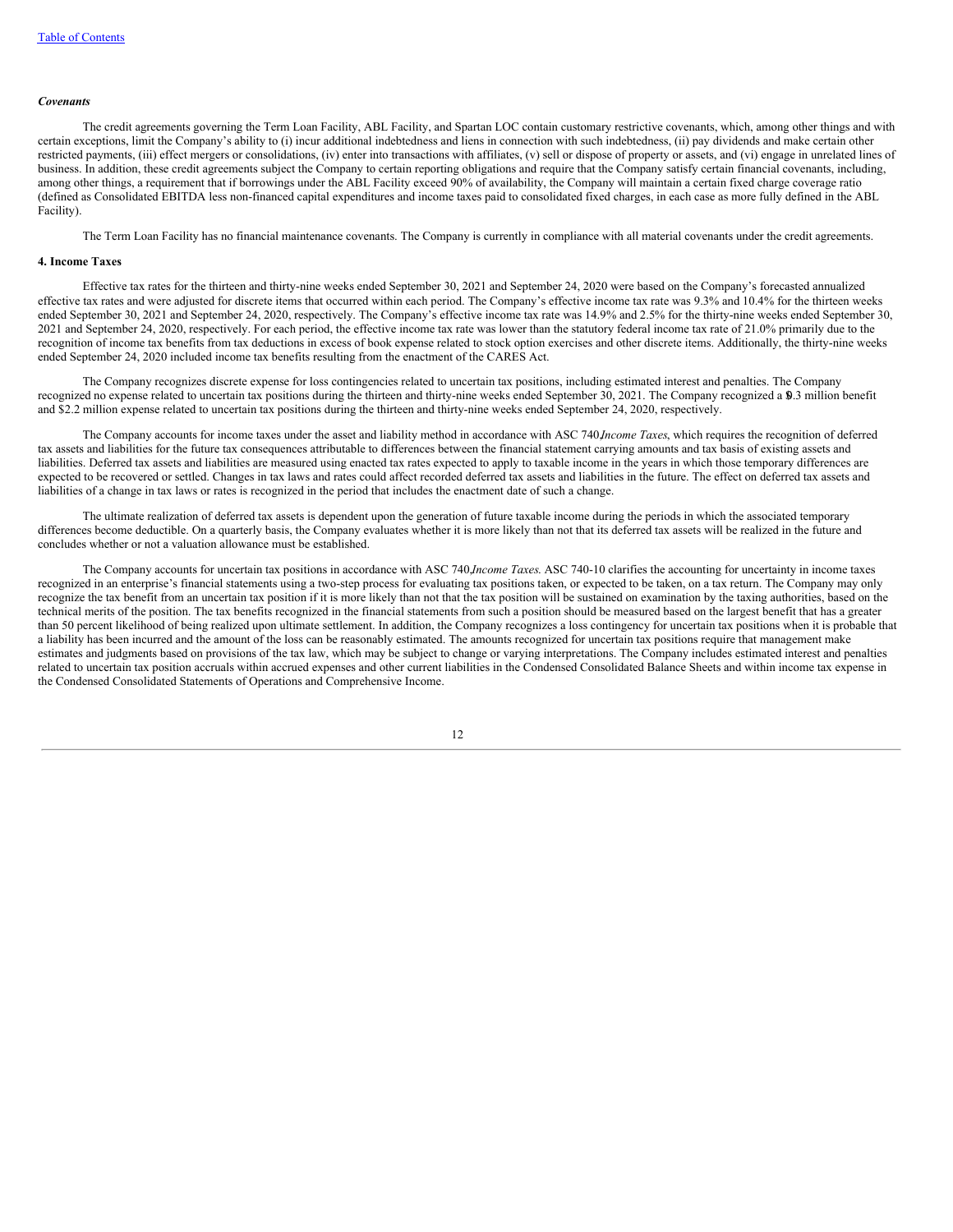*Covenants*

The credit agreements governing the Term Loan Facility, ABL Facility, and Spartan LOC contain customary restrictive covenants, which, among other things and with certain exceptions, limit the Company's ability to (i) incur additional indebtedness and liens in connection with such indebtedness, (ii) pay dividends and make certain other restricted payments, (iii) effect mergers or consolidations, (iv) enter into transactions with affiliates, (v) sell or dispose of property or assets, and (vi) engage in unrelated lines of business. In addition, these credit agreements subject the Company to certain reporting obligations and require that the Company satisfy certain financial covenants, including, among other things, a requirement that if borrowings under the ABL Facility exceed 90% of availability, the Company will maintain a certain fixed charge coverage ratio (defined as Consolidated EBITDA less non-financed capital expenditures and income taxes paid to consolidated fixed charges, in each case as more fully defined in the ABL Facility).

The Term Loan Facility has no financial maintenance covenants. The Company is currently in compliance with all material covenants under the credit agreements.

**4. Income Taxes**

Effective tax rates for the thirteen and thirty-nine weeks ended September 30, 2021 and September 24, 2020 were based on the Company's forecasted annualized effective tax rates and were adjusted for discrete items that occurred within each period. The Company's effective income tax rate was 9.3% and 10.4% for the thirteen weeks ended September 30, 2021 and September 24, 2020, respectively. The Company's effective income tax rate was 14.9% and 2.5% for the thirty-nine weeks ended September 30, 2021 and September 24, 2020, respectively. For each period, the effective income tax rate was lower than the statutory federal income tax rate of 21.0% primarily due to the recognition of income tax benefits from tax deductions in excess of book expense related to stock option exercises and other discrete items. Additionally, the thirty-nine weeks ended September 24, 2020 included income tax benefits resulting from the enactment of the CARES Act.

The Company recognizes discrete expense for loss contingencies related to uncertain tax positions, including estimated interest and penalties. The Company recognized no expense related to uncertain tax positions during the thirteen and thirty-nine weeks ended September 30, 2021. The Company recognized a $0.3 million benefit and $2.2 million expense related to uncertain tax positions during the thirteen and thirty-nine weeks ended September 24, 2020, respectively.

The Company accounts for income taxes under the asset and liability method in accordance with ASC 740, *Income Taxes*, which requires the recognition of deferred tax assets and liabilities for the future tax consequences attributable to differences between the financial statement carrying amounts and tax basis of existing assets and liabilities. Deferred tax assets and liabilities are measured using enacted tax rates expected to apply to taxable income in the years in which those temporary differences are expected to be recovered or settled. Changes in tax laws and rates could affect recorded deferred tax assets and liabilities in the future. The effect on deferred tax assets and liabilities of a change in tax laws or rates is recognized in the period that includes the enactment date of such a change.

The ultimate realization of deferred tax assets is dependent upon the generation of future taxable income during the periods in which the associated temporary differences become deductible. On a quarterly basis, the Company evaluates whether it is more likely than not that its deferred tax assets will be realized in the future and concludes whether or not a valuation allowance must be established.

The Company accounts for uncertain tax positions in accordance with ASC 740, *Income Taxes.* ASC 740-10 clarifies the accounting for uncertainty in income taxes recognized in an enterprise's financial statements using a two-step process for evaluating tax positions taken, or expected to be taken, on a tax return. The Company may only recognize the tax benefit from an uncertain tax position if it is more likely than not that the tax position will be sustained on examination by the taxing authorities, based on the technical merits of the position. The tax benefits recognized in the financial statements from such a position should be measured based on the largest benefit that has a greater than 50 percent likelihood of being realized upon ultimate settlement. In addition, the Company recognizes a loss contingency for uncertain tax positions when it is probable that a liability has been incurred and the amount of the loss can be reasonably estimated. The amounts recognized for uncertain tax positions require that management make estimates and judgments based on provisions of the tax law, which may be subject to change or varying interpretations. The Company includes estimated interest and penalties related to uncertain tax position accruals within accrued expenses and other current liabilities in the Condensed Consolidated Balance Sheets and within income tax expense in the Condensed Consolidated Statements of Operations and Comprehensive Income.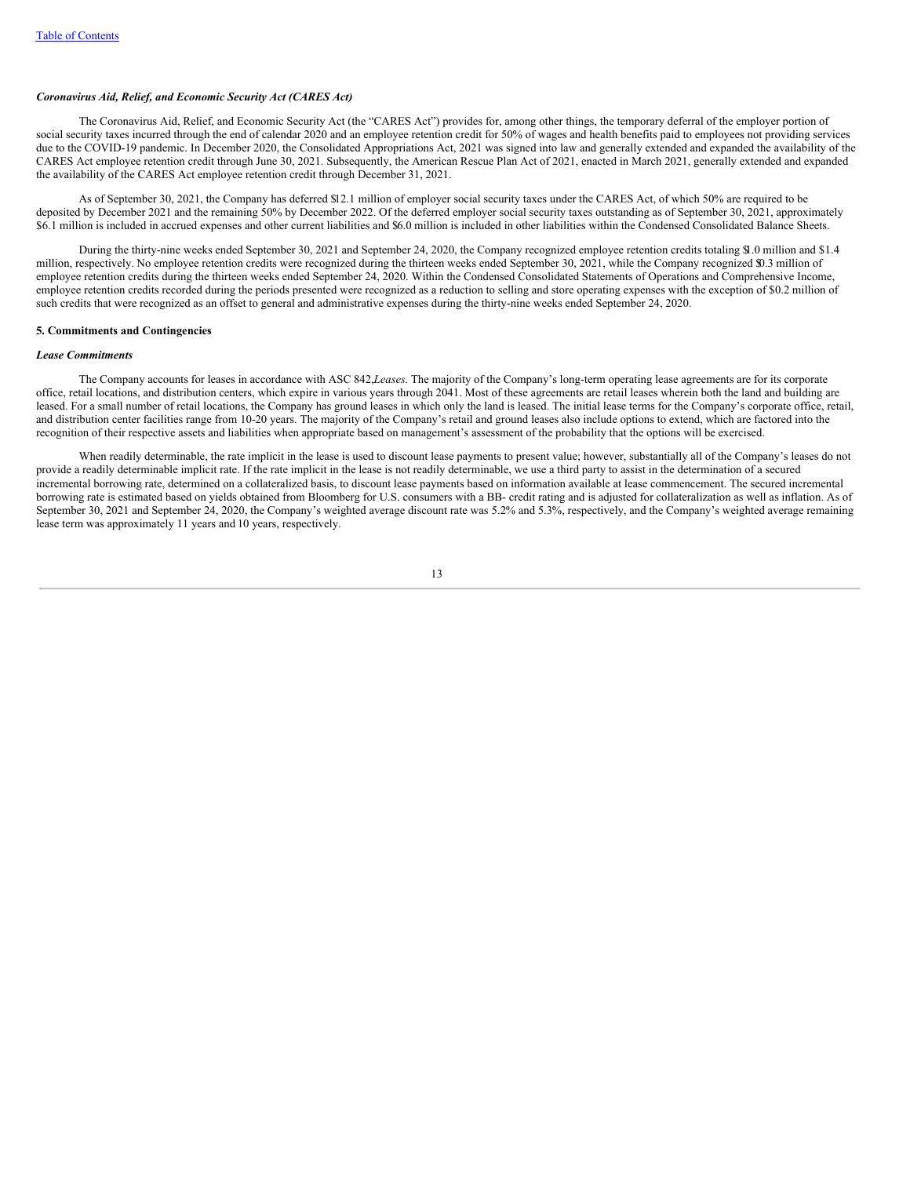### *Coronavirus Aid, Relief, and Economic Security Act (CARES Act)*

The Coronavirus Aid, Relief, and Economic Security Act (the "CARES Act") provides for, among other things, the temporary deferral of the employer portion of social security taxes incurred through the end of calendar 2020 and an employee retention credit for 50% of wages and health benefits paid to employees not providing services due to the COVID-19 pandemic. In December 2020, the Consolidated Appropriations Act, 2021 was signed into law and generally extended and expanded the availability of the CARES Act employee retention credit through June 30, 2021. Subsequently, the American Rescue Plan Act of 2021, enacted in March 2021, generally extended and expanded the availability of the CARES Act employee retention credit through December 31, 2021.

As of September 30, 2021, the Company has deferred $12.1 million of employer social security taxes under the CARES Act, of which 50% are required to be deposited by December 2021 and the remaining 50% by December 2022. Of the deferred employer social security taxes outstanding as of September 30, 2021, approximately $6.1 million is included in accrued expenses and other current liabilities and $6.0 million is included in other liabilities within the Condensed Consolidated Balance Sheets.

During the thirty-nine weeks ended September 30, 2021 and September 24, 2020, the Company recognized employee retention credits totaling $1.0 million and $1.4 million, respectively. No employee retention credits were recognized during the thirteen weeks ended September 30, 2021, while the Company recognized $0.3 million of employee retention credits during the thirteen weeks ended September 24, 2020. Within the Condensed Consolidated Statements of Operations and Comprehensive Income, employee retention credits recorded during the periods presented were recognized as a reduction to selling and store operating expenses with the exception of $0.2 million of such credits that were recognized as an offset to general and administrative expenses during the thirty-nine weeks ended September 24, 2020.

## 5. Commitments and Contingencies

### *Lease Commitments*

The Company accounts for leases in accordance with ASC 842, *Leases*. The majority of the Company's long-term operating lease agreements are for its corporate office, retail locations, and distribution centers, which expire in various years through 2041. Most of these agreements are retail leases wherein both the land and building are leased. For a small number of retail locations, the Company has ground leases in which only the land is leased. The initial lease terms for the Company's corporate office, retail, and distribution center facilities range from 10-20 years. The majority of the Company's retail and ground leases also include options to extend, which are factored into the recognition of their respective assets and liabilities when appropriate based on management's assessment of the probability that the options will be exercised.

When readily determinable, the rate implicit in the lease is used to discount lease payments to present value; however, substantially all of the Company's leases do not provide a readily determinable implicit rate. If the rate implicit in the lease is not readily determinable, we use a third party to assist in the determination of a secured incremental borrowing rate, determined on a collateralized basis, to discount lease payments based on information available at lease commencement. The secured incremental borrowing rate is estimated based on yields obtained from Bloomberg for U.S. consumers with a BB- credit rating and is adjusted for collateralization as well as inflation. As of September 30, 2021 and September 24, 2020, the Company's weighted average discount rate was 5.2% and 5.3%, respectively, and the Company's weighted average remaining lease term was approximately 11 years and 10 years, respectively.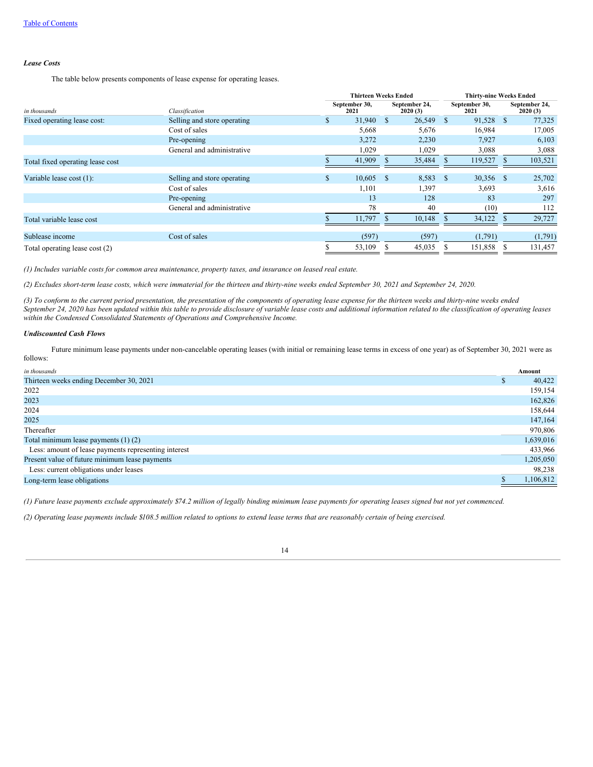### *Lease Costs*

The table below presents components of lease expense for operating leases.

| | | Thirteen Weeks Ended | | Thirty-nine Weeks Ended | |
|---|---|---|---|---|---|
| *in thousands* | *Classification* | September 30, 2021 | September 24, 2020 (3) | September 30, 2021 | September 24, 2020 (3) |
| Fixed operating lease cost: | Selling and store operating | $ 31,940 | $ 26,549 | $ 91,528 | $ 77,325 |
| | Cost of sales | 5,668 | 5,676 | 16,984 | 17,005 |
| | Pre-opening | 3,272 | 2,230 | 7,927 | 6,103 |
| | General and administrative | 1,029 | 1,029 | 3,088 | 3,088 |
| Total fixed operating lease cost | | $ 41,909 | $ 35,484 | $ 119,527 | $ 103,521 |
| Variable lease cost (1): | Selling and store operating | $ 10,605 | $ 8,583 | $ 30,356 | $ 25,702 |
| | Cost of sales | 1,101 | 1,397 | 3,693 | 3,616 |
| | Pre-opening | 13 | 128 | 83 | 297 |
| | General and administrative | 78 | 40 | (10) | 112 |
| Total variable lease cost | | $ 11,797 | $ 10,148 | $ 34,122 | $ 29,727 |
| Sublease income | Cost of sales | (597) | (597) | (1,791) | (1,791) |
| Total operating lease cost (2) | | $ 53,109 | $ 45,035 | $ 151,858 | $ 131,457 |

*(1) Includes variable costs for common area maintenance, property taxes, and insurance on leased real estate.*

*(2) Excludes short-term lease costs, which were immaterial for the thirteen and thirty-nine weeks ended September 30, 2021 and September 24, 2020.*

*(3) To conform to the current period presentation, the presentation of the components of operating lease expense for the thirteen weeks and thirty-nine weeks ended September 24, 2020 has been updated within this table to provide disclosure of variable lease costs and additional information related to the classification of operating leases within the Condensed Consolidated Statements of Operations and Comprehensive Income.*

### *Undiscounted Cash Flows*

Future minimum lease payments under non-cancelable operating leases (with initial or remaining lease terms in excess of one year) as of September 30, 2021 were as follows:

| *in thousands* | Amount |
|---|---|
| Thirteen weeks ending December 30, 2021 | $ 40,422 |
| 2022 | 159,154 |
| 2023 | 162,826 |
| 2024 | 158,644 |
| 2025 | 147,164 |
| Thereafter | 970,806 |
| Total minimum lease payments (1) (2) | 1,639,016 |
| Less: amount of lease payments representing interest | 433,966 |
| Present value of future minimum lease payments | 1,205,050 |
| Less: current obligations under leases | 98,238 |
| Long-term lease obligations | $ 1,106,812 |

*(1) Future lease payments exclude approximately $74.2 million of legally binding minimum lease payments for operating leases signed but not yet commenced.*

*(2) Operating lease payments include $108.5 million related to options to extend lease terms that are reasonably certain of being exercised.*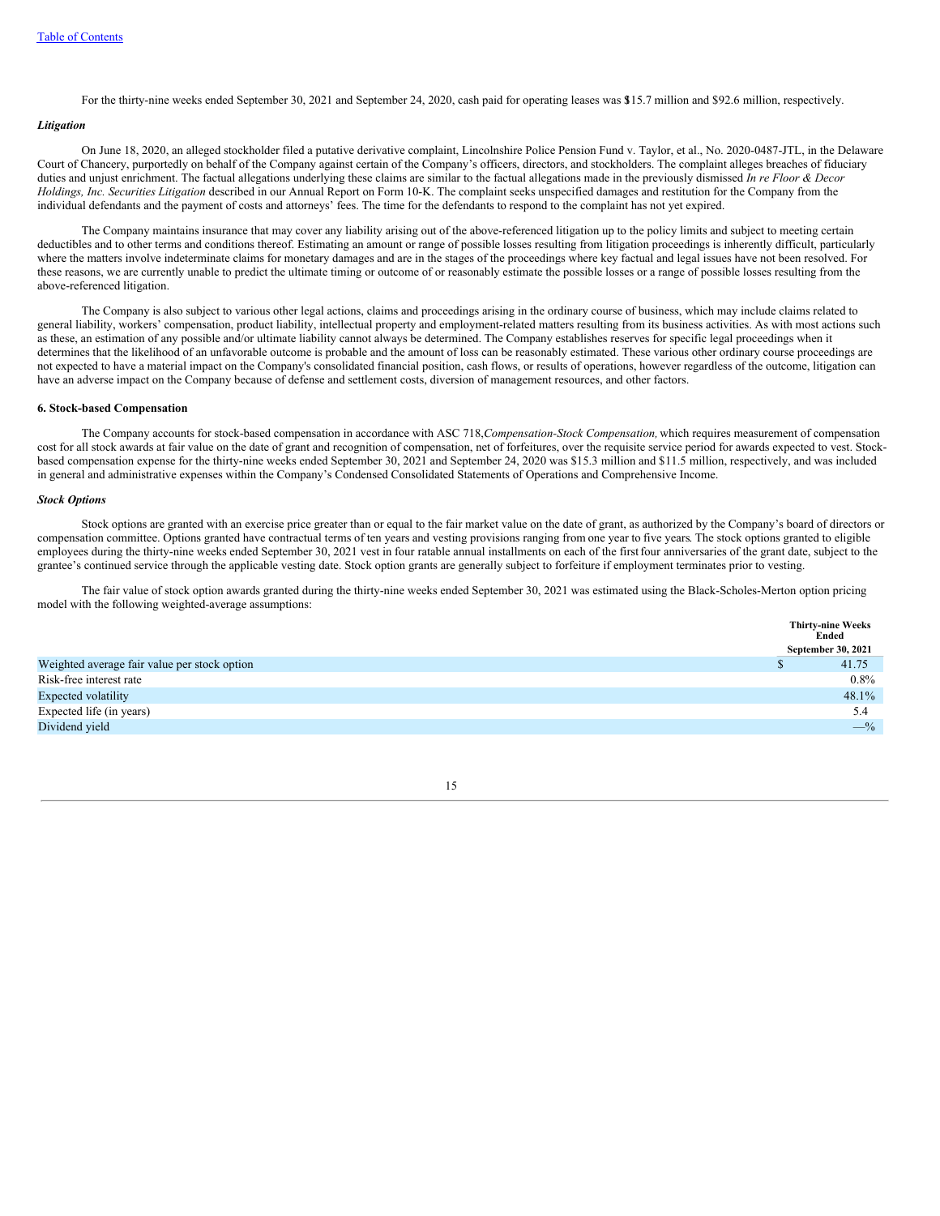For the thirty-nine weeks ended September 30, 2021 and September 24, 2020, cash paid for operating leases was $115.7 million and $92.6 million, respectively.

### *Litigation*

On June 18, 2020, an alleged stockholder filed a putative derivative complaint, Lincolnshire Police Pension Fund v. Taylor, et al., No. 2020-0487-JTL, in the Delaware Court of Chancery, purportedly on behalf of the Company against certain of the Company's officers, directors, and stockholders. The complaint alleges breaches of fiduciary duties and unjust enrichment. The factual allegations underlying these claims are similar to the factual allegations made in the previously dismissed *In re Floor & Decor Holdings, Inc. Securities Litigation* described in our Annual Report on Form 10-K. The complaint seeks unspecified damages and restitution for the Company from the individual defendants and the payment of costs and attorneys' fees. The time for the defendants to respond to the complaint has not yet expired.

The Company maintains insurance that may cover any liability arising out of the above-referenced litigation up to the policy limits and subject to meeting certain deductibles and to other terms and conditions thereof. Estimating an amount or range of possible losses resulting from litigation proceedings is inherently difficult, particularly where the matters involve indeterminate claims for monetary damages and are in the stages of the proceedings where key factual and legal issues have not been resolved. For these reasons, we are currently unable to predict the ultimate timing or outcome of or reasonably estimate the possible losses or a range of possible losses resulting from the above-referenced litigation.

The Company is also subject to various other legal actions, claims and proceedings arising in the ordinary course of business, which may include claims related to general liability, workers' compensation, product liability, intellectual property and employment-related matters resulting from its business activities. As with most actions such as these, an estimation of any possible and/or ultimate liability cannot always be determined. The Company establishes reserves for specific legal proceedings when it determines that the likelihood of an unfavorable outcome is probable and the amount of loss can be reasonably estimated. These various other ordinary course proceedings are not expected to have a material impact on the Company's consolidated financial position, cash flows, or results of operations, however regardless of the outcome, litigation can have an adverse impact on the Company because of defense and settlement costs, diversion of management resources, and other factors.

## 6. Stock-based Compensation

The Company accounts for stock-based compensation in accordance with ASC 718, *Compensation-Stock Compensation,* which requires measurement of compensation cost for all stock awards at fair value on the date of grant and recognition of compensation, net of forfeitures, over the requisite service period for awards expected to vest. Stock-based compensation expense for the thirty-nine weeks ended September 30, 2021 and September 24, 2020 was $15.3 million and $11.5 million, respectively, and was included in general and administrative expenses within the Company's Condensed Consolidated Statements of Operations and Comprehensive Income.

### *Stock Options*

Stock options are granted with an exercise price greater than or equal to the fair market value on the date of grant, as authorized by the Company's board of directors or compensation committee. Options granted have contractual terms of ten years and vesting provisions ranging from one year to five years. The stock options granted to eligible employees during the thirty-nine weeks ended September 30, 2021 vest in four ratable annual installments on each of the first four anniversaries of the grant date, subject to the grantee's continued service through the applicable vesting date. Stock option grants are generally subject to forfeiture if employment terminates prior to vesting.

The fair value of stock option awards granted during the thirty-nine weeks ended September 30, 2021 was estimated using the Black-Scholes-Merton option pricing model with the following weighted-average assumptions:

| | Thirty-nine Weeks Ended September 30, 2021 |
|---|---|
| Weighted average fair value per stock option | $ 41.75 |
| Risk-free interest rate | 0.8% |
| Expected volatility | 48.1% |
| Expected life (in years) | 5.4 |
| Dividend yield | —% |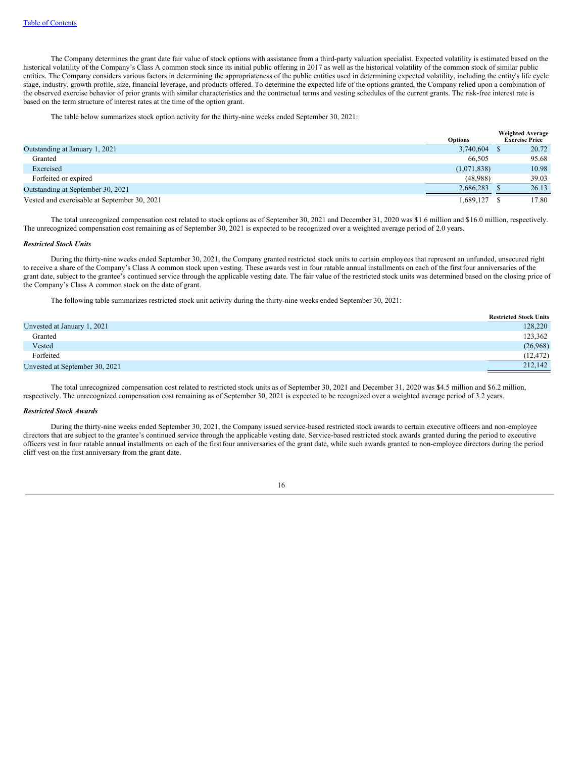The Company determines the grant date fair value of stock options with assistance from a third-party valuation specialist. Expected volatility is estimated based on the historical volatility of the Company's Class A common stock since its initial public offering in 2017 as well as the historical volatility of the common stock of similar public entities. The Company considers various factors in determining the appropriateness of the public entities used in determining expected volatility, including the entity's life cycle stage, industry, growth profile, size, financial leverage, and products offered. To determine the expected life of the options granted, the Company relied upon a combination of the observed exercise behavior of prior grants with similar characteristics and the contractual terms and vesting schedules of the current grants. The risk-free interest rate is based on the term structure of interest rates at the time of the option grant.

The table below summarizes stock option activity for the thirty-nine weeks ended September 30, 2021:

| | Options | Weighted Average Exercise Price |
|---|---|---|
| Outstanding at January 1, 2021 | 3,740,604 | $ 20.72 |
| Granted | 66,505 | 95.68 |
| Exercised | (1,071,838) | 10.98 |
| Forfeited or expired | (48,988) | 39.03 |
| Outstanding at September 30, 2021 | 2,686,283 | $ 26.13 |
| Vested and exercisable at September 30, 2021 | 1,689,127 | $ 17.80 |

The total unrecognized compensation cost related to stock options as of September 30, 2021 and December 31, 2020 was $11.6 million and $16.0 million, respectively. The unrecognized compensation cost remaining as of September 30, 2021 is expected to be recognized over a weighted average period of 2.0 years.

***Restricted Stock Units***

During the thirty-nine weeks ended September 30, 2021, the Company granted restricted stock units to certain employees that represent an unfunded, unsecured right to receive a share of the Company's Class A common stock upon vesting. These awards vest in four ratable annual installments on each of the first four anniversaries of the grant date, subject to the grantee's continued service through the applicable vesting date. The fair value of the restricted stock units was determined based on the closing price of the Company's Class A common stock on the date of grant.

The following table summarizes restricted stock unit activity during the thirty-nine weeks ended September 30, 2021:

| | Restricted Stock Units |
|---|---|
| Unvested at January 1, 2021 | 128,220 |
| Granted | 123,362 |
| Vested | (26,968) |
| Forfeited | (12,472) |
| Unvested at September 30, 2021 | 212,142 |

The total unrecognized compensation cost related to restricted stock units as of September 30, 2021 and December 31, 2020 was $14.5 million and $6.2 million, respectively. The unrecognized compensation cost remaining as of September 30, 2021 is expected to be recognized over a weighted average period of 3.2 years.

***Restricted Stock Awards***

During the thirty-nine weeks ended September 30, 2021, the Company issued service-based restricted stock awards to certain executive officers and non-employee directors that are subject to the grantee's continued service through the applicable vesting date. Service-based restricted stock awards granted during the period to executive officers vest in four ratable annual installments on each of the first four anniversaries of the grant date, while such awards granted to non-employee directors during the period cliff vest on the first anniversary from the grant date.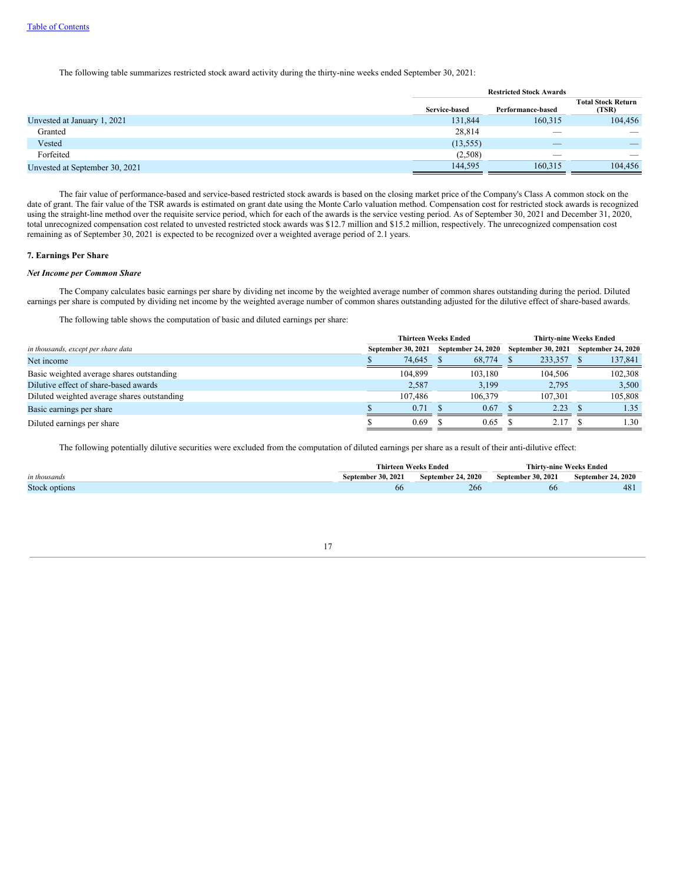[Table of Contents](#)

The following table summarizes restricted stock award activity during the thirty-nine weeks ended September 30, 2021:

| | Restricted Stock Awards | | |
|---|---|---|---|
| | Service-based | Performance-based | Total Stock Return (TSR) |
| Unvested at January 1, 2021 | 131,844 | 160,315 | 104,456 |
| Granted | 28,814 | — | — |
| Vested | (13,555) | — | — |
| Forfeited | (2,508) | — | — |
| Unvested at September 30, 2021 | 144,595 | 160,315 | 104,456 |

The fair value of performance-based and service-based restricted stock awards is based on the closing market price of the Company's Class A common stock on the date of grant. The fair value of the TSR awards is estimated on grant date using the Monte Carlo valuation method. Compensation cost for restricted stock awards is recognized using the straight-line method over the requisite service period, which for each of the awards is the service vesting period. As of September 30, 2021 and December 31, 2020, total unrecognized compensation cost related to unvested restricted stock awards was $12.7 million and $15.2 million, respectively. The unrecognized compensation cost remaining as of September 30, 2021 is expected to be recognized over a weighted average period of 2.1 years.

**7. Earnings Per Share**

***Net Income per Common Share***

The Company calculates basic earnings per share by dividing net income by the weighted average number of common shares outstanding during the period. Diluted earnings per share is computed by dividing net income by the weighted average number of common shares outstanding adjusted for the dilutive effect of share-based awards.

The following table shows the computation of basic and diluted earnings per share:

| *in thousands, except per share data* | Thirteen Weeks Ended | | Thirty-nine Weeks Ended | |
|---|---|---|---|---|
| | September 30, 2021 | September 24, 2020 | September 30, 2021 | September 24, 2020 |
| Net income | $ 74,645 | $ 68,774 | $ 233,357 | $ 137,841 |
| Basic weighted average shares outstanding | 104,899 | 103,180 | 104,506 | 102,308 |
| Dilutive effect of share-based awards | 2,587 | 3,199 | 2,795 | 3,500 |
| Diluted weighted average shares outstanding | 107,486 | 106,379 | 107,301 | 105,808 |
| Basic earnings per share | $ 0.71 | $ 0.67 | $ 2.23 | $ 1.35 |
| Diluted earnings per share | $ 0.69 | $ 0.65 | $ 2.17 | $ 1.30 |

The following potentially dilutive securities were excluded from the computation of diluted earnings per share as a result of their anti-dilutive effect:

| *in thousands* | Thirteen Weeks Ended | | Thirty-nine Weeks Ended | |
|---|---|---|---|---|
| | September 30, 2021 | September 24, 2020 | September 30, 2021 | September 24, 2020 |
| Stock options | 66 | 266 | 66 | 481 |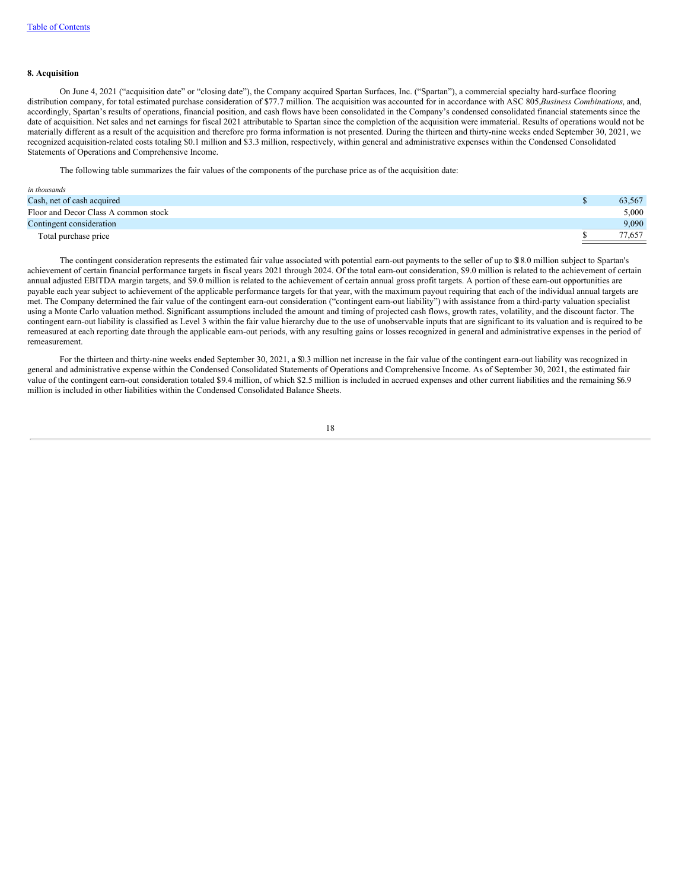### 8. Acquisition

On June 4, 2021 ("acquisition date" or "closing date"), the Company acquired Spartan Surfaces, Inc. ("Spartan"), a commercial specialty hard-surface flooring distribution company, for total estimated purchase consideration of $77.7 million. The acquisition was accounted for in accordance with ASC 805, *Business Combinations*, and, accordingly, Spartan's results of operations, financial position, and cash flows have been consolidated in the Company's condensed consolidated financial statements since the date of acquisition. Net sales and net earnings for fiscal 2021 attributable to Spartan since the completion of the acquisition were immaterial. Results of operations would not be materially different as a result of the acquisition and therefore pro forma information is not presented. During the thirteen and thirty-nine weeks ended September 30, 2021, we recognized acquisition-related costs totaling $0.1 million and $3.3 million, respectively, within general and administrative expenses within the Condensed Consolidated Statements of Operations and Comprehensive Income.

The following table summarizes the fair values of the components of the purchase price as of the acquisition date:

| *in thousands* | | |
|---|---|---|
| Cash, net of cash acquired | $ | 63,567 |
| Floor and Decor Class A common stock | | 5,000 |
| Contingent consideration | | 9,090 |
| Total purchase price | $ | 77,657 |

The contingent consideration represents the estimated fair value associated with potential earn-out payments to the seller of up to $18.0 million subject to Spartan's achievement of certain financial performance targets in fiscal years 2021 through 2024. Of the total earn-out consideration, $9.0 million is related to the achievement of certain annual adjusted EBITDA margin targets, and $9.0 million is related to the achievement of certain annual gross profit targets. A portion of these earn-out opportunities are payable each year subject to achievement of the applicable performance targets for that year, with the maximum payout requiring that each of the individual annual targets are met. The Company determined the fair value of the contingent earn-out consideration ("contingent earn-out liability") with assistance from a third-party valuation specialist using a Monte Carlo valuation method. Significant assumptions included the amount and timing of projected cash flows, growth rates, volatility, and the discount factor. The contingent earn-out liability is classified as Level 3 within the fair value hierarchy due to the use of unobservable inputs that are significant to its valuation and is required to be remeasured at each reporting date through the applicable earn-out periods, with any resulting gains or losses recognized in general and administrative expenses in the period of remeasurement.

For the thirteen and thirty-nine weeks ended September 30, 2021, a $0.3 million net increase in the fair value of the contingent earn-out liability was recognized in general and administrative expense within the Condensed Consolidated Statements of Operations and Comprehensive Income. As of September 30, 2021, the estimated fair value of the contingent earn-out consideration totaled $9.4 million, of which $2.5 million is included in accrued expenses and other current liabilities and the remaining $6.9 million is included in other liabilities within the Condensed Consolidated Balance Sheets.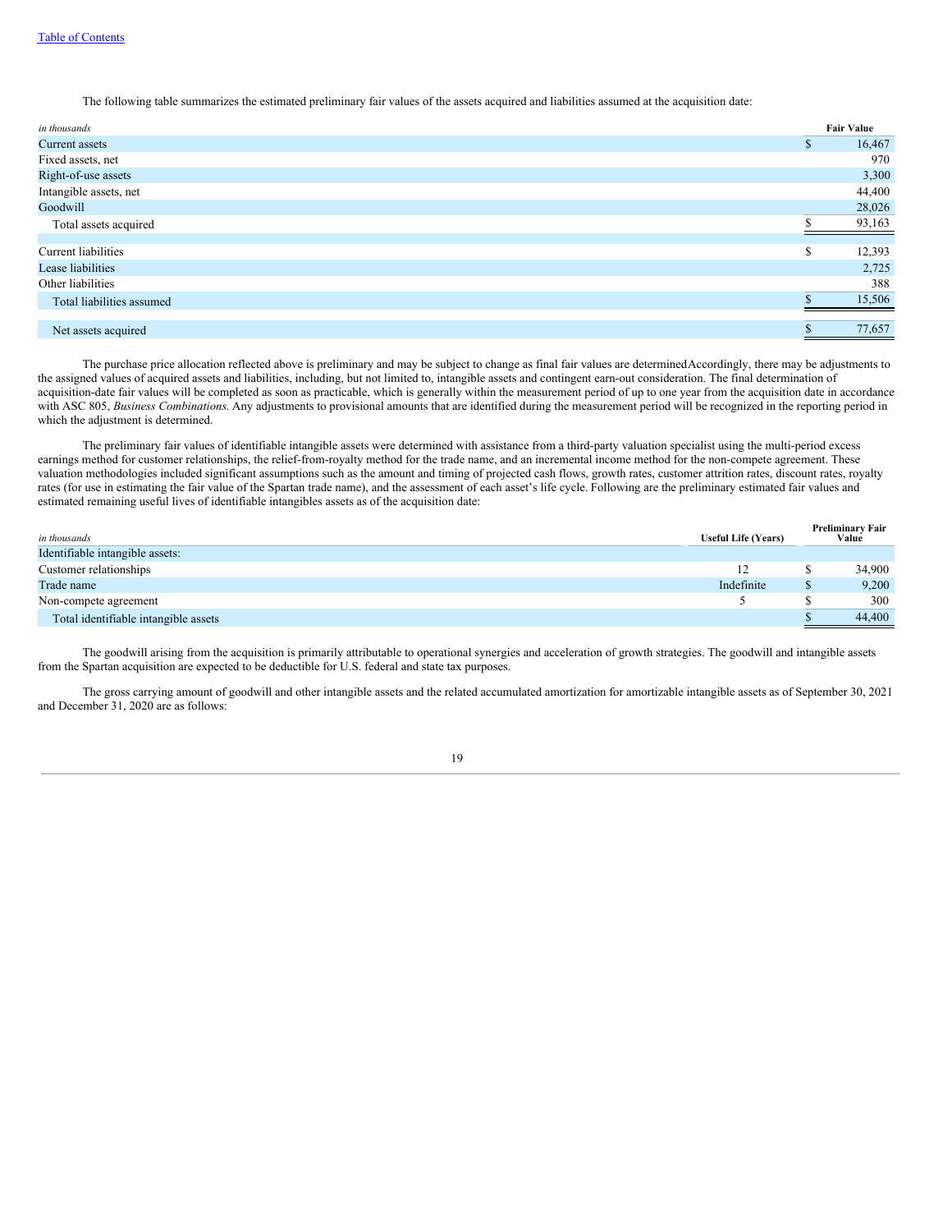The following table summarizes the estimated preliminary fair values of the assets acquired and liabilities assumed at the acquisition date:

| *in thousands* | Fair Value |
|---|---|
| Current assets | $ 16,467 |
| Fixed assets, net | 970 |
| Right-of-use assets | 3,300 |
| Intangible assets, net | 44,400 |
| Goodwill | 28,026 |
| Total assets acquired | $ 93,163 |
| | |
| Current liabilities | $ 12,393 |
| Lease liabilities | 2,725 |
| Other liabilities | 388 |
| Total liabilities assumed | $ 15,506 |
| | |
| Net assets acquired | $ 77,657 |

The purchase price allocation reflected above is preliminary and may be subject to change as final fair values are determinedAccordingly, there may be adjustments to the assigned values of acquired assets and liabilities, including, but not limited to, intangible assets and contingent earn-out consideration. The final determination of acquisition-date fair values will be completed as soon as practicable, which is generally within the measurement period of up to one year from the acquisition date in accordance with ASC 805, *Business Combinations*. Any adjustments to provisional amounts that are identified during the measurement period will be recognized in the reporting period in which the adjustment is determined.

The preliminary fair values of identifiable intangible assets were determined with assistance from a third-party valuation specialist using the multi-period excess earnings method for customer relationships, the relief-from-royalty method for the trade name, and an incremental income method for the non-compete agreement. These valuation methodologies included significant assumptions such as the amount and timing of projected cash flows, growth rates, customer attrition rates, discount rates, royalty rates (for use in estimating the fair value of the Spartan trade name), and the assessment of each asset's life cycle. Following are the preliminary estimated fair values and estimated remaining useful lives of identifiable intangibles assets as of the acquisition date:

| *in thousands* | Useful Life (Years) | Preliminary Fair Value |
|---|---|---|
| Identifiable intangible assets: | | |
| Customer relationships | 12 | $ 34,900 |
| Trade name | Indefinite | $ 9,200 |
| Non-compete agreement | 5 | $ 300 |
| Total identifiable intangible assets | | $ 44,400 |

The goodwill arising from the acquisition is primarily attributable to operational synergies and acceleration of growth strategies. The goodwill and intangible assets from the Spartan acquisition are expected to be deductible for U.S. federal and state tax purposes.

The gross carrying amount of goodwill and other intangible assets and the related accumulated amortization for amortizable intangible assets as of September 30, 2021 and December 31, 2020 are as follows: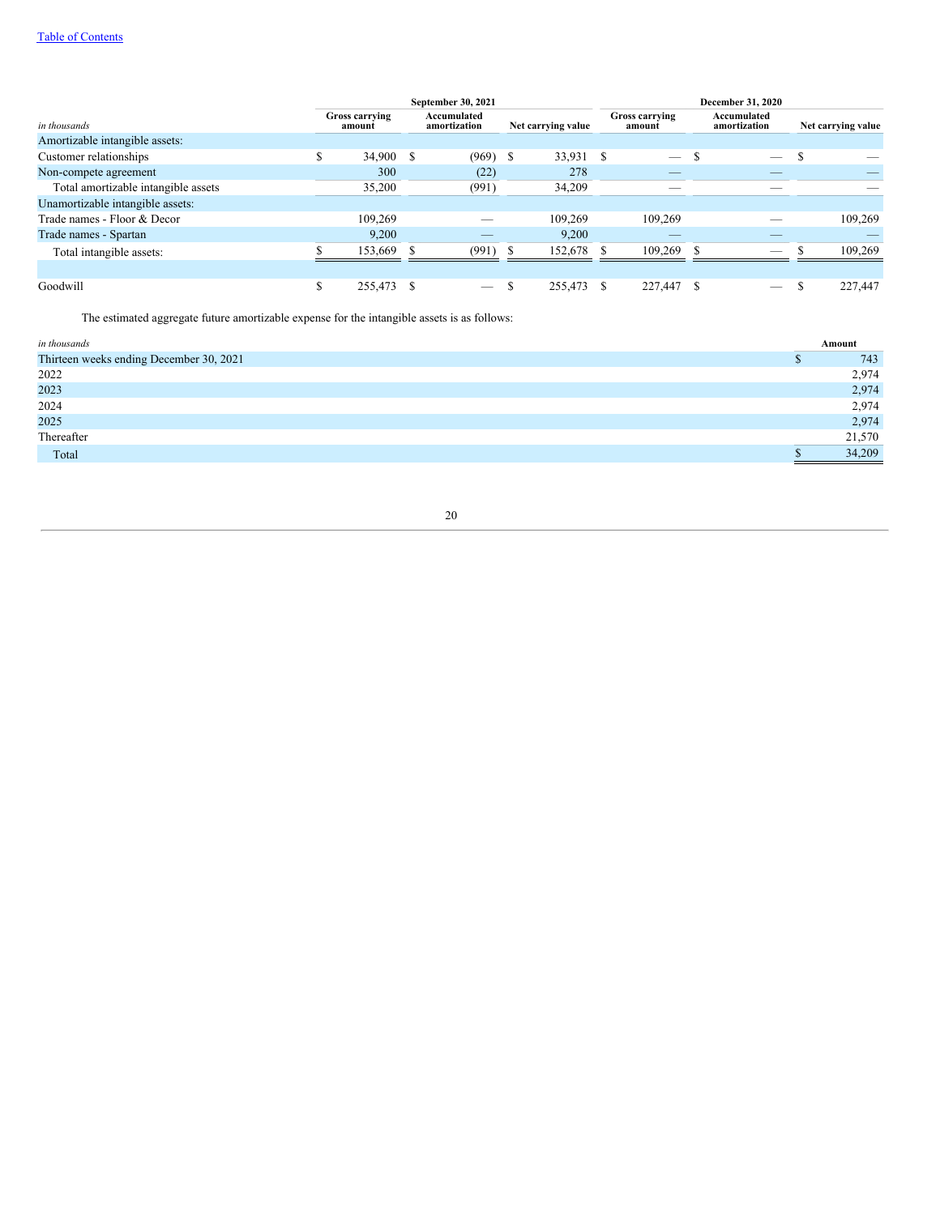| *in thousands* | September 30, 2021 | | | December 31, 2020 | | |
|---|---|---|---|---|---|---|
| | Gross carrying amount | Accumulated amortization | Net carrying value | Gross carrying amount | Accumulated amortization | Net carrying value |
| Amortizable intangible assets: | | | | | | |
| Customer relationships | $ 34,900 | $ (969) | $ 33,931 | $ — | $ — | $ — |
| Non-compete agreement | 300 | (22) | 278 | — | — | — |
| Total amortizable intangible assets | 35,200 | (991) | 34,209 | — | — | — |
| Unamortizable intangible assets: | | | | | | |
| Trade names - Floor & Decor | 109,269 | — | 109,269 | 109,269 | — | 109,269 |
| Trade names - Spartan | 9,200 | — | 9,200 | — | — | — |
| Total intangible assets: | $ 153,669 | $ (991) | $ 152,678 | $ 109,269 | $ — | $ 109,269 |
| | | | | | | |
| Goodwill | $ 255,473 | $ — | $ 255,473 | $ 227,447 | $ — | $ 227,447 |

The estimated aggregate future amortizable expense for the intangible assets is as follows:

| *in thousands* | Amount |
|---|---|
| Thirteen weeks ending December 30, 2021 | $ 743 |
| 2022 | 2,974 |
| 2023 | 2,974 |
| 2024 | 2,974 |
| 2025 | 2,974 |
| Thereafter | 21,570 |
| Total | $ 34,209 |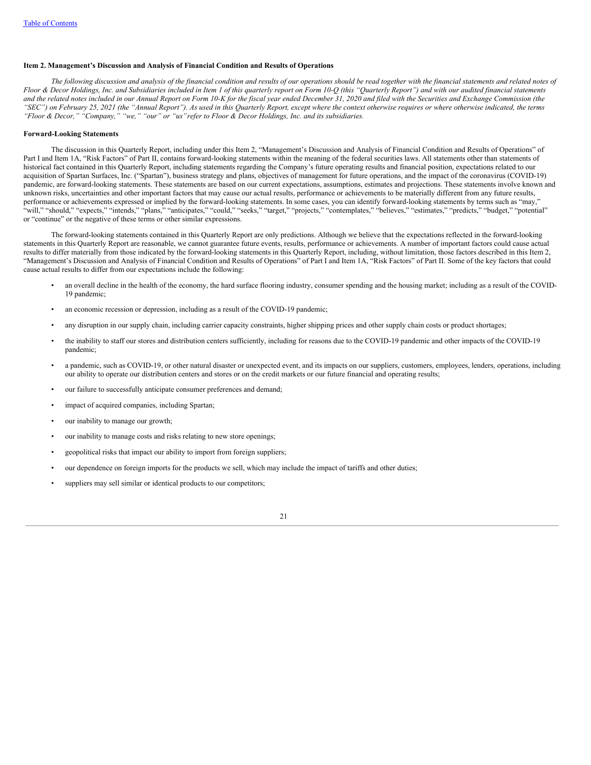## Item 2. Management's Discussion and Analysis of Financial Condition and Results of Operations

*The following discussion and analysis of the financial condition and results of our operations should be read together with the financial statements and related notes of Floor & Decor Holdings, Inc. and Subsidiaries included in Item 1 of this quarterly report on Form 10-Q (this "Quarterly Report") and with our audited financial statements and the related notes included in our Annual Report on Form 10-K for the fiscal year ended December 31, 2020 and filed with the Securities and Exchange Commission (the "SEC") on February 25, 2021 (the "Annual Report"). As used in this Quarterly Report, except where the context otherwise requires or where otherwise indicated, the terms "Floor & Decor," "Company," "we," "our" or "us" refer to Floor & Decor Holdings, Inc. and its subsidiaries.*

### Forward-Looking Statements

The discussion in this Quarterly Report, including under this Item 2, "Management's Discussion and Analysis of Financial Condition and Results of Operations" of Part I and Item 1A, "Risk Factors" of Part II, contains forward-looking statements within the meaning of the federal securities laws. All statements other than statements of historical fact contained in this Quarterly Report, including statements regarding the Company's future operating results and financial position, expectations related to our acquisition of Spartan Surfaces, Inc. ("Spartan"), business strategy and plans, objectives of management for future operations, and the impact of the coronavirus (COVID-19) pandemic, are forward-looking statements. These statements are based on our current expectations, assumptions, estimates and projections. These statements involve known and unknown risks, uncertainties and other important factors that may cause our actual results, performance or achievements to be materially different from any future results, performance or achievements expressed or implied by the forward-looking statements. In some cases, you can identify forward-looking statements by terms such as "may," "will," "should," "expects," "intends," "plans," "anticipates," "could," "seeks," "target," "projects," "contemplates," "believes," "estimates," "predicts," "budget," "potential" or "continue" or the negative of these terms or other similar expressions.

The forward-looking statements contained in this Quarterly Report are only predictions. Although we believe that the expectations reflected in the forward-looking statements in this Quarterly Report are reasonable, we cannot guarantee future events, results, performance or achievements. A number of important factors could cause actual results to differ materially from those indicated by the forward-looking statements in this Quarterly Report, including, without limitation, those factors described in this Item 2, "Management's Discussion and Analysis of Financial Condition and Results of Operations" of Part I and Item 1A, "Risk Factors" of Part II. Some of the key factors that could cause actual results to differ from our expectations include the following:

- an overall decline in the health of the economy, the hard surface flooring industry, consumer spending and the housing market; including as a result of the COVID-19 pandemic;
- an economic recession or depression, including as a result of the COVID-19 pandemic;
- any disruption in our supply chain, including carrier capacity constraints, higher shipping prices and other supply chain costs or product shortages;
- the inability to staff our stores and distribution centers sufficiently, including for reasons due to the COVID-19 pandemic and other impacts of the COVID-19 pandemic;
- a pandemic, such as COVID-19, or other natural disaster or unexpected event, and its impacts on our suppliers, customers, employees, lenders, operations, including our ability to operate our distribution centers and stores or on the credit markets or our future financial and operating results;
- our failure to successfully anticipate consumer preferences and demand;
- impact of acquired companies, including Spartan;
- our inability to manage our growth;
- our inability to manage costs and risks relating to new store openings;
- geopolitical risks that impact our ability to import from foreign suppliers;
- our dependence on foreign imports for the products we sell, which may include the impact of tariffs and other duties;
- suppliers may sell similar or identical products to our competitors;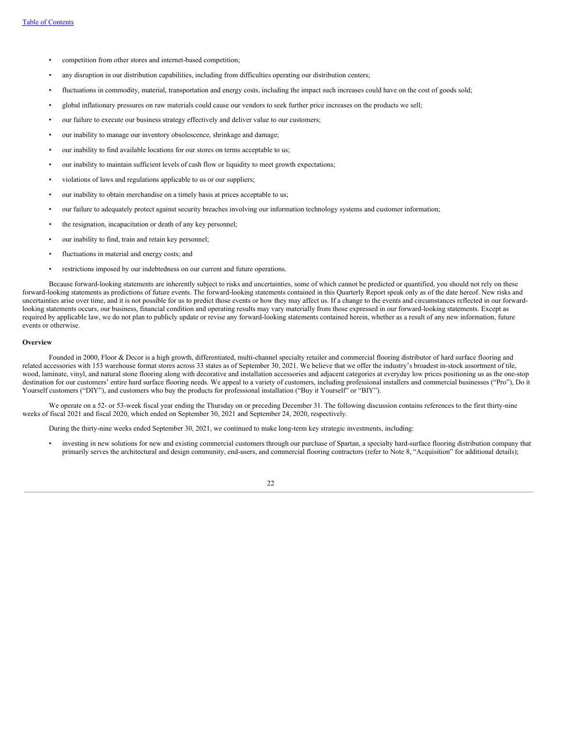- competition from other stores and internet-based competition;
- any disruption in our distribution capabilities, including from difficulties operating our distribution centers;
- fluctuations in commodity, material, transportation and energy costs, including the impact such increases could have on the cost of goods sold;
- global inflationary pressures on raw materials could cause our vendors to seek further price increases on the products we sell;
- our failure to execute our business strategy effectively and deliver value to our customers;
- our inability to manage our inventory obsolescence, shrinkage and damage;
- our inability to find available locations for our stores on terms acceptable to us;
- our inability to maintain sufficient levels of cash flow or liquidity to meet growth expectations;
- violations of laws and regulations applicable to us or our suppliers;
- our inability to obtain merchandise on a timely basis at prices acceptable to us;
- our failure to adequately protect against security breaches involving our information technology systems and customer information;
- the resignation, incapacitation or death of any key personnel;
- our inability to find, train and retain key personnel;
- fluctuations in material and energy costs; and
- restrictions imposed by our indebtedness on our current and future operations.

Because forward-looking statements are inherently subject to risks and uncertainties, some of which cannot be predicted or quantified, you should not rely on these forward-looking statements as predictions of future events. The forward-looking statements contained in this Quarterly Report speak only as of the date hereof. New risks and uncertainties arise over time, and it is not possible for us to predict those events or how they may affect us. If a change to the events and circumstances reflected in our forward-looking statements occurs, our business, financial condition and operating results may vary materially from those expressed in our forward-looking statements. Except as required by applicable law, we do not plan to publicly update or revise any forward-looking statements contained herein, whether as a result of any new information, future events or otherwise.

**Overview**

Founded in 2000, Floor & Decor is a high growth, differentiated, multi-channel specialty retailer and commercial flooring distributor of hard surface flooring and related accessories with 153 warehouse format stores across 33 states as of September 30, 2021. We believe that we offer the industry's broadest in-stock assortment of tile, wood, laminate, vinyl, and natural stone flooring along with decorative and installation accessories and adjacent categories at everyday low prices positioning us as the one-stop destination for our customers' entire hard surface flooring needs. We appeal to a variety of customers, including professional installers and commercial businesses ("Pro"), Do it Yourself customers ("DIY"), and customers who buy the products for professional installation ("Buy it Yourself" or "BIY").

We operate on a 52- or 53-week fiscal year ending the Thursday on or preceding December 31. The following discussion contains references to the first thirty-nine weeks of fiscal 2021 and fiscal 2020, which ended on September 30, 2021 and September 24, 2020, respectively.

During the thirty-nine weeks ended September 30, 2021, we continued to make long-term key strategic investments, including:

- investing in new solutions for new and existing commercial customers through our purchase of Spartan, a specialty hard-surface flooring distribution company that primarily serves the architectural and design community, end-users, and commercial flooring contractors (refer to Note 8, "Acquisition" for additional details);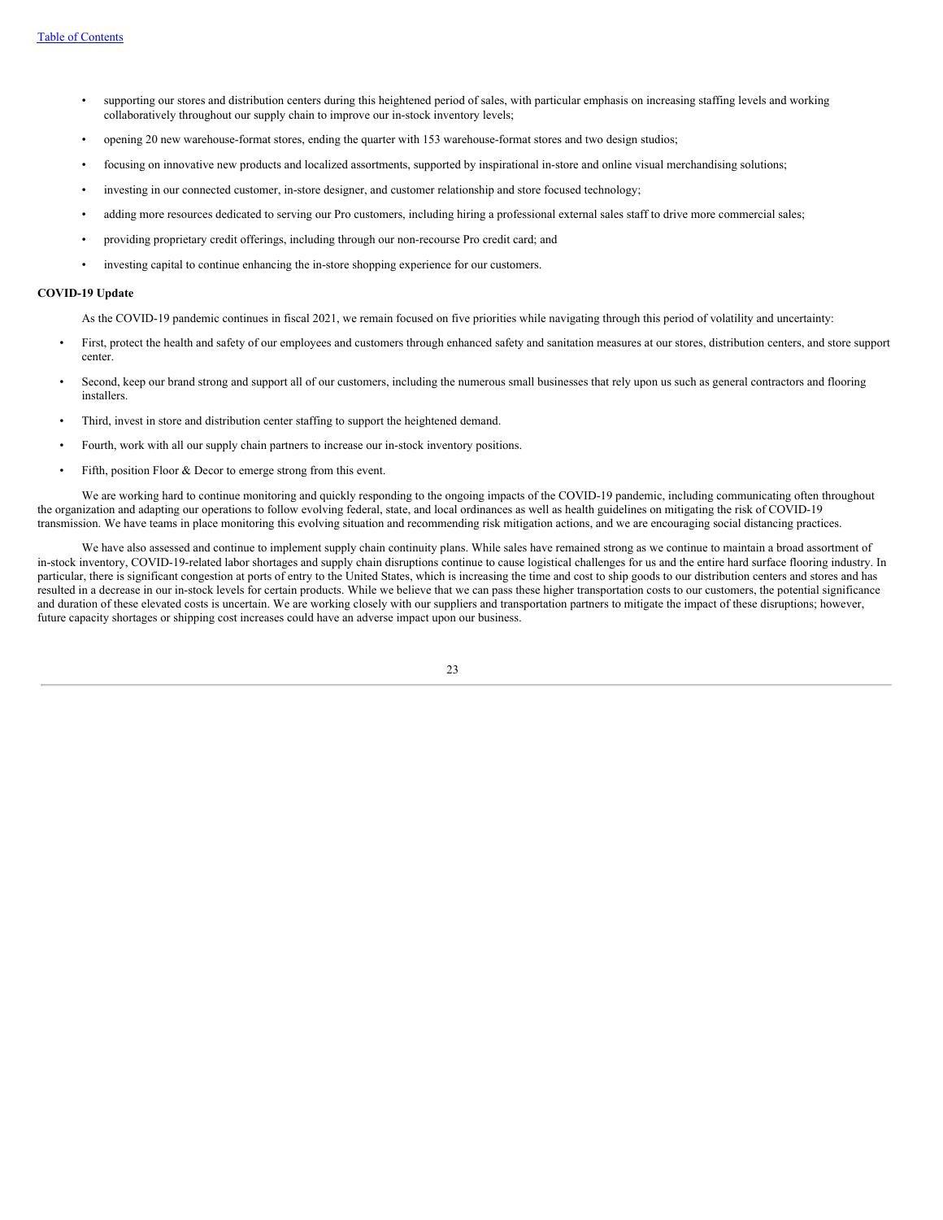- supporting our stores and distribution centers during this heightened period of sales, with particular emphasis on increasing staffing levels and working collaboratively throughout our supply chain to improve our in-stock inventory levels;
- opening 20 new warehouse-format stores, ending the quarter with 153 warehouse-format stores and two design studios;
- focusing on innovative new products and localized assortments, supported by inspirational in-store and online visual merchandising solutions;
- investing in our connected customer, in-store designer, and customer relationship and store focused technology;
- adding more resources dedicated to serving our Pro customers, including hiring a professional external sales staff to drive more commercial sales;
- providing proprietary credit offerings, including through our non-recourse Pro credit card; and
- investing capital to continue enhancing the in-store shopping experience for our customers.

**COVID-19 Update**

As the COVID-19 pandemic continues in fiscal 2021, we remain focused on five priorities while navigating through this period of volatility and uncertainty:

- First, protect the health and safety of our employees and customers through enhanced safety and sanitation measures at our stores, distribution centers, and store support center.
- Second, keep our brand strong and support all of our customers, including the numerous small businesses that rely upon us such as general contractors and flooring installers.
- Third, invest in store and distribution center staffing to support the heightened demand.
- Fourth, work with all our supply chain partners to increase our in-stock inventory positions.
- Fifth, position Floor & Decor to emerge strong from this event.

We are working hard to continue monitoring and quickly responding to the ongoing impacts of the COVID-19 pandemic, including communicating often throughout the organization and adapting our operations to follow evolving federal, state, and local ordinances as well as health guidelines on mitigating the risk of COVID-19 transmission. We have teams in place monitoring this evolving situation and recommending risk mitigation actions, and we are encouraging social distancing practices.

We have also assessed and continue to implement supply chain continuity plans. While sales have remained strong as we continue to maintain a broad assortment of in-stock inventory, COVID-19-related labor shortages and supply chain disruptions continue to cause logistical challenges for us and the entire hard surface flooring industry. In particular, there is significant congestion at ports of entry to the United States, which is increasing the time and cost to ship goods to our distribution centers and stores and has resulted in a decrease in our in-stock levels for certain products. While we believe that we can pass these higher transportation costs to our customers, the potential significance and duration of these elevated costs is uncertain. We are working closely with our suppliers and transportation partners to mitigate the impact of these disruptions; however, future capacity shortages or shipping cost increases could have an adverse impact upon our business.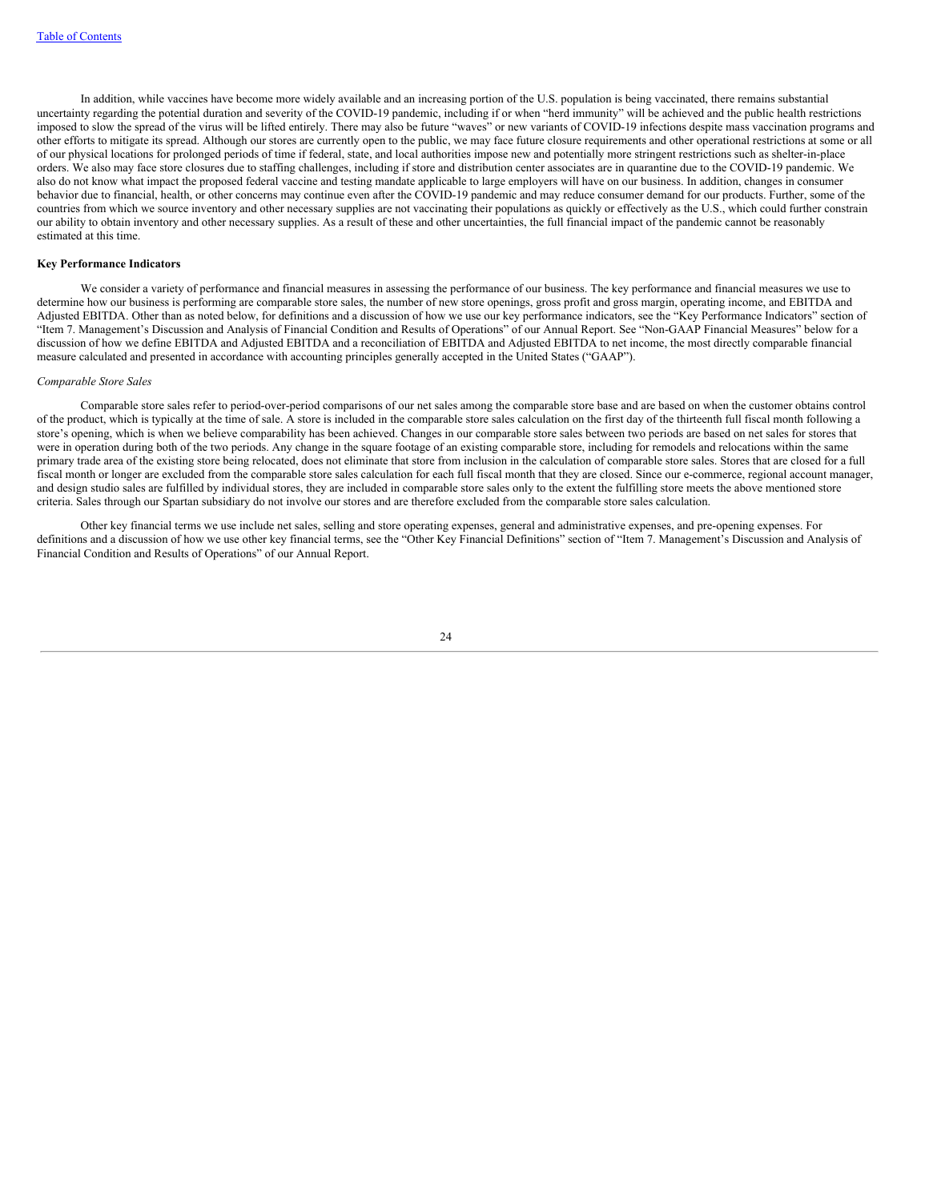In addition, while vaccines have become more widely available and an increasing portion of the U.S. population is being vaccinated, there remains substantial uncertainty regarding the potential duration and severity of the COVID-19 pandemic, including if or when "herd immunity" will be achieved and the public health restrictions imposed to slow the spread of the virus will be lifted entirely. There may also be future "waves" or new variants of COVID-19 infections despite mass vaccination programs and other efforts to mitigate its spread. Although our stores are currently open to the public, we may face future closure requirements and other operational restrictions at some or all of our physical locations for prolonged periods of time if federal, state, and local authorities impose new and potentially more stringent restrictions such as shelter-in-place orders. We also may face store closures due to staffing challenges, including if store and distribution center associates are in quarantine due to the COVID-19 pandemic. We also do not know what impact the proposed federal vaccine and testing mandate applicable to large employers will have on our business. In addition, changes in consumer behavior due to financial, health, or other concerns may continue even after the COVID-19 pandemic and may reduce consumer demand for our products. Further, some of the countries from which we source inventory and other necessary supplies are not vaccinating their populations as quickly or effectively as the U.S., which could further constrain our ability to obtain inventory and other necessary supplies. As a result of these and other uncertainties, the full financial impact of the pandemic cannot be reasonably estimated at this time.

**Key Performance Indicators**

We consider a variety of performance and financial measures in assessing the performance of our business. The key performance and financial measures we use to determine how our business is performing are comparable store sales, the number of new store openings, gross profit and gross margin, operating income, and EBITDA and Adjusted EBITDA. Other than as noted below, for definitions and a discussion of how we use our key performance indicators, see the "Key Performance Indicators" section of "Item 7. Management's Discussion and Analysis of Financial Condition and Results of Operations" of our Annual Report. See "Non-GAAP Financial Measures" below for a discussion of how we define EBITDA and Adjusted EBITDA and a reconciliation of EBITDA and Adjusted EBITDA to net income, the most directly comparable financial measure calculated and presented in accordance with accounting principles generally accepted in the United States ("GAAP").

*Comparable Store Sales*

Comparable store sales refer to period-over-period comparisons of our net sales among the comparable store base and are based on when the customer obtains control of the product, which is typically at the time of sale. A store is included in the comparable store sales calculation on the first day of the thirteenth full fiscal month following a store's opening, which is when we believe comparability has been achieved. Changes in our comparable store sales between two periods are based on net sales for stores that were in operation during both of the two periods. Any change in the square footage of an existing comparable store, including for remodels and relocations within the same primary trade area of the existing store being relocated, does not eliminate that store from inclusion in the calculation of comparable store sales. Stores that are closed for a full fiscal month or longer are excluded from the comparable store sales calculation for each full fiscal month that they are closed. Since our e-commerce, regional account manager, and design studio sales are fulfilled by individual stores, they are included in comparable store sales only to the extent the fulfilling store meets the above mentioned store criteria. Sales through our Spartan subsidiary do not involve our stores and are therefore excluded from the comparable store sales calculation.

Other key financial terms we use include net sales, selling and store operating expenses, general and administrative expenses, and pre-opening expenses. For definitions and a discussion of how we use other key financial terms, see the "Other Key Financial Definitions" section of "Item 7. Management's Discussion and Analysis of Financial Condition and Results of Operations" of our Annual Report.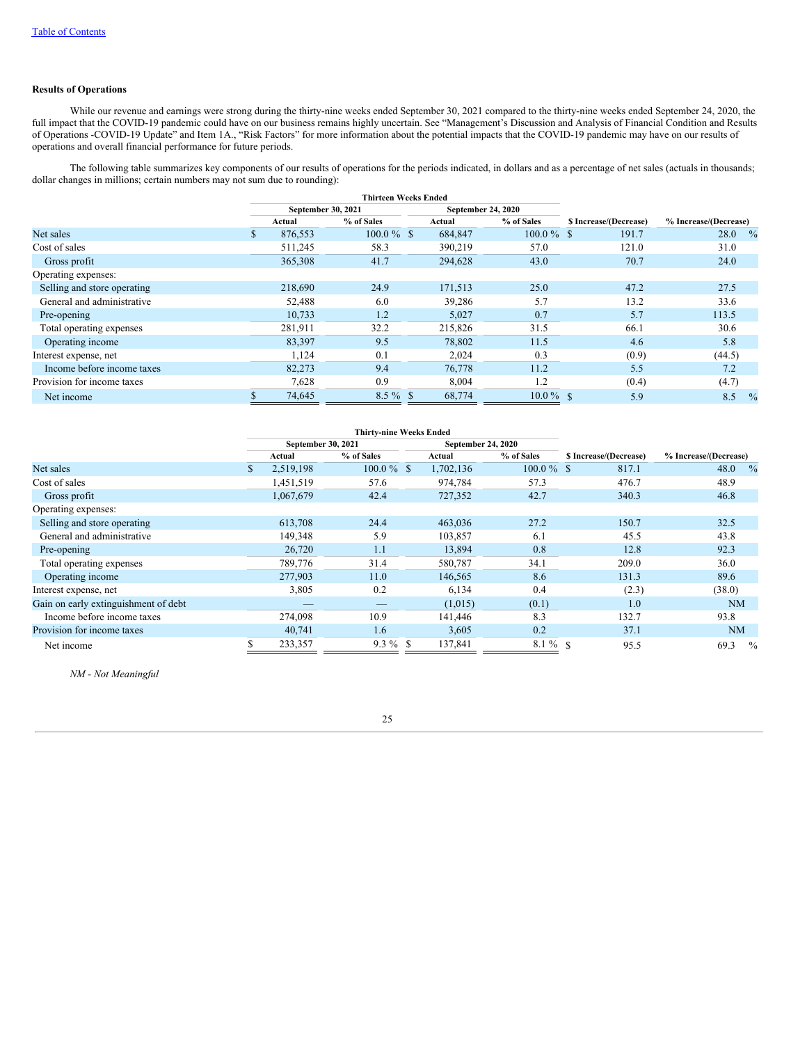[Table of Contents](#)

**Results of Operations**

While our revenue and earnings were strong during the thirty-nine weeks ended September 30, 2021 compared to the thirty-nine weeks ended September 24, 2020, the full impact that the COVID-19 pandemic could have on our business remains highly uncertain. See "Management's Discussion and Analysis of Financial Condition and Results of Operations -COVID-19 Update" and Item 1A., "Risk Factors" for more information about the potential impacts that the COVID-19 pandemic may have on our results of operations and overall financial performance for future periods.

The following table summarizes key components of our results of operations for the periods indicated, in dollars and as a percentage of net sales (actuals in thousands; dollar changes in millions; certain numbers may not sum due to rounding):

| | Thirteen Weeks Ended | | | | | |
|---|---|---|---|---|---|---|
| | September 30, 2021 | | September 24, 2020 | | | |
| | Actual | % of Sales | Actual | % of Sales | $ Increase/(Decrease) | % Increase/(Decrease) |
| Net sales | $ 876,553 | 100.0 % | $ 684,847 | 100.0 % | $ 191.7 | 28.0 % |
| Cost of sales | 511,245 | 58.3 | 390,219 | 57.0 | 121.0 | 31.0 |
| Gross profit | 365,308 | 41.7 | 294,628 | 43.0 | 70.7 | 24.0 |
| Operating expenses: | | | | | | |
| Selling and store operating | 218,690 | 24.9 | 171,513 | 25.0 | 47.2 | 27.5 |
| General and administrative | 52,488 | 6.0 | 39,286 | 5.7 | 13.2 | 33.6 |
| Pre-opening | 10,733 | 1.2 | 5,027 | 0.7 | 5.7 | 113.5 |
| Total operating expenses | 281,911 | 32.2 | 215,826 | 31.5 | 66.1 | 30.6 |
| Operating income | 83,397 | 9.5 | 78,802 | 11.5 | 4.6 | 5.8 |
| Interest expense, net | 1,124 | 0.1 | 2,024 | 0.3 | (0.9) | (44.5) |
| Income before income taxes | 82,273 | 9.4 | 76,778 | 11.2 | 5.5 | 7.2 |
| Provision for income taxes | 7,628 | 0.9 | 8,004 | 1.2 | (0.4) | (4.7) |
| Net income | $ 74,645 | 8.5 % | $ 68,774 | 10.0 % | $ 5.9 | 8.5 % |

| | Thirty-nine Weeks Ended | | | | | |
|---|---|---|---|---|---|---|
| | September 30, 2021 | | September 24, 2020 | | | |
| | Actual | % of Sales | Actual | % of Sales | $ Increase/(Decrease) | % Increase/(Decrease) |
| Net sales | $ 2,519,198 | 100.0 % | $ 1,702,136 | 100.0 % | $ 817.1 | 48.0 % |
| Cost of sales | 1,451,519 | 57.6 | 974,784 | 57.3 | 476.7 | 48.9 |
| Gross profit | 1,067,679 | 42.4 | 727,352 | 42.7 | 340.3 | 46.8 |
| Operating expenses: | | | | | | |
| Selling and store operating | 613,708 | 24.4 | 463,036 | 27.2 | 150.7 | 32.5 |
| General and administrative | 149,348 | 5.9 | 103,857 | 6.1 | 45.5 | 43.8 |
| Pre-opening | 26,720 | 1.1 | 13,894 | 0.8 | 12.8 | 92.3 |
| Total operating expenses | 789,776 | 31.4 | 580,787 | 34.1 | 209.0 | 36.0 |
| Operating income | 277,903 | 11.0 | 146,565 | 8.6 | 131.3 | 89.6 |
| Interest expense, net | 3,805 | 0.2 | 6,134 | 0.4 | (2.3) | (38.0) |
| Gain on early extinguishment of debt | — | — | (1,015) | (0.1) | 1.0 | NM |
| Income before income taxes | 274,098 | 10.9 | 141,446 | 8.3 | 132.7 | 93.8 |
| Provision for income taxes | 40,741 | 1.6 | 3,605 | 0.2 | 37.1 | NM |
| Net income | $ 233,357 | 9.3 % | $ 137,841 | 8.1 % | $ 95.5 | 69.3 % |

*NM - Not Meaningful*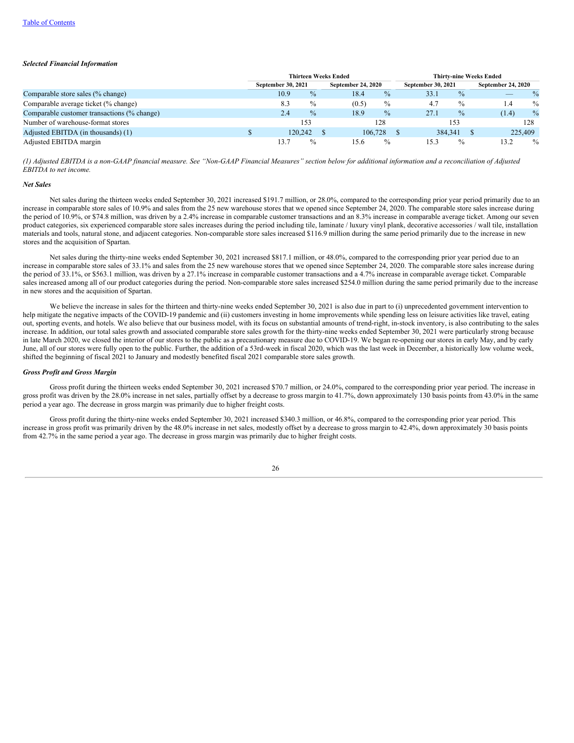[Table of Contents](#)

***Selected Financial Information***

| | Thirteen Weeks Ended | | Thirty-nine Weeks Ended | |
|---|---|---|---|---|
| | September 30, 2021 | September 24, 2020 | September 30, 2021 | September 24, 2020 |
| Comparable store sales (% change) | 10.9 % | 18.4 % | 33.1 % | — % |
| Comparable average ticket (% change) | 8.3 % | (0.5) % | 4.7 % | 1.4 % |
| Comparable customer transactions (% change) | 2.4 % | 18.9 % | 27.1 % | (1.4) % |
| Number of warehouse-format stores | 153 | 128 | 153 | 128 |
| Adjusted EBITDA (in thousands) (1) | $ 120,242 | $ 106,728 | $ 384,341 | $ 225,409 |
| Adjusted EBITDA margin | 13.7 % | 15.6 % | 15.3 % | 13.2 % |

*(1) Adjusted EBITDA is a non-GAAP financial measure. See "Non-GAAP Financial Measures" section below for additional information and a reconciliation of Adjusted EBITDA to net income.*

***Net Sales***

Net sales during the thirteen weeks ended September 30, 2021 increased $191.7 million, or 28.0%, compared to the corresponding prior year period primarily due to an increase in comparable store sales of 10.9% and sales from the 25 new warehouse stores that we opened since September 24, 2020. The comparable store sales increase during the period of 10.9%, or $74.8 million, was driven by a 2.4% increase in comparable customer transactions and an 8.3% increase in comparable average ticket. Among our seven product categories, six experienced comparable store sales increases during the period including tile, laminate / luxury vinyl plank, decorative accessories / wall tile, installation materials and tools, natural stone, and adjacent categories. Non-comparable store sales increased $116.9 million during the same period primarily due to the increase in new stores and the acquisition of Spartan.

Net sales during the thirty-nine weeks ended September 30, 2021 increased $817.1 million, or 48.0%, compared to the corresponding prior year period due to an increase in comparable store sales of 33.1% and sales from the 25 new warehouse stores that we opened since September 24, 2020. The comparable store sales increase during the period of 33.1%, or $563.1 million, was driven by a 27.1% increase in comparable customer transactions and a 4.7% increase in comparable average ticket. Comparable sales increased among all of our product categories during the period. Non-comparable store sales increased $254.0 million during the same period primarily due to the increase in new stores and the acquisition of Spartan.

We believe the increase in sales for the thirteen and thirty-nine weeks ended September 30, 2021 is also due in part to (i) unprecedented government intervention to help mitigate the negative impacts of the COVID-19 pandemic and (ii) customers investing in home improvements while spending less on leisure activities like travel, eating out, sporting events, and hotels. We also believe that our business model, with its focus on substantial amounts of trend-right, in-stock inventory, is also contributing to the sales increase. In addition, our total sales growth and associated comparable store sales growth for the thirty-nine weeks ended September 30, 2021 were particularly strong because in late March 2020, we closed the interior of our stores to the public as a precautionary measure due to COVID-19. We began re-opening our stores in early May, and by early June, all of our stores were fully open to the public. Further, the addition of a 53rd-week in fiscal 2020, which was the last week in December, a historically low volume week, shifted the beginning of fiscal 2021 to January and modestly benefited fiscal 2021 comparable store sales growth.

***Gross Profit and Gross Margin***

Gross profit during the thirteen weeks ended September 30, 2021 increased $70.7 million, or 24.0%, compared to the corresponding prior year period. The increase in gross profit was driven by the 28.0% increase in net sales, partially offset by a decrease to gross margin to 41.7%, down approximately 130 basis points from 43.0% in the same period a year ago. The decrease in gross margin was primarily due to higher freight costs.

Gross profit during the thirty-nine weeks ended September 30, 2021 increased $340.3 million, or 46.8%, compared to the corresponding prior year period. This increase in gross profit was primarily driven by the 48.0% increase in net sales, modestly offset by a decrease to gross margin to 42.4%, down approximately 30 basis points from 42.7% in the same period a year ago. The decrease in gross margin was primarily due to higher freight costs.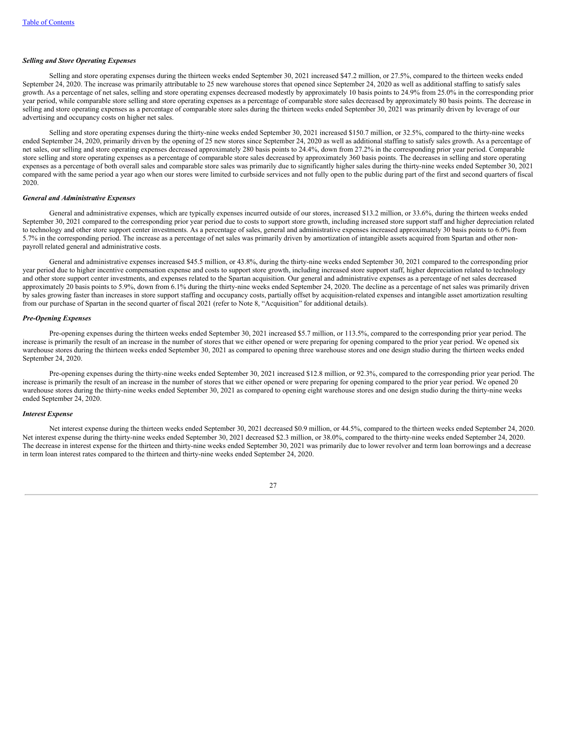*Selling and Store Operating Expenses*

Selling and store operating expenses during the thirteen weeks ended September 30, 2021 increased $47.2 million, or 27.5%, compared to the thirteen weeks ended September 24, 2020. The increase was primarily attributable to 25 new warehouse stores that opened since September 24, 2020 as well as additional staffing to satisfy sales growth. As a percentage of net sales, selling and store operating expenses decreased modestly by approximately 10 basis points to 24.9% from 25.0% in the corresponding prior year period, while comparable store selling and store operating expenses as a percentage of comparable store sales decreased by approximately 80 basis points. The decrease in selling and store operating expenses as a percentage of comparable store sales during the thirteen weeks ended September 30, 2021 was primarily driven by leverage of our advertising and occupancy costs on higher net sales.

Selling and store operating expenses during the thirty-nine weeks ended September 30, 2021 increased $150.7 million, or 32.5%, compared to the thirty-nine weeks ended September 24, 2020, primarily driven by the opening of 25 new stores since September 24, 2020 as well as additional staffing to satisfy sales growth. As a percentage of net sales, our selling and store operating expenses decreased approximately 280 basis points to 24.4%, down from 27.2% in the corresponding prior year period. Comparable store selling and store operating expenses as a percentage of comparable store sales decreased by approximately 360 basis points. The decreases in selling and store operating expenses as a percentage of both overall sales and comparable store sales was primarily due to significantly higher sales during the thirty-nine weeks ended September 30, 2021 compared with the same period a year ago when our stores were limited to curbside services and not fully open to the public during part of the first and second quarters of fiscal 2020.

*General and Administrative Expenses*

General and administrative expenses, which are typically expenses incurred outside of our stores, increased $13.2 million, or 33.6%, during the thirteen weeks ended September 30, 2021 compared to the corresponding prior year period due to costs to support store growth, including increased store support staff and higher depreciation related to technology and other store support center investments. As a percentage of sales, general and administrative expenses increased approximately 30 basis points to 6.0% from 5.7% in the corresponding period. The increase as a percentage of net sales was primarily driven by amortization of intangible assets acquired from Spartan and other non-payroll related general and administrative costs.

General and administrative expenses increased $45.5 million, or 43.8%, during the thirty-nine weeks ended September 30, 2021 compared to the corresponding prior year period due to higher incentive compensation expense and costs to support store growth, including increased store support staff, higher depreciation related to technology and other store support center investments, and expenses related to the Spartan acquisition. Our general and administrative expenses as a percentage of net sales decreased approximately 20 basis points to 5.9%, down from 6.1% during the thirty-nine weeks ended September 24, 2020. The decline as a percentage of net sales was primarily driven by sales growing faster than increases in store support staffing and occupancy costs, partially offset by acquisition-related expenses and intangible asset amortization resulting from our purchase of Spartan in the second quarter of fiscal 2021 (refer to Note 8, "Acquisition" for additional details).

*Pre-Opening Expenses*

Pre-opening expenses during the thirteen weeks ended September 30, 2021 increased $5.7 million, or 113.5%, compared to the corresponding prior year period. The increase is primarily the result of an increase in the number of stores that we either opened or were preparing for opening compared to the prior year period. We opened six warehouse stores during the thirteen weeks ended September 30, 2021 as compared to opening three warehouse stores and one design studio during the thirteen weeks ended September 24, 2020.

Pre-opening expenses during the thirty-nine weeks ended September 30, 2021 increased $12.8 million, or 92.3%, compared to the corresponding prior year period. The increase is primarily the result of an increase in the number of stores that we either opened or were preparing for opening compared to the prior year period. We opened 20 warehouse stores during the thirty-nine weeks ended September 30, 2021 as compared to opening eight warehouse stores and one design studio during the thirty-nine weeks ended September 24, 2020.

*Interest Expense*

Net interest expense during the thirteen weeks ended September 30, 2021 decreased $0.9 million, or 44.5%, compared to the thirteen weeks ended September 24, 2020. Net interest expense during the thirty-nine weeks ended September 30, 2021 decreased $2.3 million, or 38.0%, compared to the thirty-nine weeks ended September 24, 2020. The decrease in interest expense for the thirteen and thirty-nine weeks ended September 30, 2021 was primarily due to lower revolver and term loan borrowings and a decrease in term loan interest rates compared to the thirteen and thirty-nine weeks ended September 24, 2020.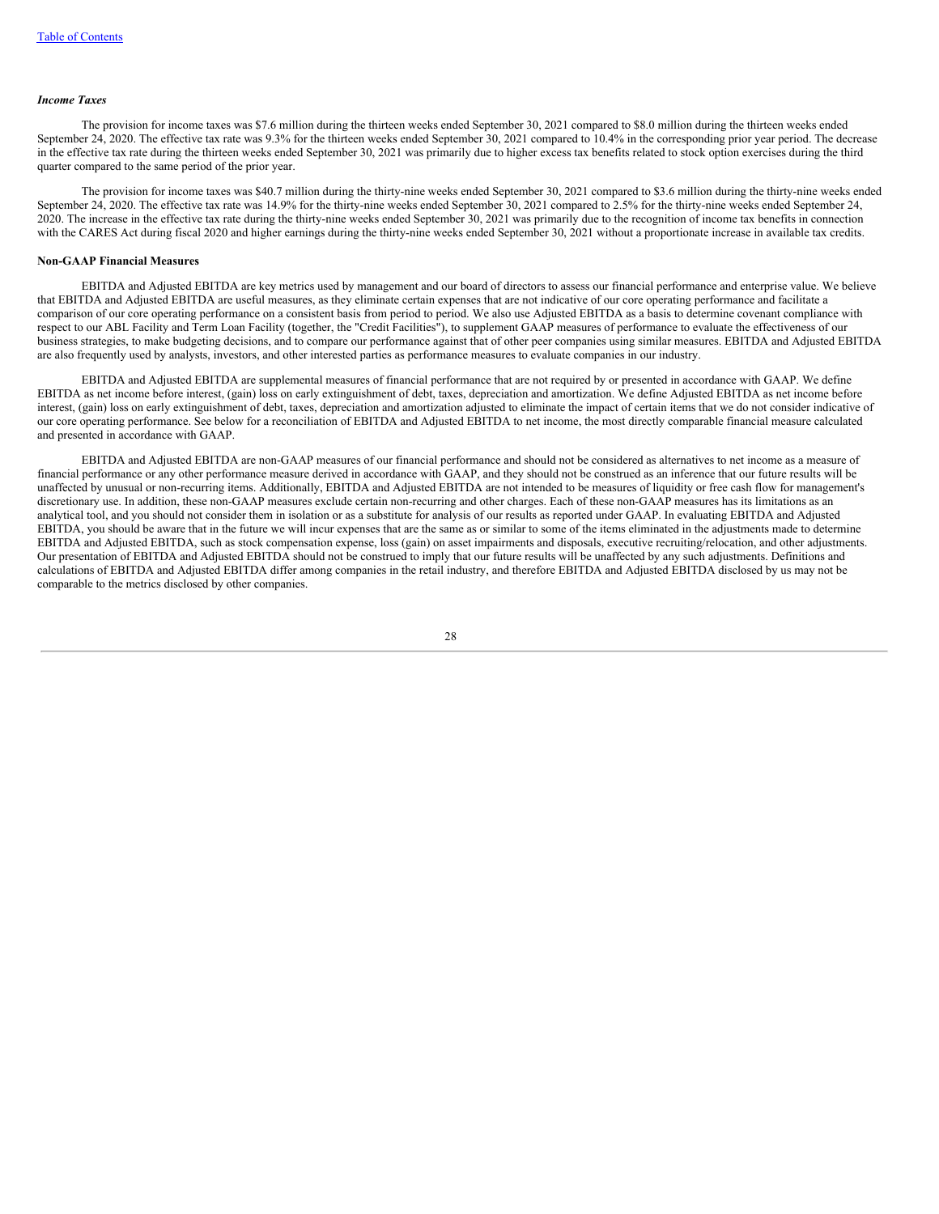***Income Taxes***

The provision for income taxes was $7.6 million during the thirteen weeks ended September 30, 2021 compared to $8.0 million during the thirteen weeks ended September 24, 2020. The effective tax rate was 9.3% for the thirteen weeks ended September 30, 2021 compared to 10.4% in the corresponding prior year period. The decrease in the effective tax rate during the thirteen weeks ended September 30, 2021 was primarily due to higher excess tax benefits related to stock option exercises during the third quarter compared to the same period of the prior year.

The provision for income taxes was $40.7 million during the thirty-nine weeks ended September 30, 2021 compared to $3.6 million during the thirty-nine weeks ended September 24, 2020. The effective tax rate was 14.9% for the thirty-nine weeks ended September 30, 2021 compared to 2.5% for the thirty-nine weeks ended September 24, 2020. The increase in the effective tax rate during the thirty-nine weeks ended September 30, 2021 was primarily due to the recognition of income tax benefits in connection with the CARES Act during fiscal 2020 and higher earnings during the thirty-nine weeks ended September 30, 2021 without a proportionate increase in available tax credits.

**Non-GAAP Financial Measures**

EBITDA and Adjusted EBITDA are key metrics used by management and our board of directors to assess our financial performance and enterprise value. We believe that EBITDA and Adjusted EBITDA are useful measures, as they eliminate certain expenses that are not indicative of our core operating performance and facilitate a comparison of our core operating performance on a consistent basis from period to period. We also use Adjusted EBITDA as a basis to determine covenant compliance with respect to our ABL Facility and Term Loan Facility (together, the "Credit Facilities"), to supplement GAAP measures of performance to evaluate the effectiveness of our business strategies, to make budgeting decisions, and to compare our performance against that of other peer companies using similar measures. EBITDA and Adjusted EBITDA are also frequently used by analysts, investors, and other interested parties as performance measures to evaluate companies in our industry.

EBITDA and Adjusted EBITDA are supplemental measures of financial performance that are not required by or presented in accordance with GAAP. We define EBITDA as net income before interest, (gain) loss on early extinguishment of debt, taxes, depreciation and amortization. We define Adjusted EBITDA as net income before interest, (gain) loss on early extinguishment of debt, taxes, depreciation and amortization adjusted to eliminate the impact of certain items that we do not consider indicative of our core operating performance. See below for a reconciliation of EBITDA and Adjusted EBITDA to net income, the most directly comparable financial measure calculated and presented in accordance with GAAP.

EBITDA and Adjusted EBITDA are non-GAAP measures of our financial performance and should not be considered as alternatives to net income as a measure of financial performance or any other performance measure derived in accordance with GAAP, and they should not be construed as an inference that our future results will be unaffected by unusual or non-recurring items. Additionally, EBITDA and Adjusted EBITDA are not intended to be measures of liquidity or free cash flow for management's discretionary use. In addition, these non-GAAP measures exclude certain non-recurring and other charges. Each of these non-GAAP measures has its limitations as an analytical tool, and you should not consider them in isolation or as a substitute for analysis of our results as reported under GAAP. In evaluating EBITDA and Adjusted EBITDA, you should be aware that in the future we will incur expenses that are the same as or similar to some of the items eliminated in the adjustments made to determine EBITDA and Adjusted EBITDA, such as stock compensation expense, loss (gain) on asset impairments and disposals, executive recruiting/relocation, and other adjustments. Our presentation of EBITDA and Adjusted EBITDA should not be construed to imply that our future results will be unaffected by any such adjustments. Definitions and calculations of EBITDA and Adjusted EBITDA differ among companies in the retail industry, and therefore EBITDA and Adjusted EBITDA disclosed by us may not be comparable to the metrics disclosed by other companies.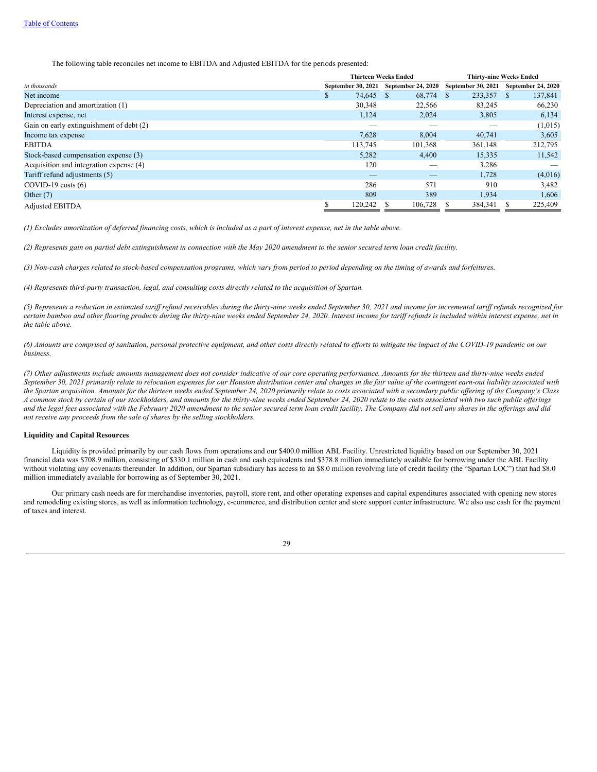[Table of Contents](#)

The following table reconciles net income to EBITDA and Adjusted EBITDA for the periods presented:

| *in thousands* | Thirteen Weeks Ended | | Thirty-nine Weeks Ended | |
|---|---|---|---|---|
| | September 30, 2021 | September 24, 2020 | September 30, 2021 | September 24, 2020 |
| Net income | $ 74,645 | $ 68,774 | $ 233,357 | $ 137,841 |
| Depreciation and amortization (1) | 30,348 | 22,566 | 83,245 | 66,230 |
| Interest expense, net | 1,124 | 2,024 | 3,805 | 6,134 |
| Gain on early extinguishment of debt (2) | — | — | — | (1,015) |
| Income tax expense | 7,628 | 8,004 | 40,741 | 3,605 |
| EBITDA | 113,745 | 101,368 | 361,148 | 212,795 |
| Stock-based compensation expense (3) | 5,282 | 4,400 | 15,335 | 11,542 |
| Acquisition and integration expense (4) | 120 | — | 3,286 | — |
| Tariff refund adjustments (5) | — | — | 1,728 | (4,016) |
| COVID-19 costs (6) | 286 | 571 | 910 | 3,482 |
| Other (7) | 809 | 389 | 1,934 | 1,606 |
| Adjusted EBITDA | $ 120,242 | $ 106,728 | $ 384,341 | $ 225,409 |

*(1) Excludes amortization of deferred financing costs, which is included as a part of interest expense, net in the table above.*

*(2) Represents gain on partial debt extinguishment in connection with the May 2020 amendment to the senior secured term loan credit facility.*

*(3) Non-cash charges related to stock-based compensation programs, which vary from period to period depending on the timing of awards and forfeitures.*

*(4) Represents third-party transaction, legal, and consulting costs directly related to the acquisition of Spartan.*

*(5) Represents a reduction in estimated tariff refund receivables during the thirty-nine weeks ended September 30, 2021 and income for incremental tariff refunds recognized for certain bamboo and other flooring products during the thirty-nine weeks ended September 24, 2020. Interest income for tariff refunds is included within interest expense, net in the table above.*

*(6) Amounts are comprised of sanitation, personal protective equipment, and other costs directly related to efforts to mitigate the impact of the COVID-19 pandemic on our business.*

*(7) Other adjustments include amounts management does not consider indicative of our core operating performance. Amounts for the thirteen and thirty-nine weeks ended September 30, 2021 primarily relate to relocation expenses for our Houston distribution center and changes in the fair value of the contingent earn-out liability associated with the Spartan acquisition. Amounts for the thirteen weeks ended September 24, 2020 primarily relate to costs associated with a secondary public offering of the Company's Class A common stock by certain of our stockholders, and amounts for the thirty-nine weeks ended September 24, 2020 relate to the costs associated with two such public offerings and the legal fees associated with the February 2020 amendment to the senior secured term loan credit facility. The Company did not sell any shares in the offerings and did not receive any proceeds from the sale of shares by the selling stockholders.*

**Liquidity and Capital Resources**

Liquidity is provided primarily by our cash flows from operations and our $400.0 million ABL Facility. Unrestricted liquidity based on our September 30, 2021 financial data was $708.9 million, consisting of $330.1 million in cash and cash equivalents and $378.8 million immediately available for borrowing under the ABL Facility without violating any covenants thereunder. In addition, our Spartan subsidiary has access to an $8.0 million revolving line of credit facility (the "Spartan LOC") that had $8.0 million immediately available for borrowing as of September 30, 2021.

Our primary cash needs are for merchandise inventories, payroll, store rent, and other operating expenses and capital expenditures associated with opening new stores and remodeling existing stores, as well as information technology, e-commerce, and distribution center and store support center infrastructure. We also use cash for the payment of taxes and interest.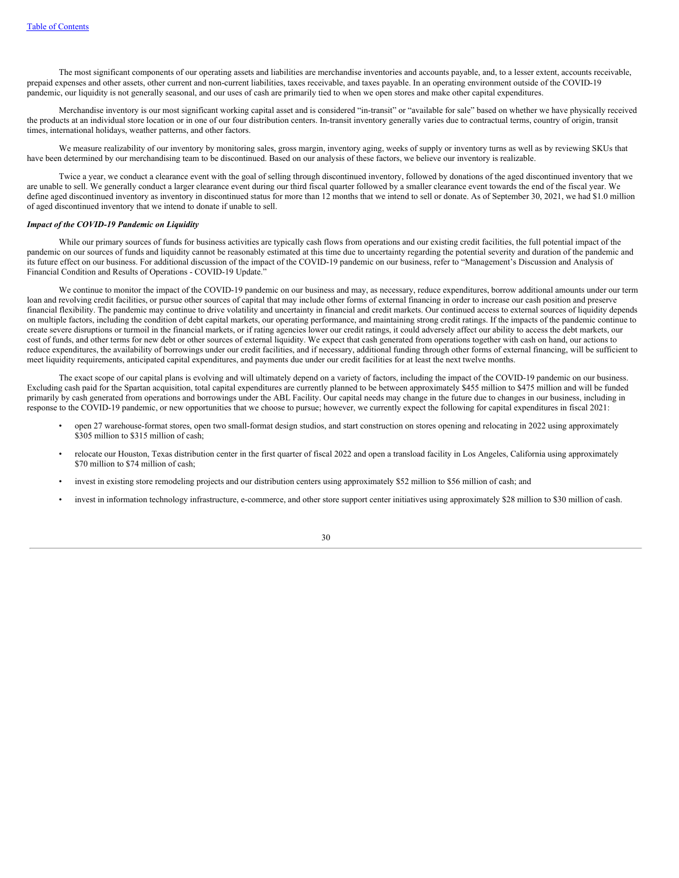The most significant components of our operating assets and liabilities are merchandise inventories and accounts payable, and, to a lesser extent, accounts receivable, prepaid expenses and other assets, other current and non-current liabilities, taxes receivable, and taxes payable. In an operating environment outside of the COVID-19 pandemic, our liquidity is not generally seasonal, and our uses of cash are primarily tied to when we open stores and make other capital expenditures.

Merchandise inventory is our most significant working capital asset and is considered "in-transit" or "available for sale" based on whether we have physically received the products at an individual store location or in one of our four distribution centers. In-transit inventory generally varies due to contractual terms, country of origin, transit times, international holidays, weather patterns, and other factors.

We measure realizability of our inventory by monitoring sales, gross margin, inventory aging, weeks of supply or inventory turns as well as by reviewing SKUs that have been determined by our merchandising team to be discontinued. Based on our analysis of these factors, we believe our inventory is realizable.

Twice a year, we conduct a clearance event with the goal of selling through discontinued inventory, followed by donations of the aged discontinued inventory that we are unable to sell. We generally conduct a larger clearance event during our third fiscal quarter followed by a smaller clearance event towards the end of the fiscal year. We define aged discontinued inventory as inventory in discontinued status for more than 12 months that we intend to sell or donate. As of September 30, 2021, we had $1.0 million of aged discontinued inventory that we intend to donate if unable to sell.

***Impact of the COVID-19 Pandemic on Liquidity***

While our primary sources of funds for business activities are typically cash flows from operations and our existing credit facilities, the full potential impact of the pandemic on our sources of funds and liquidity cannot be reasonably estimated at this time due to uncertainty regarding the potential severity and duration of the pandemic and its future effect on our business. For additional discussion of the impact of the COVID-19 pandemic on our business, refer to "Management's Discussion and Analysis of Financial Condition and Results of Operations - COVID-19 Update."

We continue to monitor the impact of the COVID-19 pandemic on our business and may, as necessary, reduce expenditures, borrow additional amounts under our term loan and revolving credit facilities, or pursue other sources of capital that may include other forms of external financing in order to increase our cash position and preserve financial flexibility. The pandemic may continue to drive volatility and uncertainty in financial and credit markets. Our continued access to external sources of liquidity depends on multiple factors, including the condition of debt capital markets, our operating performance, and maintaining strong credit ratings. If the impacts of the pandemic continue to create severe disruptions or turmoil in the financial markets, or if rating agencies lower our credit ratings, it could adversely affect our ability to access the debt markets, our cost of funds, and other terms for new debt or other sources of external liquidity. We expect that cash generated from operations together with cash on hand, our actions to reduce expenditures, the availability of borrowings under our credit facilities, and if necessary, additional funding through other forms of external financing, will be sufficient to meet liquidity requirements, anticipated capital expenditures, and payments due under our credit facilities for at least the next twelve months.

The exact scope of our capital plans is evolving and will ultimately depend on a variety of factors, including the impact of the COVID-19 pandemic on our business. Excluding cash paid for the Spartan acquisition, total capital expenditures are currently planned to be between approximately $455 million to $475 million and will be funded primarily by cash generated from operations and borrowings under the ABL Facility. Our capital needs may change in the future due to changes in our business, including in response to the COVID-19 pandemic, or new opportunities that we choose to pursue; however, we currently expect the following for capital expenditures in fiscal 2021:

- open 27 warehouse-format stores, open two small-format design studios, and start construction on stores opening and relocating in 2022 using approximately $305 million to $315 million of cash;
- relocate our Houston, Texas distribution center in the first quarter of fiscal 2022 and open a transload facility in Los Angeles, California using approximately $70 million to $74 million of cash;
- invest in existing store remodeling projects and our distribution centers using approximately $52 million to $56 million of cash; and
- invest in information technology infrastructure, e-commerce, and other store support center initiatives using approximately $28 million to $30 million of cash.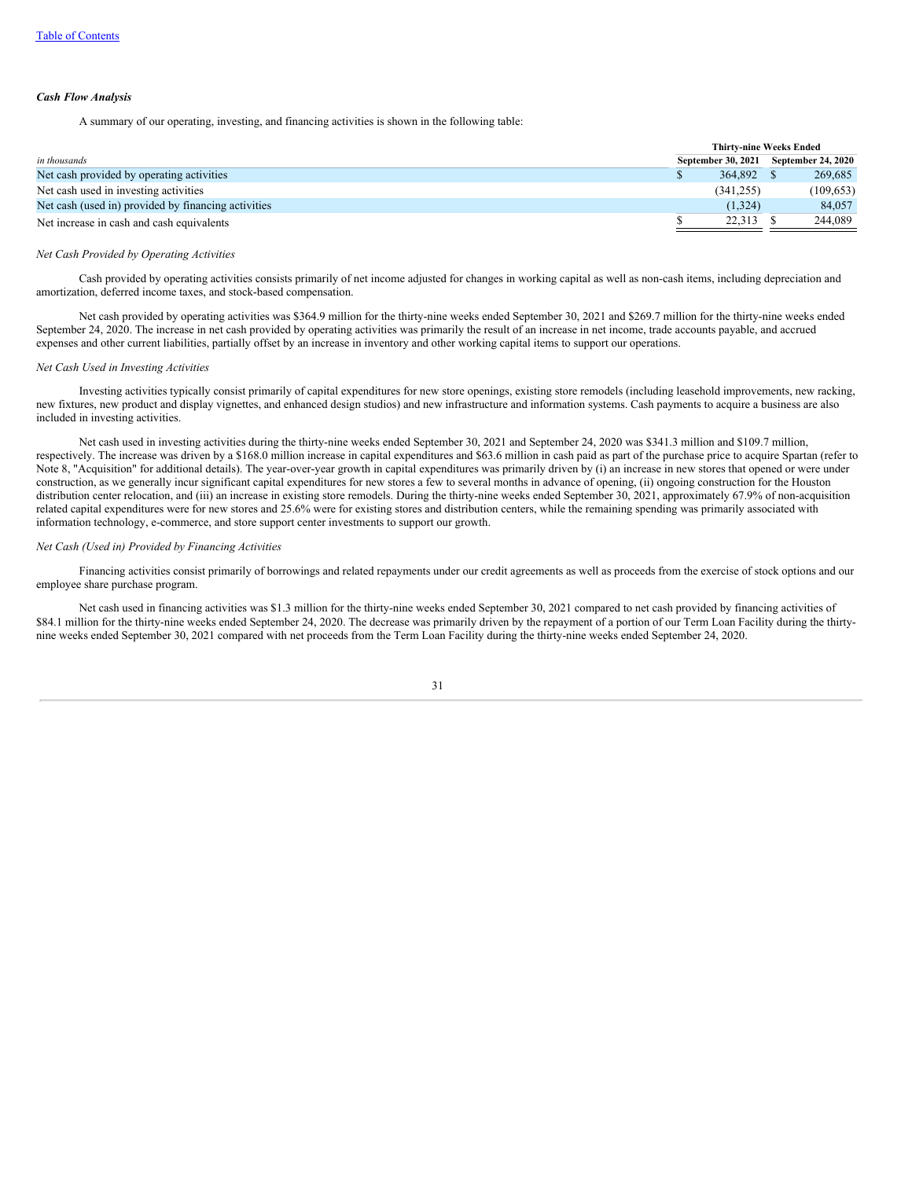*Cash Flow Analysis*

A summary of our operating, investing, and financing activities is shown in the following table:

| | Thirty-nine Weeks Ended | |
|---|---|---|
| *in thousands* | September 30, 2021 | September 24, 2020 |
| Net cash provided by operating activities | $ 364,892 | $ 269,685 |
| Net cash used in investing activities | (341,255) | (109,653) |
| Net cash (used in) provided by financing activities | (1,324) | 84,057 |
| Net increase in cash and cash equivalents | $ 22,313 | $ 244,089 |

*Net Cash Provided by Operating Activities*

Cash provided by operating activities consists primarily of net income adjusted for changes in working capital as well as non-cash items, including depreciation and amortization, deferred income taxes, and stock-based compensation.

Net cash provided by operating activities was $364.9 million for the thirty-nine weeks ended September 30, 2021 and $269.7 million for the thirty-nine weeks ended September 24, 2020. The increase in net cash provided by operating activities was primarily the result of an increase in net income, trade accounts payable, and accrued expenses and other current liabilities, partially offset by an increase in inventory and other working capital items to support our operations.

*Net Cash Used in Investing Activities*

Investing activities typically consist primarily of capital expenditures for new store openings, existing store remodels (including leasehold improvements, new racking, new fixtures, new product and display vignettes, and enhanced design studios) and new infrastructure and information systems. Cash payments to acquire a business are also included in investing activities.

Net cash used in investing activities during the thirty-nine weeks ended September 30, 2021 and September 24, 2020 was $341.3 million and $109.7 million, respectively. The increase was driven by a $168.0 million increase in capital expenditures and $63.6 million in cash paid as part of the purchase price to acquire Spartan (refer to Note 8, "Acquisition" for additional details). The year-over-year growth in capital expenditures was primarily driven by (i) an increase in new stores that opened or were under construction, as we generally incur significant capital expenditures for new stores a few to several months in advance of opening, (ii) ongoing construction for the Houston distribution center relocation, and (iii) an increase in existing store remodels. During the thirty-nine weeks ended September 30, 2021, approximately 67.9% of non-acquisition related capital expenditures were for new stores and 25.6% were for existing stores and distribution centers, while the remaining spending was primarily associated with information technology, e-commerce, and store support center investments to support our growth.

*Net Cash (Used in) Provided by Financing Activities*

Financing activities consist primarily of borrowings and related repayments under our credit agreements as well as proceeds from the exercise of stock options and our employee share purchase program.

Net cash used in financing activities was $1.3 million for the thirty-nine weeks ended September 30, 2021 compared to net cash provided by financing activities of $84.1 million for the thirty-nine weeks ended September 24, 2020. The decrease was primarily driven by the repayment of a portion of our Term Loan Facility during the thirty-nine weeks ended September 30, 2021 compared with net proceeds from the Term Loan Facility during the thirty-nine weeks ended September 24, 2020.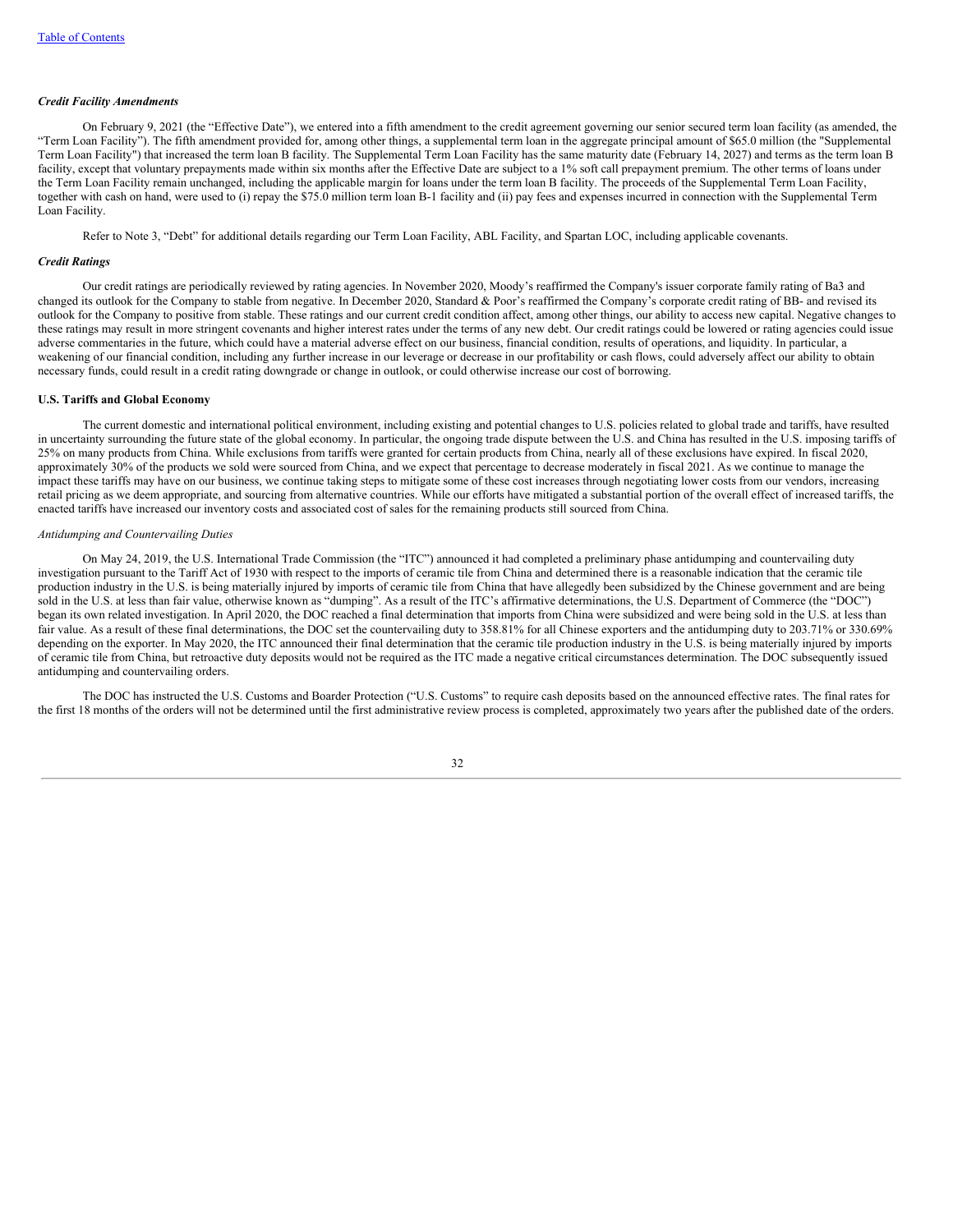*Credit Facility Amendments*

On February 9, 2021 (the "Effective Date"), we entered into a fifth amendment to the credit agreement governing our senior secured term loan facility (as amended, the "Term Loan Facility"). The fifth amendment provided for, among other things, a supplemental term loan in the aggregate principal amount of $65.0 million (the "Supplemental Term Loan Facility") that increased the term loan B facility. The Supplemental Term Loan Facility has the same maturity date (February 14, 2027) and terms as the term loan B facility, except that voluntary prepayments made within six months after the Effective Date are subject to a 1% soft call prepayment premium. The other terms of loans under the Term Loan Facility remain unchanged, including the applicable margin for loans under the term loan B facility. The proceeds of the Supplemental Term Loan Facility, together with cash on hand, were used to (i) repay the $75.0 million term loan B-1 facility and (ii) pay fees and expenses incurred in connection with the Supplemental Term Loan Facility.

Refer to Note 3, "Debt" for additional details regarding our Term Loan Facility, ABL Facility, and Spartan LOC, including applicable covenants.

*Credit Ratings*

Our credit ratings are periodically reviewed by rating agencies. In November 2020, Moody's reaffirmed the Company's issuer corporate family rating of Ba3 and changed its outlook for the Company to stable from negative. In December 2020, Standard & Poor's reaffirmed the Company's corporate credit rating of BB- and revised its outlook for the Company to positive from stable. These ratings and our current credit condition affect, among other things, our ability to access new capital. Negative changes to these ratings may result in more stringent covenants and higher interest rates under the terms of any new debt. Our credit ratings could be lowered or rating agencies could issue adverse commentaries in the future, which could have a material adverse effect on our business, financial condition, results of operations, and liquidity. In particular, a weakening of our financial condition, including any further increase in our leverage or decrease in our profitability or cash flows, could adversely affect our ability to obtain necessary funds, could result in a credit rating downgrade or change in outlook, or could otherwise increase our cost of borrowing.

**U.S. Tariffs and Global Economy**

The current domestic and international political environment, including existing and potential changes to U.S. policies related to global trade and tariffs, have resulted in uncertainty surrounding the future state of the global economy. In particular, the ongoing trade dispute between the U.S. and China has resulted in the U.S. imposing tariffs of 25% on many products from China. While exclusions from tariffs were granted for certain products from China, nearly all of these exclusions have expired. In fiscal 2020, approximately 30% of the products we sold were sourced from China, and we expect that percentage to decrease moderately in fiscal 2021. As we continue to manage the impact these tariffs may have on our business, we continue taking steps to mitigate some of these cost increases through negotiating lower costs from our vendors, increasing retail pricing as we deem appropriate, and sourcing from alternative countries. While our efforts have mitigated a substantial portion of the overall effect of increased tariffs, the enacted tariffs have increased our inventory costs and associated cost of sales for the remaining products still sourced from China.

*Antidumping and Countervailing Duties*

On May 24, 2019, the U.S. International Trade Commission (the "ITC") announced it had completed a preliminary phase antidumping and countervailing duty investigation pursuant to the Tariff Act of 1930 with respect to the imports of ceramic tile from China and determined there is a reasonable indication that the ceramic tile production industry in the U.S. is being materially injured by imports of ceramic tile from China that have allegedly been subsidized by the Chinese government and are being sold in the U.S. at less than fair value, otherwise known as "dumping". As a result of the ITC's affirmative determinations, the U.S. Department of Commerce (the "DOC") began its own related investigation. In April 2020, the DOC reached a final determination that imports from China were subsidized and were being sold in the U.S. at less than fair value. As a result of these final determinations, the DOC set the countervailing duty to 358.81% for all Chinese exporters and the antidumping duty to 203.71% or 330.69% depending on the exporter. In May 2020, the ITC announced their final determination that the ceramic tile production industry in the U.S. is being materially injured by imports of ceramic tile from China, but retroactive duty deposits would not be required as the ITC made a negative critical circumstances determination. The DOC subsequently issued antidumping and countervailing orders.

The DOC has instructed the U.S. Customs and Boarder Protection ("U.S. Customs" to require cash deposits based on the announced effective rates. The final rates for the first 18 months of the orders will not be determined until the first administrative review process is completed, approximately two years after the published date of the orders.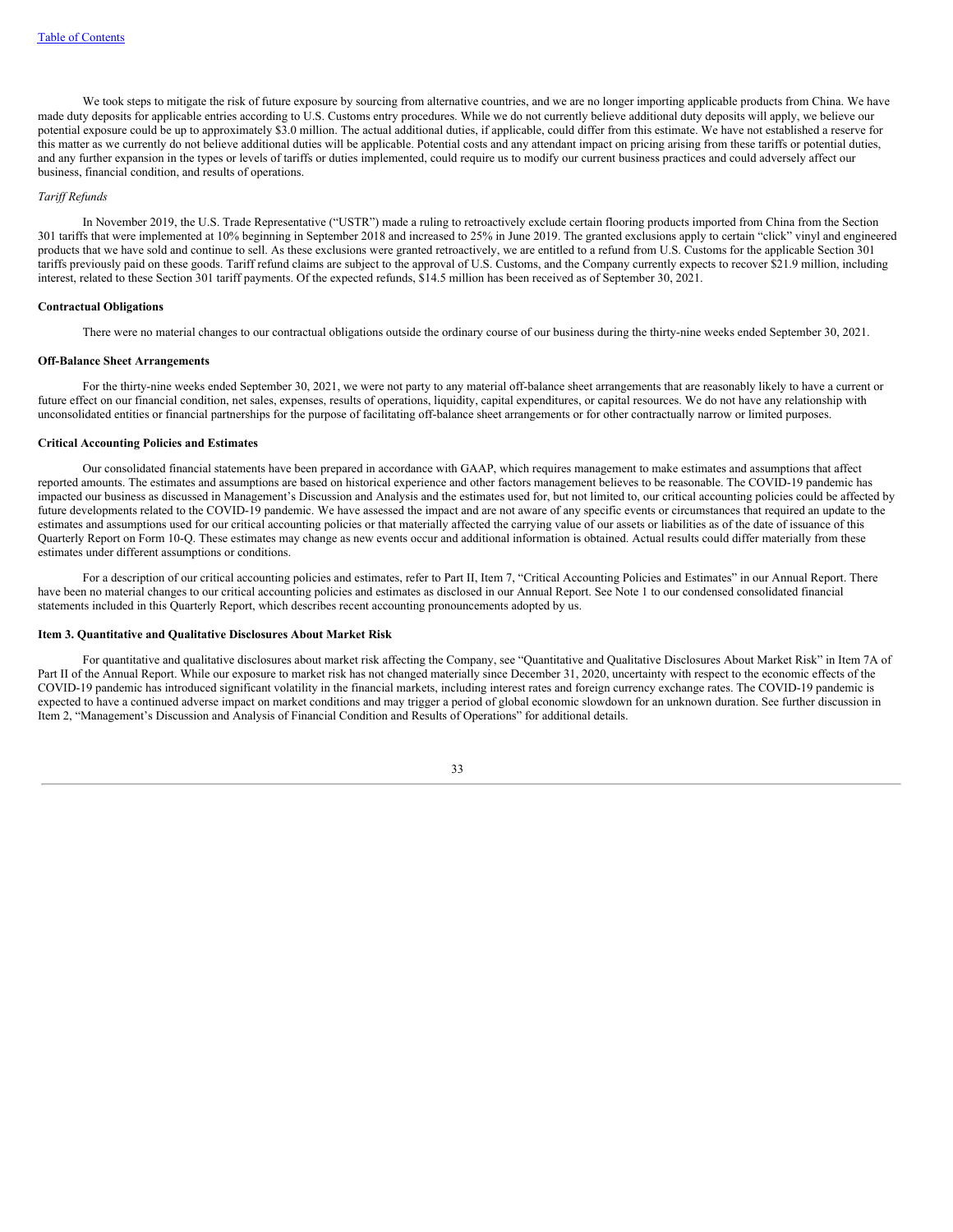We took steps to mitigate the risk of future exposure by sourcing from alternative countries, and we are no longer importing applicable products from China. We have made duty deposits for applicable entries according to U.S. Customs entry procedures. While we do not currently believe additional duty deposits will apply, we believe our potential exposure could be up to approximately $3.0 million. The actual additional duties, if applicable, could differ from this estimate. We have not established a reserve for this matter as we currently do not believe additional duties will be applicable. Potential costs and any attendant impact on pricing arising from these tariffs or potential duties, and any further expansion in the types or levels of tariffs or duties implemented, could require us to modify our current business practices and could adversely affect our business, financial condition, and results of operations.

*Tariff Refunds*

In November 2019, the U.S. Trade Representative ("USTR") made a ruling to retroactively exclude certain flooring products imported from China from the Section 301 tariffs that were implemented at 10% beginning in September 2018 and increased to 25% in June 2019. The granted exclusions apply to certain "click" vinyl and engineered products that we have sold and continue to sell. As these exclusions were granted retroactively, we are entitled to a refund from U.S. Customs for the applicable Section 301 tariffs previously paid on these goods. Tariff refund claims are subject to the approval of U.S. Customs, and the Company currently expects to recover $21.9 million, including interest, related to these Section 301 tariff payments. Of the expected refunds, $14.5 million has been received as of September 30, 2021.

**Contractual Obligations**

There were no material changes to our contractual obligations outside the ordinary course of our business during the thirty-nine weeks ended September 30, 2021.

**Off-Balance Sheet Arrangements**

For the thirty-nine weeks ended September 30, 2021, we were not party to any material off-balance sheet arrangements that are reasonably likely to have a current or future effect on our financial condition, net sales, expenses, results of operations, liquidity, capital expenditures, or capital resources. We do not have any relationship with unconsolidated entities or financial partnerships for the purpose of facilitating off-balance sheet arrangements or for other contractually narrow or limited purposes.

**Critical Accounting Policies and Estimates**

Our consolidated financial statements have been prepared in accordance with GAAP, which requires management to make estimates and assumptions that affect reported amounts. The estimates and assumptions are based on historical experience and other factors management believes to be reasonable. The COVID-19 pandemic has impacted our business as discussed in Management's Discussion and Analysis and the estimates used for, but not limited to, our critical accounting policies could be affected by future developments related to the COVID-19 pandemic. We have assessed the impact and are not aware of any specific events or circumstances that required an update to the estimates and assumptions used for our critical accounting policies or that materially affected the carrying value of our assets or liabilities as of the date of issuance of this Quarterly Report on Form 10-Q. These estimates may change as new events occur and additional information is obtained. Actual results could differ materially from these estimates under different assumptions or conditions.

For a description of our critical accounting policies and estimates, refer to Part II, Item 7, "Critical Accounting Policies and Estimates" in our Annual Report. There have been no material changes to our critical accounting policies and estimates as disclosed in our Annual Report. See Note 1 to our condensed consolidated financial statements included in this Quarterly Report, which describes recent accounting pronouncements adopted by us.

**Item 3. Quantitative and Qualitative Disclosures About Market Risk**

For quantitative and qualitative disclosures about market risk affecting the Company, see "Quantitative and Qualitative Disclosures About Market Risk" in Item 7A of Part II of the Annual Report. While our exposure to market risk has not changed materially since December 31, 2020, uncertainty with respect to the economic effects of the COVID-19 pandemic has introduced significant volatility in the financial markets, including interest rates and foreign currency exchange rates. The COVID-19 pandemic is expected to have a continued adverse impact on market conditions and may trigger a period of global economic slowdown for an unknown duration. See further discussion in Item 2, "Management's Discussion and Analysis of Financial Condition and Results of Operations" for additional details.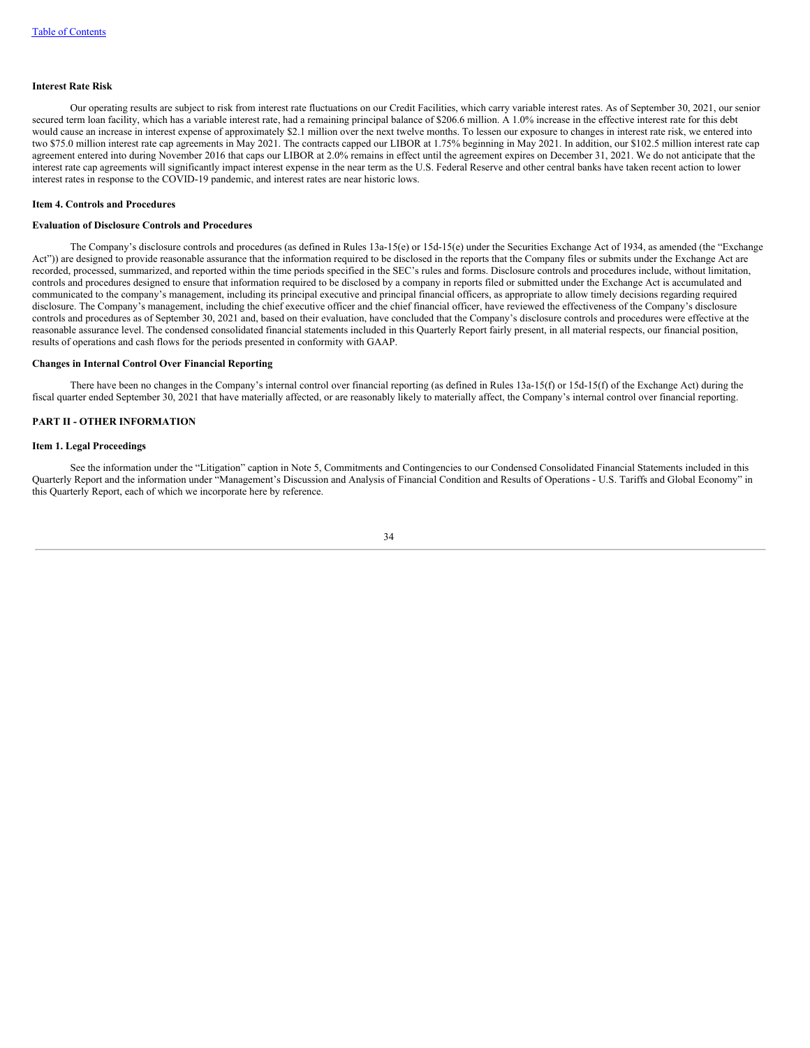**Interest Rate Risk**

Our operating results are subject to risk from interest rate fluctuations on our Credit Facilities, which carry variable interest rates. As of September 30, 2021, our senior secured term loan facility, which has a variable interest rate, had a remaining principal balance of $206.6 million. A 1.0% increase in the effective interest rate for this debt would cause an increase in interest expense of approximately $2.1 million over the next twelve months. To lessen our exposure to changes in interest rate risk, we entered into two $75.0 million interest rate cap agreements in May 2021. The contracts capped our LIBOR at 1.75% beginning in May 2021. In addition, our $102.5 million interest rate cap agreement entered into during November 2016 that caps our LIBOR at 2.0% remains in effect until the agreement expires on December 31, 2021. We do not anticipate that the interest rate cap agreements will significantly impact interest expense in the near term as the U.S. Federal Reserve and other central banks have taken recent action to lower interest rates in response to the COVID-19 pandemic, and interest rates are near historic lows.

## Item 4. Controls and Procedures

**Evaluation of Disclosure Controls and Procedures**

The Company's disclosure controls and procedures (as defined in Rules 13a-15(e) or 15d-15(e) under the Securities Exchange Act of 1934, as amended (the "Exchange Act")) are designed to provide reasonable assurance that the information required to be disclosed in the reports that the Company files or submits under the Exchange Act are recorded, processed, summarized, and reported within the time periods specified in the SEC's rules and forms. Disclosure controls and procedures include, without limitation, controls and procedures designed to ensure that information required to be disclosed by a company in reports filed or submitted under the Exchange Act is accumulated and communicated to the company's management, including its principal executive and principal financial officers, as appropriate to allow timely decisions regarding required disclosure. The Company's management, including the chief executive officer and the chief financial officer, have reviewed the effectiveness of the Company's disclosure controls and procedures as of September 30, 2021 and, based on their evaluation, have concluded that the Company's disclosure controls and procedures were effective at the reasonable assurance level. The condensed consolidated financial statements included in this Quarterly Report fairly present, in all material respects, our financial position, results of operations and cash flows for the periods presented in conformity with GAAP.

**Changes in Internal Control Over Financial Reporting**

There have been no changes in the Company's internal control over financial reporting (as defined in Rules 13a-15(f) or 15d-15(f) of the Exchange Act) during the fiscal quarter ended September 30, 2021 that have materially affected, or are reasonably likely to materially affect, the Company's internal control over financial reporting.

# PART II - OTHER INFORMATION

## Item 1. Legal Proceedings

See the information under the "Litigation" caption in Note 5, Commitments and Contingencies to our Condensed Consolidated Financial Statements included in this Quarterly Report and the information under "Management's Discussion and Analysis of Financial Condition and Results of Operations - U.S. Tariffs and Global Economy" in this Quarterly Report, each of which we incorporate here by reference.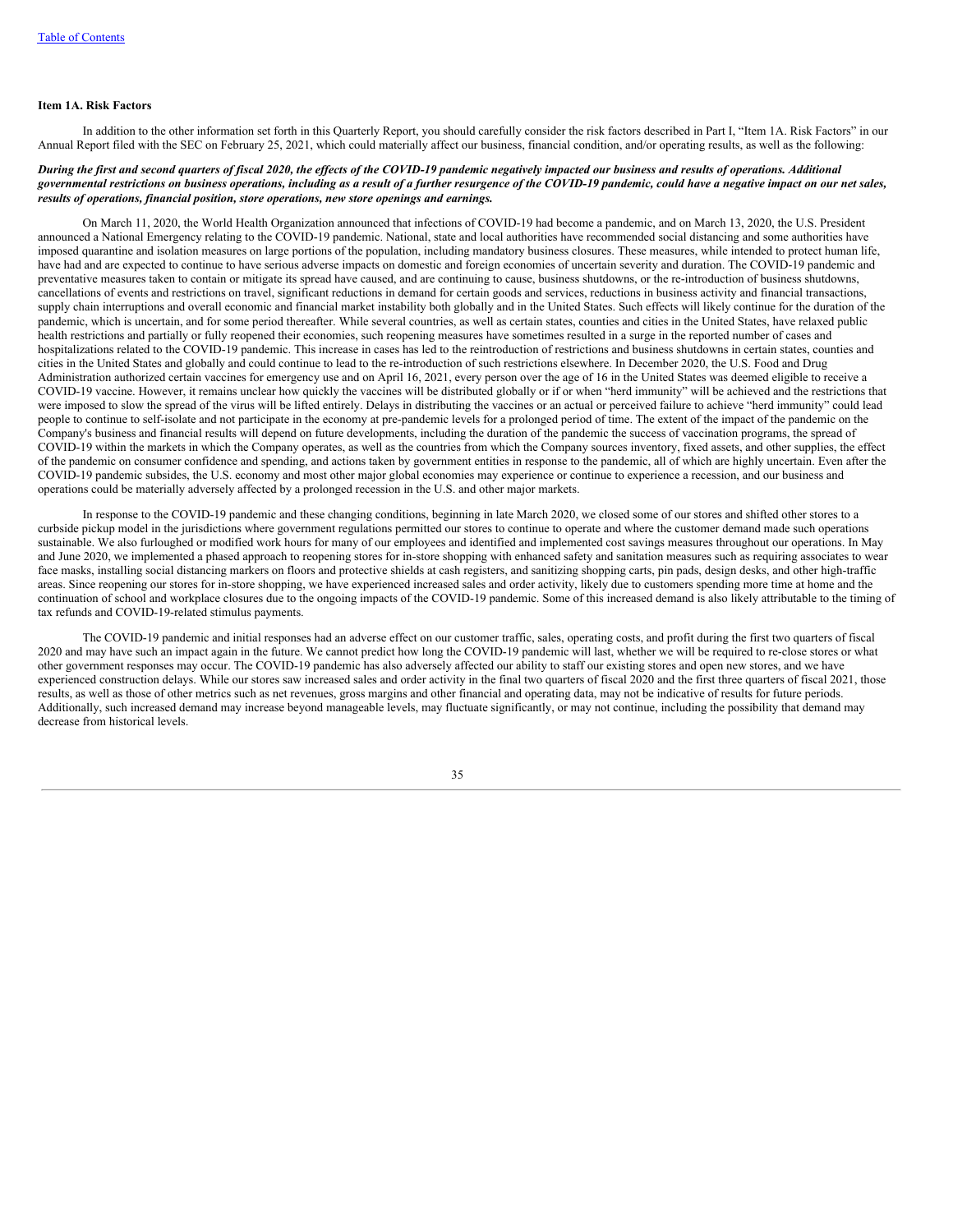### Item 1A. Risk Factors

In addition to the other information set forth in this Quarterly Report, you should carefully consider the risk factors described in Part I, "Item 1A. Risk Factors" in our Annual Report filed with the SEC on February 25, 2021, which could materially affect our business, financial condition, and/or operating results, as well as the following:

***During the first and second quarters of fiscal 2020, the effects of the COVID-19 pandemic negatively impacted our business and results of operations. Additional governmental restrictions on business operations, including as a result of a further resurgence of the COVID-19 pandemic, could have a negative impact on our net sales, results of operations, financial position, store operations, new store openings and earnings.***

On March 11, 2020, the World Health Organization announced that infections of COVID-19 had become a pandemic, and on March 13, 2020, the U.S. President announced a National Emergency relating to the COVID-19 pandemic. National, state and local authorities have recommended social distancing and some authorities have imposed quarantine and isolation measures on large portions of the population, including mandatory business closures. These measures, while intended to protect human life, have had and are expected to continue to have serious adverse impacts on domestic and foreign economies of uncertain severity and duration. The COVID-19 pandemic and preventative measures taken to contain or mitigate its spread have caused, and are continuing to cause, business shutdowns, or the re-introduction of business shutdowns, cancellations of events and restrictions on travel, significant reductions in demand for certain goods and services, reductions in business activity and financial transactions, supply chain interruptions and overall economic and financial market instability both globally and in the United States. Such effects will likely continue for the duration of the pandemic, which is uncertain, and for some period thereafter. While several countries, as well as certain states, counties and cities in the United States, have relaxed public health restrictions and partially or fully reopened their economies, such reopening measures have sometimes resulted in a surge in the reported number of cases and hospitalizations related to the COVID-19 pandemic. This increase in cases has led to the reintroduction of restrictions and business shutdowns in certain states, counties and cities in the United States and globally and could continue to lead to the re-introduction of such restrictions elsewhere. In December 2020, the U.S. Food and Drug Administration authorized certain vaccines for emergency use and on April 16, 2021, every person over the age of 16 in the United States was deemed eligible to receive a COVID-19 vaccine. However, it remains unclear how quickly the vaccines will be distributed globally or if or when "herd immunity" will be achieved and the restrictions that were imposed to slow the spread of the virus will be lifted entirely. Delays in distributing the vaccines or an actual or perceived failure to achieve "herd immunity" could lead people to continue to self-isolate and not participate in the economy at pre-pandemic levels for a prolonged period of time. The extent of the impact of the pandemic on the Company's business and financial results will depend on future developments, including the duration of the pandemic the success of vaccination programs, the spread of COVID-19 within the markets in which the Company operates, as well as the countries from which the Company sources inventory, fixed assets, and other supplies, the effect of the pandemic on consumer confidence and spending, and actions taken by government entities in response to the pandemic, all of which are highly uncertain. Even after the COVID-19 pandemic subsides, the U.S. economy and most other major global economies may experience or continue to experience a recession, and our business and operations could be materially adversely affected by a prolonged recession in the U.S. and other major markets.

In response to the COVID-19 pandemic and these changing conditions, beginning in late March 2020, we closed some of our stores and shifted other stores to a curbside pickup model in the jurisdictions where government regulations permitted our stores to continue to operate and where the customer demand made such operations sustainable. We also furloughed or modified work hours for many of our employees and identified and implemented cost savings measures throughout our operations. In May and June 2020, we implemented a phased approach to reopening stores for in-store shopping with enhanced safety and sanitation measures such as requiring associates to wear face masks, installing social distancing markers on floors and protective shields at cash registers, and sanitizing shopping carts, pin pads, design desks, and other high-traffic areas. Since reopening our stores for in-store shopping, we have experienced increased sales and order activity, likely due to customers spending more time at home and the continuation of school and workplace closures due to the ongoing impacts of the COVID-19 pandemic. Some of this increased demand is also likely attributable to the timing of tax refunds and COVID-19-related stimulus payments.

The COVID-19 pandemic and initial responses had an adverse effect on our customer traffic, sales, operating costs, and profit during the first two quarters of fiscal 2020 and may have such an impact again in the future. We cannot predict how long the COVID-19 pandemic will last, whether we will be required to re-close stores or what other government responses may occur. The COVID-19 pandemic has also adversely affected our ability to staff our existing stores and open new stores, and we have experienced construction delays. While our stores saw increased sales and order activity in the final two quarters of fiscal 2020 and the first three quarters of fiscal 2021, those results, as well as those of other metrics such as net revenues, gross margins and other financial and operating data, may not be indicative of results for future periods. Additionally, such increased demand may increase beyond manageable levels, may fluctuate significantly, or may not continue, including the possibility that demand may decrease from historical levels.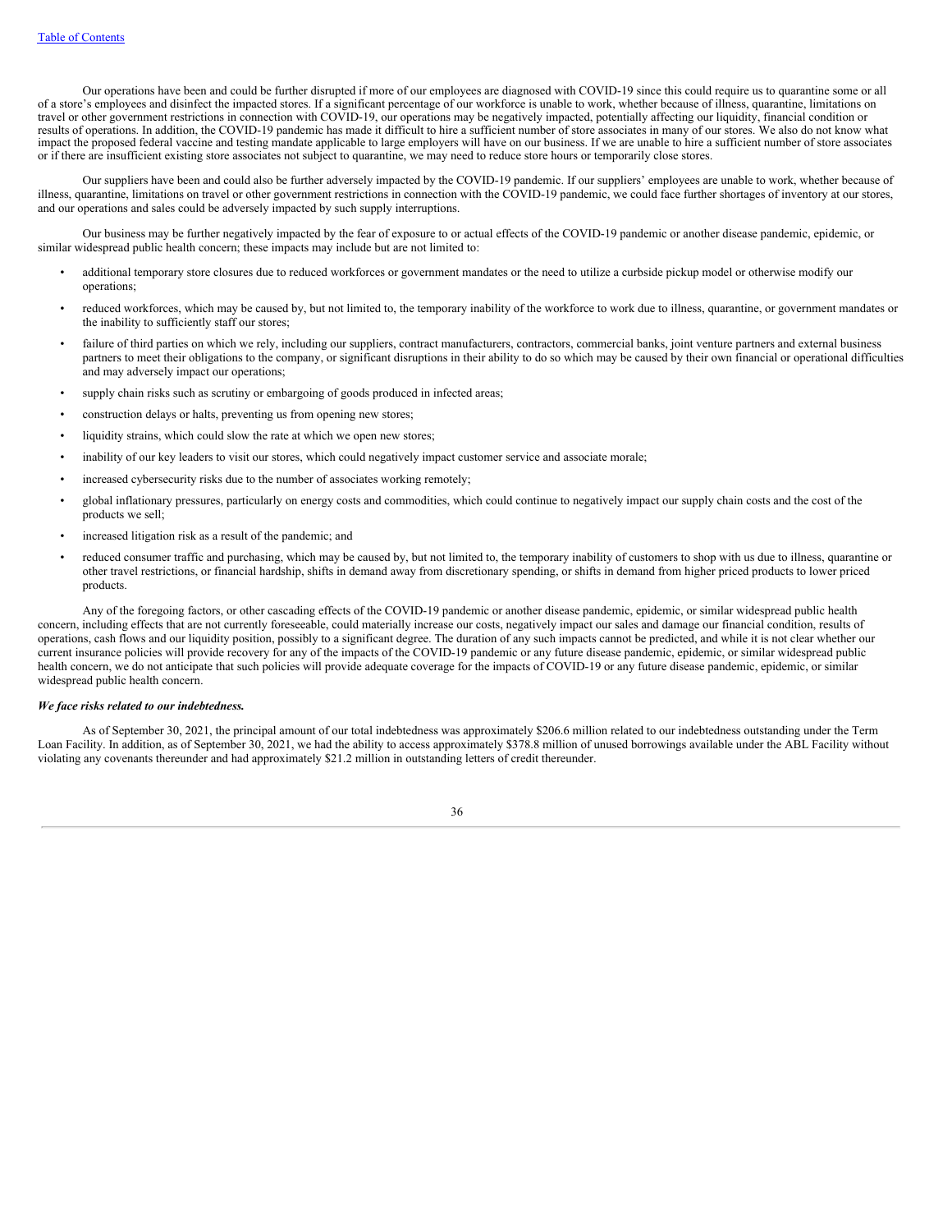Our operations have been and could be further disrupted if more of our employees are diagnosed with COVID-19 since this could require us to quarantine some or all of a store's employees and disinfect the impacted stores. If a significant percentage of our workforce is unable to work, whether because of illness, quarantine, limitations on travel or other government restrictions in connection with COVID-19, our operations may be negatively impacted, potentially affecting our liquidity, financial condition or results of operations. In addition, the COVID-19 pandemic has made it difficult to hire a sufficient number of store associates in many of our stores. We also do not know what impact the proposed federal vaccine and testing mandate applicable to large employers will have on our business. If we are unable to hire a sufficient number of store associates or if there are insufficient existing store associates not subject to quarantine, we may need to reduce store hours or temporarily close stores.

Our suppliers have been and could also be further adversely impacted by the COVID-19 pandemic. If our suppliers' employees are unable to work, whether because of illness, quarantine, limitations on travel or other government restrictions in connection with the COVID-19 pandemic, we could face further shortages of inventory at our stores, and our operations and sales could be adversely impacted by such supply interruptions.

Our business may be further negatively impacted by the fear of exposure to or actual effects of the COVID-19 pandemic or another disease pandemic, epidemic, or similar widespread public health concern; these impacts may include but are not limited to:

- additional temporary store closures due to reduced workforces or government mandates or the need to utilize a curbside pickup model or otherwise modify our operations;
- reduced workforces, which may be caused by, but not limited to, the temporary inability of the workforce to work due to illness, quarantine, or government mandates or the inability to sufficiently staff our stores;
- failure of third parties on which we rely, including our suppliers, contract manufacturers, contractors, commercial banks, joint venture partners and external business partners to meet their obligations to the company, or significant disruptions in their ability to do so which may be caused by their own financial or operational difficulties and may adversely impact our operations;
- supply chain risks such as scrutiny or embargoing of goods produced in infected areas;
- construction delays or halts, preventing us from opening new stores;
- liquidity strains, which could slow the rate at which we open new stores;
- inability of our key leaders to visit our stores, which could negatively impact customer service and associate morale;
- increased cybersecurity risks due to the number of associates working remotely;
- global inflationary pressures, particularly on energy costs and commodities, which could continue to negatively impact our supply chain costs and the cost of the products we sell;
- increased litigation risk as a result of the pandemic; and
- reduced consumer traffic and purchasing, which may be caused by, but not limited to, the temporary inability of customers to shop with us due to illness, quarantine or other travel restrictions, or financial hardship, shifts in demand away from discretionary spending, or shifts in demand from higher priced products to lower priced products.

Any of the foregoing factors, or other cascading effects of the COVID-19 pandemic or another disease pandemic, epidemic, or similar widespread public health concern, including effects that are not currently foreseeable, could materially increase our costs, negatively impact our sales and damage our financial condition, results of operations, cash flows and our liquidity position, possibly to a significant degree. The duration of any such impacts cannot be predicted, and while it is not clear whether our current insurance policies will provide recovery for any of the impacts of the COVID-19 pandemic or any future disease pandemic, epidemic, or similar widespread public health concern, we do not anticipate that such policies will provide adequate coverage for the impacts of COVID-19 or any future disease pandemic, epidemic, or similar widespread public health concern.

***We face risks related to our indebtedness.***

As of September 30, 2021, the principal amount of our total indebtedness was approximately $206.6 million related to our indebtedness outstanding under the Term Loan Facility. In addition, as of September 30, 2021, we had the ability to access approximately $378.8 million of unused borrowings available under the ABL Facility without violating any covenants thereunder and had approximately $21.2 million in outstanding letters of credit thereunder.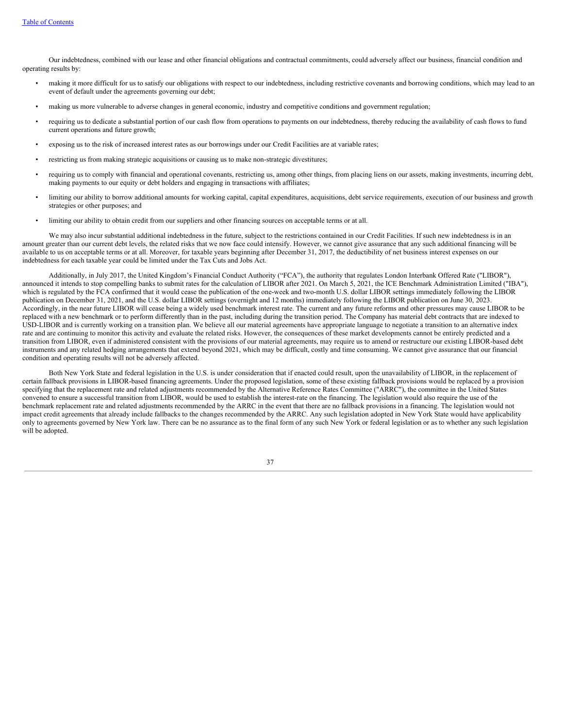Our indebtedness, combined with our lease and other financial obligations and contractual commitments, could adversely affect our business, financial condition and operating results by:

- making it more difficult for us to satisfy our obligations with respect to our indebtedness, including restrictive covenants and borrowing conditions, which may lead to an event of default under the agreements governing our debt;
- making us more vulnerable to adverse changes in general economic, industry and competitive conditions and government regulation;
- requiring us to dedicate a substantial portion of our cash flow from operations to payments on our indebtedness, thereby reducing the availability of cash flows to fund current operations and future growth;
- exposing us to the risk of increased interest rates as our borrowings under our Credit Facilities are at variable rates;
- restricting us from making strategic acquisitions or causing us to make non-strategic divestitures;
- requiring us to comply with financial and operational covenants, restricting us, among other things, from placing liens on our assets, making investments, incurring debt, making payments to our equity or debt holders and engaging in transactions with affiliates;
- limiting our ability to borrow additional amounts for working capital, capital expenditures, acquisitions, debt service requirements, execution of our business and growth strategies or other purposes; and
- limiting our ability to obtain credit from our suppliers and other financing sources on acceptable terms or at all.

We may also incur substantial additional indebtedness in the future, subject to the restrictions contained in our Credit Facilities. If such new indebtedness is in an amount greater than our current debt levels, the related risks that we now face could intensify. However, we cannot give assurance that any such additional financing will be available to us on acceptable terms or at all. Moreover, for taxable years beginning after December 31, 2017, the deductibility of net business interest expenses on our indebtedness for each taxable year could be limited under the Tax Cuts and Jobs Act.

Additionally, in July 2017, the United Kingdom's Financial Conduct Authority ("FCA"), the authority that regulates London Interbank Offered Rate ("LIBOR"), announced it intends to stop compelling banks to submit rates for the calculation of LIBOR after 2021. On March 5, 2021, the ICE Benchmark Administration Limited ("IBA"), which is regulated by the FCA confirmed that it would cease the publication of the one-week and two-month U.S. dollar LIBOR settings immediately following the LIBOR publication on December 31, 2021, and the U.S. dollar LIBOR settings (overnight and 12 months) immediately following the LIBOR publication on June 30, 2023. Accordingly, in the near future LIBOR will cease being a widely used benchmark interest rate. The current and any future reforms and other pressures may cause LIBOR to be replaced with a new benchmark or to perform differently than in the past, including during the transition period. The Company has material debt contracts that are indexed to USD-LIBOR and is currently working on a transition plan. We believe all our material agreements have appropriate language to negotiate a transition to an alternative index rate and are continuing to monitor this activity and evaluate the related risks. However, the consequences of these market developments cannot be entirely predicted and a transition from LIBOR, even if administered consistent with the provisions of our material agreements, may require us to amend or restructure our existing LIBOR-based debt instruments and any related hedging arrangements that extend beyond 2021, which may be difficult, costly and time consuming. We cannot give assurance that our financial condition and operating results will not be adversely affected.

Both New York State and federal legislation in the U.S. is under consideration that if enacted could result, upon the unavailability of LIBOR, in the replacement of certain fallback provisions in LIBOR-based financing agreements. Under the proposed legislation, some of these existing fallback provisions would be replaced by a provision specifying that the replacement rate and related adjustments recommended by the Alternative Reference Rates Committee ("ARRC"), the committee in the United States convened to ensure a successful transition from LIBOR, would be used to establish the interest-rate on the financing. The legislation would also require the use of the benchmark replacement rate and related adjustments recommended by the ARRC in the event that there are no fallback provisions in a financing. The legislation would not impact credit agreements that already include fallbacks to the changes recommended by the ARRC. Any such legislation adopted in New York State would have applicability only to agreements governed by New York law. There can be no assurance as to the final form of any such New York or federal legislation or as to whether any such legislation will be adopted.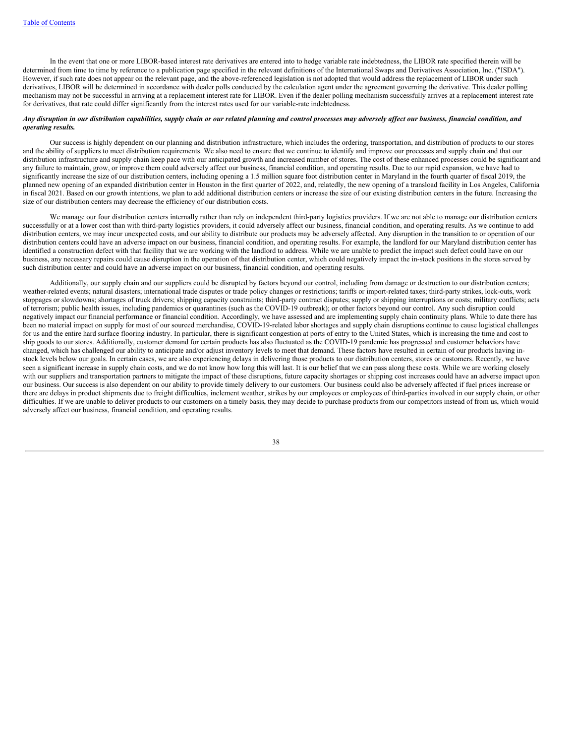In the event that one or more LIBOR-based interest rate derivatives are entered into to hedge variable rate indebtedness, the LIBOR rate specified therein will be determined from time to time by reference to a publication page specified in the relevant definitions of the International Swaps and Derivatives Association, Inc. ("ISDA"). However, if such rate does not appear on the relevant page, and the above-referenced legislation is not adopted that would address the replacement of LIBOR under such derivatives, LIBOR will be determined in accordance with dealer polls conducted by the calculation agent under the agreement governing the derivative. This dealer polling mechanism may not be successful in arriving at a replacement interest rate for LIBOR. Even if the dealer polling mechanism successfully arrives at a replacement interest rate for derivatives, that rate could differ significantly from the interest rates used for our variable-rate indebtedness.

***Any disruption in our distribution capabilities, supply chain or our related planning and control processes may adversely affect our business, financial condition, and operating results.***

Our success is highly dependent on our planning and distribution infrastructure, which includes the ordering, transportation, and distribution of products to our stores and the ability of suppliers to meet distribution requirements. We also need to ensure that we continue to identify and improve our processes and supply chain and that our distribution infrastructure and supply chain keep pace with our anticipated growth and increased number of stores. The cost of these enhanced processes could be significant and any failure to maintain, grow, or improve them could adversely affect our business, financial condition, and operating results. Due to our rapid expansion, we have had to significantly increase the size of our distribution centers, including opening a 1.5 million square foot distribution center in Maryland in the fourth quarter of fiscal 2019, the planned new opening of an expanded distribution center in Houston in the first quarter of 2022, and, relatedly, the new opening of a transload facility in Los Angeles, California in fiscal 2021. Based on our growth intentions, we plan to add additional distribution centers or increase the size of our existing distribution centers in the future. Increasing the size of our distribution centers may decrease the efficiency of our distribution costs.

We manage our four distribution centers internally rather than rely on independent third-party logistics providers. If we are not able to manage our distribution centers successfully or at a lower cost than with third-party logistics providers, it could adversely affect our business, financial condition, and operating results. As we continue to add distribution centers, we may incur unexpected costs, and our ability to distribute our products may be adversely affected. Any disruption in the transition to or operation of our distribution centers could have an adverse impact on our business, financial condition, and operating results. For example, the landlord for our Maryland distribution center has identified a construction defect with that facility that we are working with the landlord to address. While we are unable to predict the impact such defect could have on our business, any necessary repairs could cause disruption in the operation of that distribution center, which could negatively impact the in-stock positions in the stores served by such distribution center and could have an adverse impact on our business, financial condition, and operating results.

Additionally, our supply chain and our suppliers could be disrupted by factors beyond our control, including from damage or destruction to our distribution centers; weather-related events; natural disasters; international trade disputes or trade policy changes or restrictions; tariffs or import-related taxes; third-party strikes, lock-outs, work stoppages or slowdowns; shortages of truck drivers; shipping capacity constraints; third-party contract disputes; supply or shipping interruptions or costs; military conflicts; acts of terrorism; public health issues, including pandemics or quarantines (such as the COVID-19 outbreak); or other factors beyond our control. Any such disruption could negatively impact our financial performance or financial condition. Accordingly, we have assessed and are implementing supply chain continuity plans. While to date there has been no material impact on supply for most of our sourced merchandise, COVID-19-related labor shortages and supply chain disruptions continue to cause logistical challenges for us and the entire hard surface flooring industry. In particular, there is significant congestion at ports of entry to the United States, which is increasing the time and cost to ship goods to our stores. Additionally, customer demand for certain products has also fluctuated as the COVID-19 pandemic has progressed and customer behaviors have changed, which has challenged our ability to anticipate and/or adjust inventory levels to meet that demand. These factors have resulted in certain of our products having in-stock levels below our goals. In certain cases, we are also experiencing delays in delivering those products to our distribution centers, stores or customers. Recently, we have seen a significant increase in supply chain costs, and we do not know how long this will last. It is our belief that we can pass along these costs. While we are working closely with our suppliers and transportation partners to mitigate the impact of these disruptions, future capacity shortages or shipping cost increases could have an adverse impact upon our business. Our success is also dependent on our ability to provide timely delivery to our customers. Our business could also be adversely affected if fuel prices increase or there are delays in product shipments due to freight difficulties, inclement weather, strikes by our employees or employees of third-parties involved in our supply chain, or other difficulties. If we are unable to deliver products to our customers on a timely basis, they may decide to purchase products from our competitors instead of from us, which would adversely affect our business, financial condition, and operating results.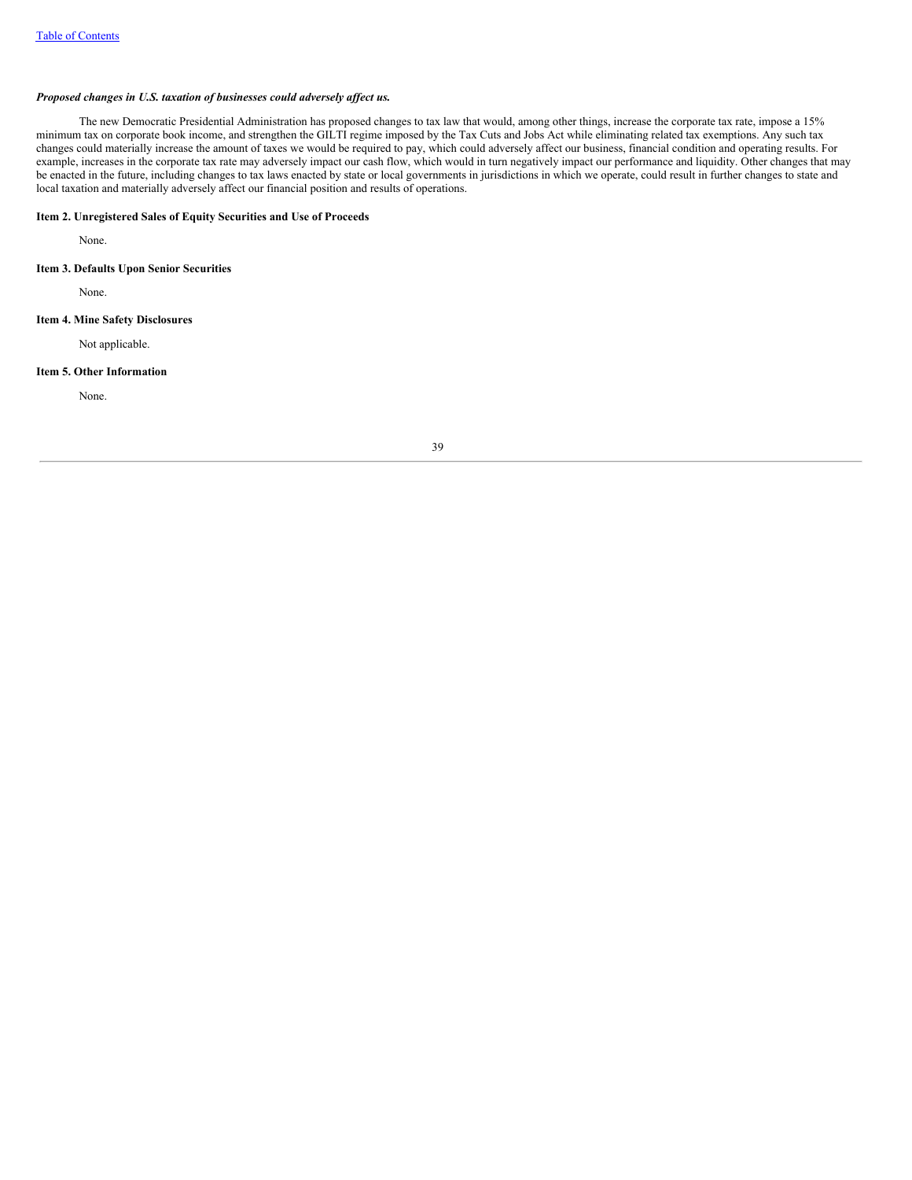***Proposed changes in U.S. taxation of businesses could adversely affect us.***

The new Democratic Presidential Administration has proposed changes to tax law that would, among other things, increase the corporate tax rate, impose a 15% minimum tax on corporate book income, and strengthen the GILTI regime imposed by the Tax Cuts and Jobs Act while eliminating related tax exemptions. Any such tax changes could materially increase the amount of taxes we would be required to pay, which could adversely affect our business, financial condition and operating results. For example, increases in the corporate tax rate may adversely impact our cash flow, which would in turn negatively impact our performance and liquidity. Other changes that may be enacted in the future, including changes to tax laws enacted by state or local governments in jurisdictions in which we operate, could result in further changes to state and local taxation and materially adversely affect our financial position and results of operations.

**Item 2. Unregistered Sales of Equity Securities and Use of Proceeds**

None.

**Item 3. Defaults Upon Senior Securities**

None.

**Item 4. Mine Safety Disclosures**

Not applicable.

**Item 5. Other Information**

None.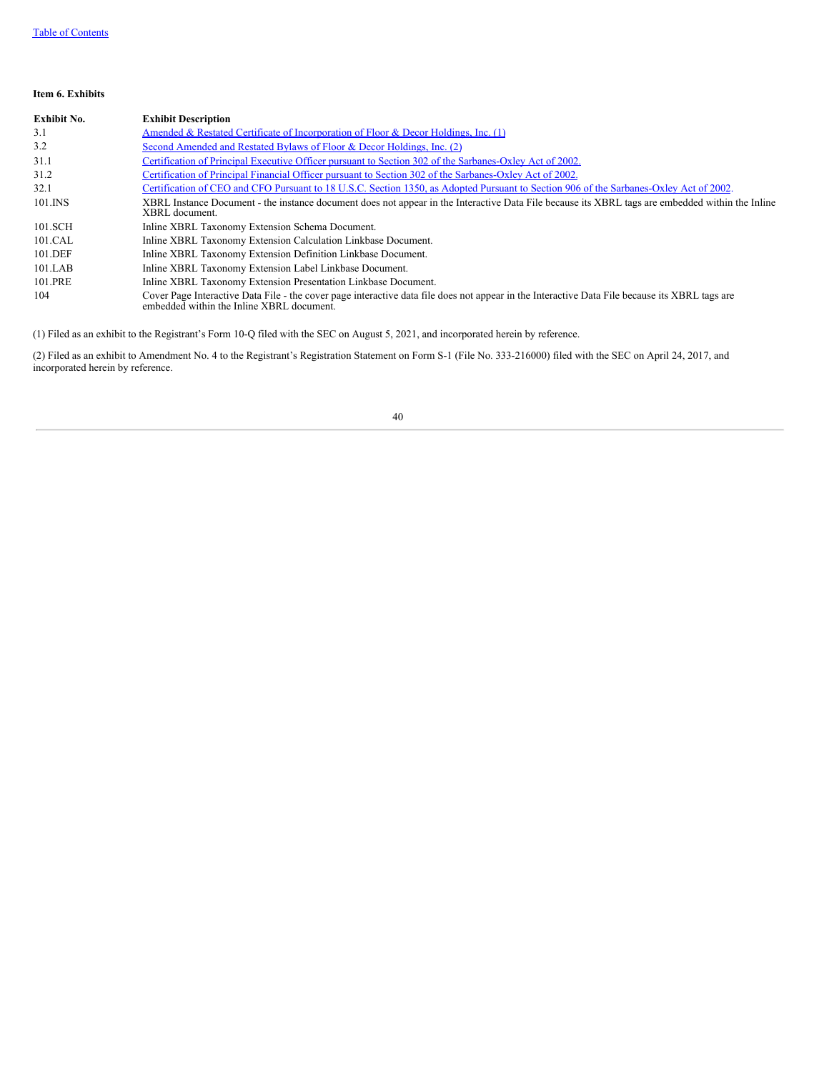**Item 6. Exhibits**

| Exhibit No. | Exhibit Description |
|---|---|
| 3.1 | Amended & Restated Certificate of Incorporation of Floor & Decor Holdings, Inc. (1) |
| 3.2 | Second Amended and Restated Bylaws of Floor & Decor Holdings, Inc. (2) |
| 31.1 | Certification of Principal Executive Officer pursuant to Section 302 of the Sarbanes-Oxley Act of 2002. |
| 31.2 | Certification of Principal Financial Officer pursuant to Section 302 of the Sarbanes-Oxley Act of 2002. |
| 32.1 | Certification of CEO and CFO Pursuant to 18 U.S.C. Section 1350, as Adopted Pursuant to Section 906 of the Sarbanes-Oxley Act of 2002. |
| 101.INS | XBRL Instance Document - the instance document does not appear in the Interactive Data File because its XBRL tags are embedded within the Inline XBRL document. |
| 101.SCH | Inline XBRL Taxonomy Extension Schema Document. |
| 101.CAL | Inline XBRL Taxonomy Extension Calculation Linkbase Document. |
| 101.DEF | Inline XBRL Taxonomy Extension Definition Linkbase Document. |
| 101.LAB | Inline XBRL Taxonomy Extension Label Linkbase Document. |
| 101.PRE | Inline XBRL Taxonomy Extension Presentation Linkbase Document. |
| 104 | Cover Page Interactive Data File - the cover page interactive data file does not appear in the Interactive Data File because its XBRL tags are embedded within the Inline XBRL document. |

(1) Filed as an exhibit to the Registrant's Form 10-Q filed with the SEC on August 5, 2021, and incorporated herein by reference.

(2) Filed as an exhibit to Amendment No. 4 to the Registrant's Registration Statement on Form S-1 (File No. 333-216000) filed with the SEC on April 24, 2017, and incorporated herein by reference.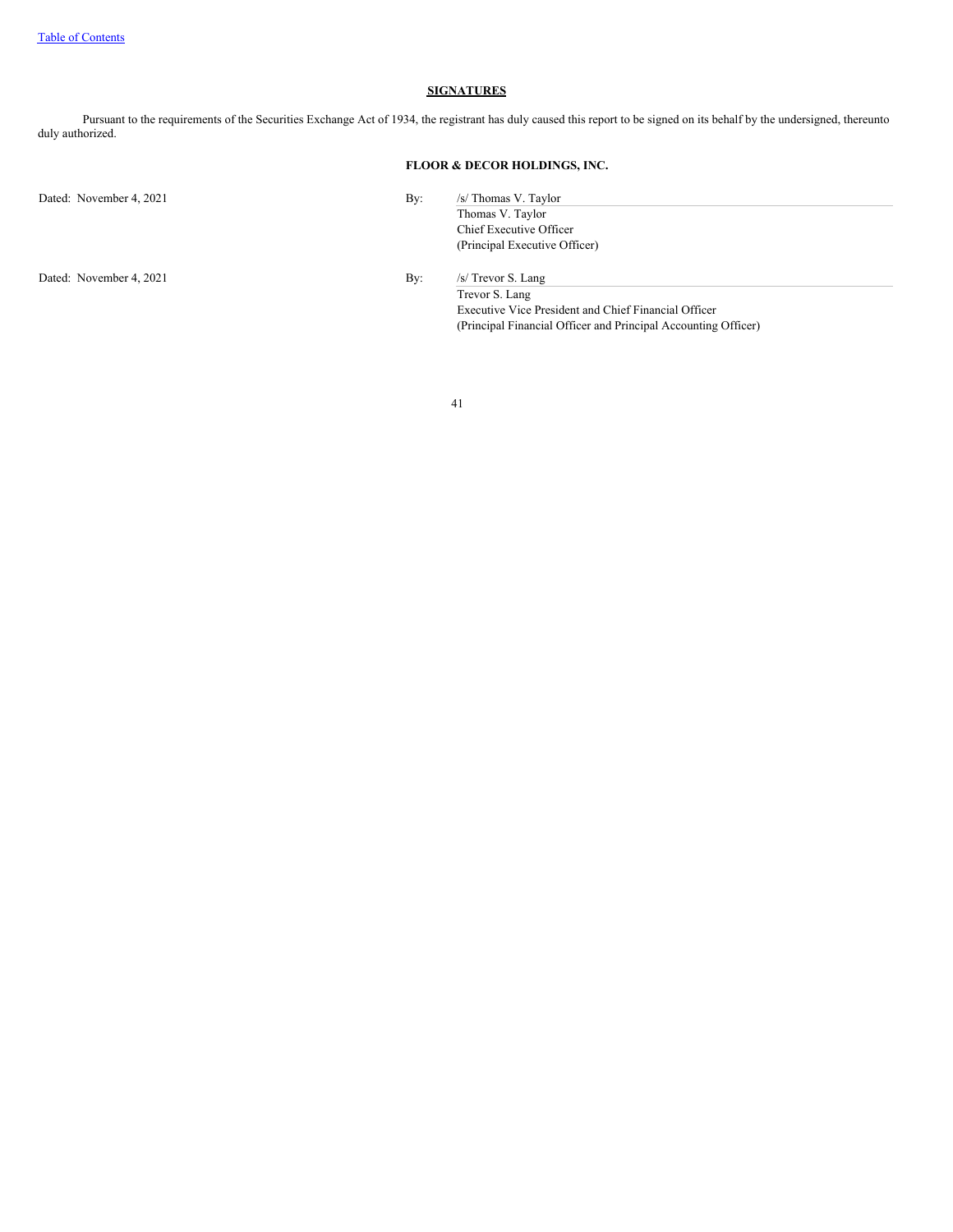## SIGNATURES

Pursuant to the requirements of the Securities Exchange Act of 1934, the registrant has duly caused this report to be signed on its behalf by the undersigned, thereunto duly authorized.

**FLOOR & DECOR HOLDINGS, INC.**

| | | |
|---|---|---|
| Dated: November 4, 2021 | By: | /s/ Thomas V. Taylor |
| | | Thomas V. Taylor |
| | | Chief Executive Officer |
| | | (Principal Executive Officer) |
| | | |
| Dated: November 4, 2021 | By: | /s/ Trevor S. Lang |
| | | Trevor S. Lang |
| | | Executive Vice President and Chief Financial Officer |
| | | (Principal Financial Officer and Principal Accounting Officer) |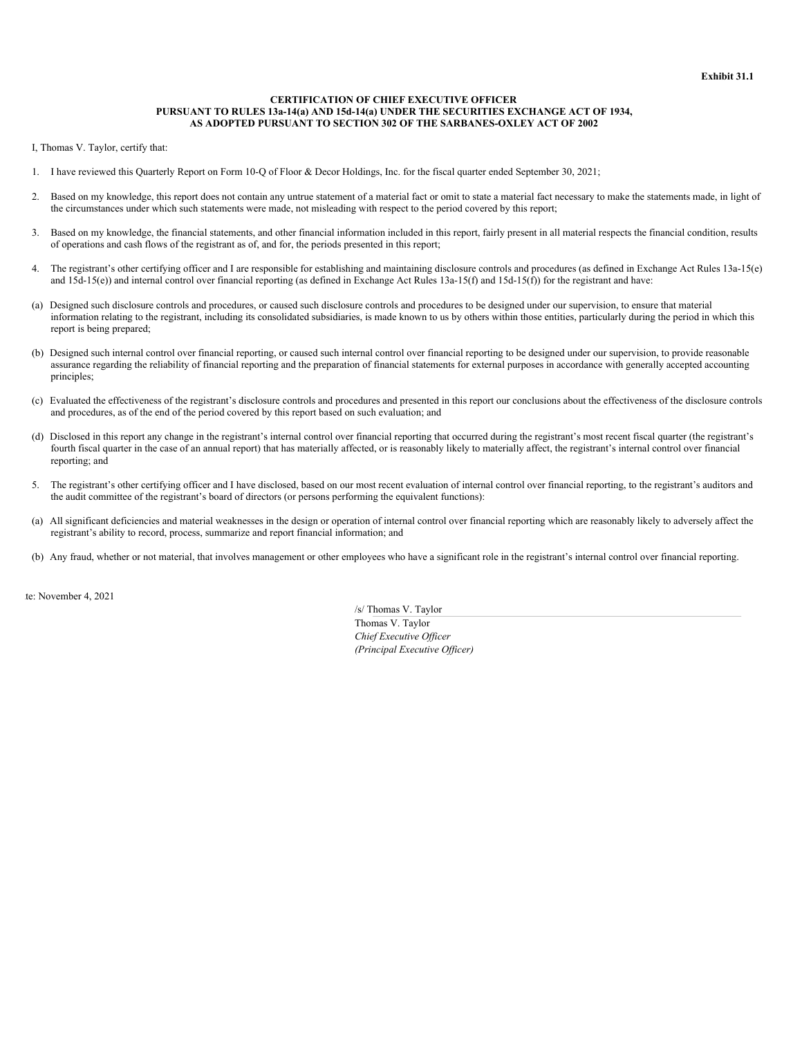**Exhibit 31.1**

**CERTIFICATION OF CHIEF EXECUTIVE OFFICER**
**PURSUANT TO RULES 13a-14(a) AND 15d-14(a) UNDER THE SECURITIES EXCHANGE ACT OF 1934,**
**AS ADOPTED PURSUANT TO SECTION 302 OF THE SARBANES-OXLEY ACT OF 2002**

I, Thomas V. Taylor, certify that:

1. I have reviewed this Quarterly Report on Form 10-Q of Floor & Decor Holdings, Inc. for the fiscal quarter ended September 30, 2021;

2. Based on my knowledge, this report does not contain any untrue statement of a material fact or omit to state a material fact necessary to make the statements made, in light of the circumstances under which such statements were made, not misleading with respect to the period covered by this report;

3. Based on my knowledge, the financial statements, and other financial information included in this report, fairly present in all material respects the financial condition, results of operations and cash flows of the registrant as of, and for, the periods presented in this report;

4. The registrant's other certifying officer and I are responsible for establishing and maintaining disclosure controls and procedures (as defined in Exchange Act Rules 13a-15(e) and 15d-15(e)) and internal control over financial reporting (as defined in Exchange Act Rules 13a-15(f) and 15d-15(f)) for the registrant and have:

(a) Designed such disclosure controls and procedures, or caused such disclosure controls and procedures to be designed under our supervision, to ensure that material information relating to the registrant, including its consolidated subsidiaries, is made known to us by others within those entities, particularly during the period in which this report is being prepared;

(b) Designed such internal control over financial reporting, or caused such internal control over financial reporting to be designed under our supervision, to provide reasonable assurance regarding the reliability of financial reporting and the preparation of financial statements for external purposes in accordance with generally accepted accounting principles;

(c) Evaluated the effectiveness of the registrant's disclosure controls and procedures and presented in this report our conclusions about the effectiveness of the disclosure controls and procedures, as of the end of the period covered by this report based on such evaluation; and

(d) Disclosed in this report any change in the registrant's internal control over financial reporting that occurred during the registrant's most recent fiscal quarter (the registrant's fourth fiscal quarter in the case of an annual report) that has materially affected, or is reasonably likely to materially affect, the registrant's internal control over financial reporting; and

5. The registrant's other certifying officer and I have disclosed, based on our most recent evaluation of internal control over financial reporting, to the registrant's auditors and the audit committee of the registrant's board of directors (or persons performing the equivalent functions):

(a) All significant deficiencies and material weaknesses in the design or operation of internal control over financial reporting which are reasonably likely to adversely affect the registrant's ability to record, process, summarize and report financial information; and

(b) Any fraud, whether or not material, that involves management or other employees who have a significant role in the registrant's internal control over financial reporting.

te: November 4, 2021

/s/ Thomas V. Taylor
Thomas V. Taylor
*Chief Executive Officer*
*(Principal Executive Officer)*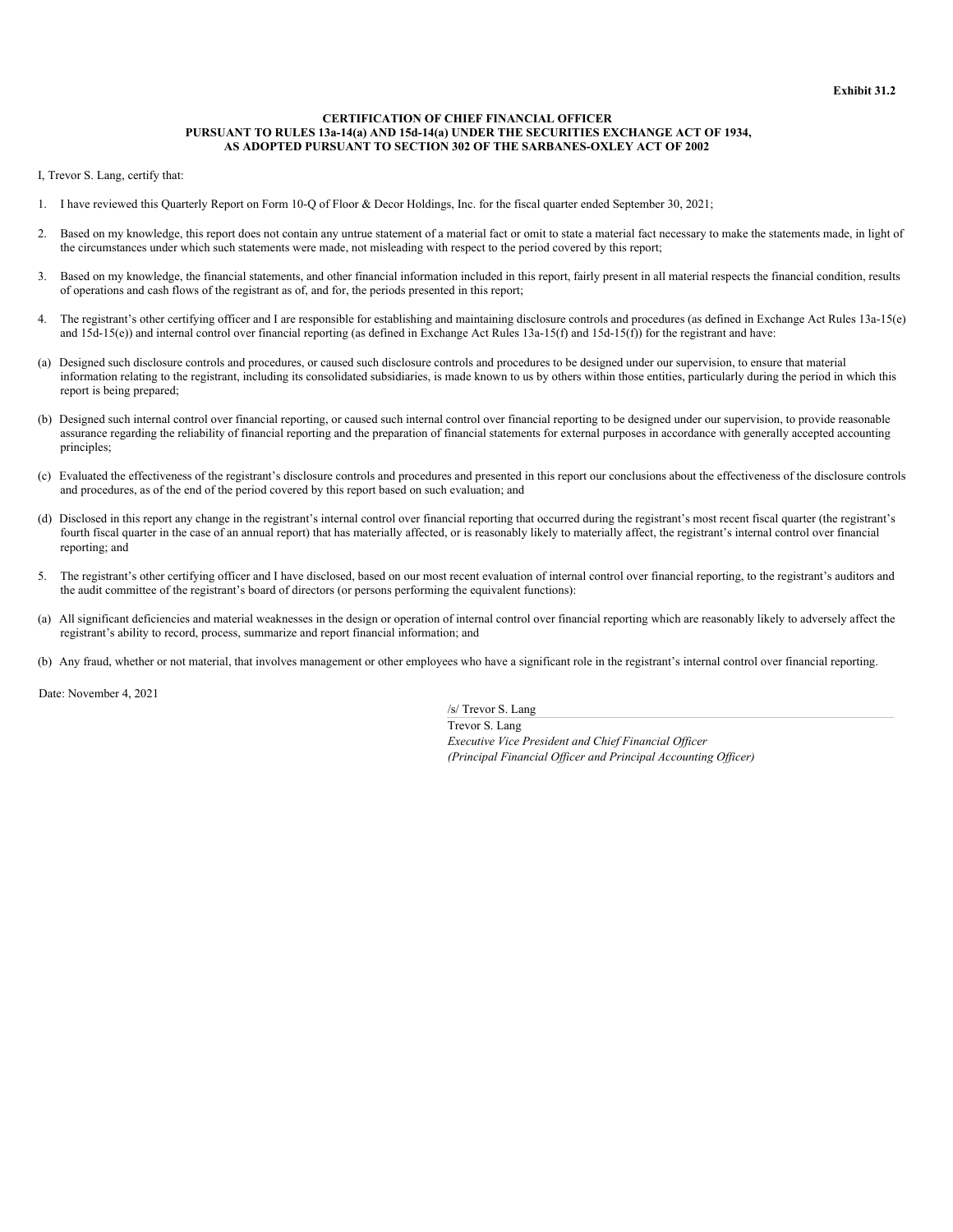**Exhibit 31.2**

**CERTIFICATION OF CHIEF FINANCIAL OFFICER**
**PURSUANT TO RULES 13a-14(a) AND 15d-14(a) UNDER THE SECURITIES EXCHANGE ACT OF 1934,**
**AS ADOPTED PURSUANT TO SECTION 302 OF THE SARBANES-OXLEY ACT OF 2002**

I, Trevor S. Lang, certify that:

1. I have reviewed this Quarterly Report on Form 10-Q of Floor & Decor Holdings, Inc. for the fiscal quarter ended September 30, 2021;

2. Based on my knowledge, this report does not contain any untrue statement of a material fact or omit to state a material fact necessary to make the statements made, in light of the circumstances under which such statements were made, not misleading with respect to the period covered by this report;

3. Based on my knowledge, the financial statements, and other financial information included in this report, fairly present in all material respects the financial condition, results of operations and cash flows of the registrant as of, and for, the periods presented in this report;

4. The registrant's other certifying officer and I are responsible for establishing and maintaining disclosure controls and procedures (as defined in Exchange Act Rules 13a-15(e) and 15d-15(e)) and internal control over financial reporting (as defined in Exchange Act Rules 13a-15(f) and 15d-15(f)) for the registrant and have:

(a) Designed such disclosure controls and procedures, or caused such disclosure controls and procedures to be designed under our supervision, to ensure that material information relating to the registrant, including its consolidated subsidiaries, is made known to us by others within those entities, particularly during the period in which this report is being prepared;

(b) Designed such internal control over financial reporting, or caused such internal control over financial reporting to be designed under our supervision, to provide reasonable assurance regarding the reliability of financial reporting and the preparation of financial statements for external purposes in accordance with generally accepted accounting principles;

(c) Evaluated the effectiveness of the registrant's disclosure controls and procedures and presented in this report our conclusions about the effectiveness of the disclosure controls and procedures, as of the end of the period covered by this report based on such evaluation; and

(d) Disclosed in this report any change in the registrant's internal control over financial reporting that occurred during the registrant's most recent fiscal quarter (the registrant's fourth fiscal quarter in the case of an annual report) that has materially affected, or is reasonably likely to materially affect, the registrant's internal control over financial reporting; and

5. The registrant's other certifying officer and I have disclosed, based on our most recent evaluation of internal control over financial reporting, to the registrant's auditors and the audit committee of the registrant's board of directors (or persons performing the equivalent functions):

(a) All significant deficiencies and material weaknesses in the design or operation of internal control over financial reporting which are reasonably likely to adversely affect the registrant's ability to record, process, summarize and report financial information; and

(b) Any fraud, whether or not material, that involves management or other employees who have a significant role in the registrant's internal control over financial reporting.

Date: November 4, 2021

/s/ Trevor S. Lang
Trevor S. Lang
*Executive Vice President and Chief Financial Officer*
*(Principal Financial Officer and Principal Accounting Officer)*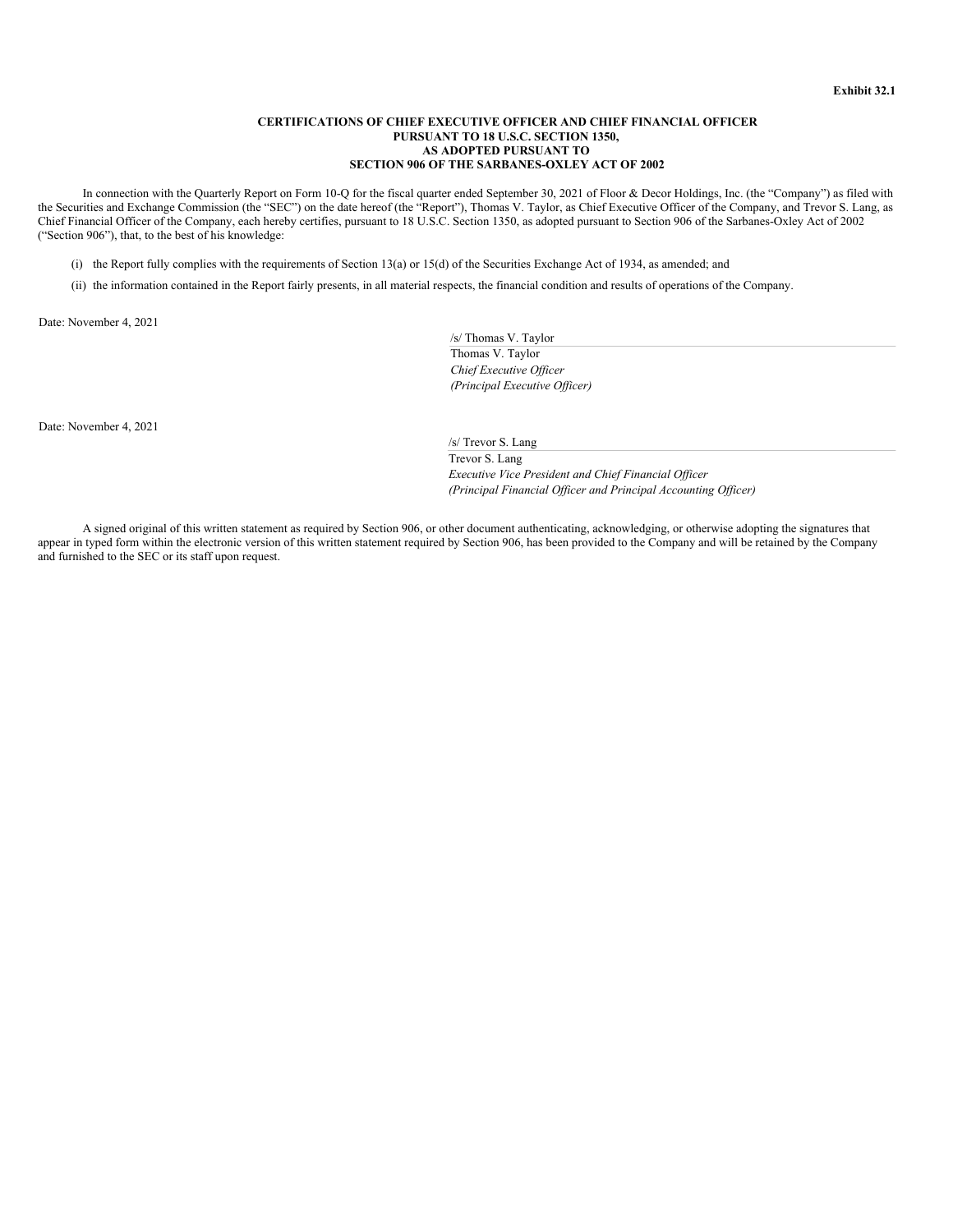**Exhibit 32.1**

**CERTIFICATIONS OF CHIEF EXECUTIVE OFFICER AND CHIEF FINANCIAL OFFICER PURSUANT TO 18 U.S.C. SECTION 1350, AS ADOPTED PURSUANT TO SECTION 906 OF THE SARBANES-OXLEY ACT OF 2002**

In connection with the Quarterly Report on Form 10-Q for the fiscal quarter ended September 30, 2021 of Floor & Decor Holdings, Inc. (the "Company") as filed with the Securities and Exchange Commission (the "SEC") on the date hereof (the "Report"), Thomas V. Taylor, as Chief Executive Officer of the Company, and Trevor S. Lang, as Chief Financial Officer of the Company, each hereby certifies, pursuant to 18 U.S.C. Section 1350, as adopted pursuant to Section 906 of the Sarbanes-Oxley Act of 2002 ("Section 906"), that, to the best of his knowledge:

(i) the Report fully complies with the requirements of Section 13(a) or 15(d) of the Securities Exchange Act of 1934, as amended; and

(ii) the information contained in the Report fairly presents, in all material respects, the financial condition and results of operations of the Company.

Date: November 4, 2021

/s/ Thomas V. Taylor
Thomas V. Taylor
*Chief Executive Officer*
*(Principal Executive Officer)*

Date: November 4, 2021

/s/ Trevor S. Lang
Trevor S. Lang
*Executive Vice President and Chief Financial Officer*
*(Principal Financial Officer and Principal Accounting Officer)*

A signed original of this written statement as required by Section 906, or other document authenticating, acknowledging, or otherwise adopting the signatures that appear in typed form within the electronic version of this written statement required by Section 906, has been provided to the Company and will be retained by the Company and furnished to the SEC or its staff upon request.